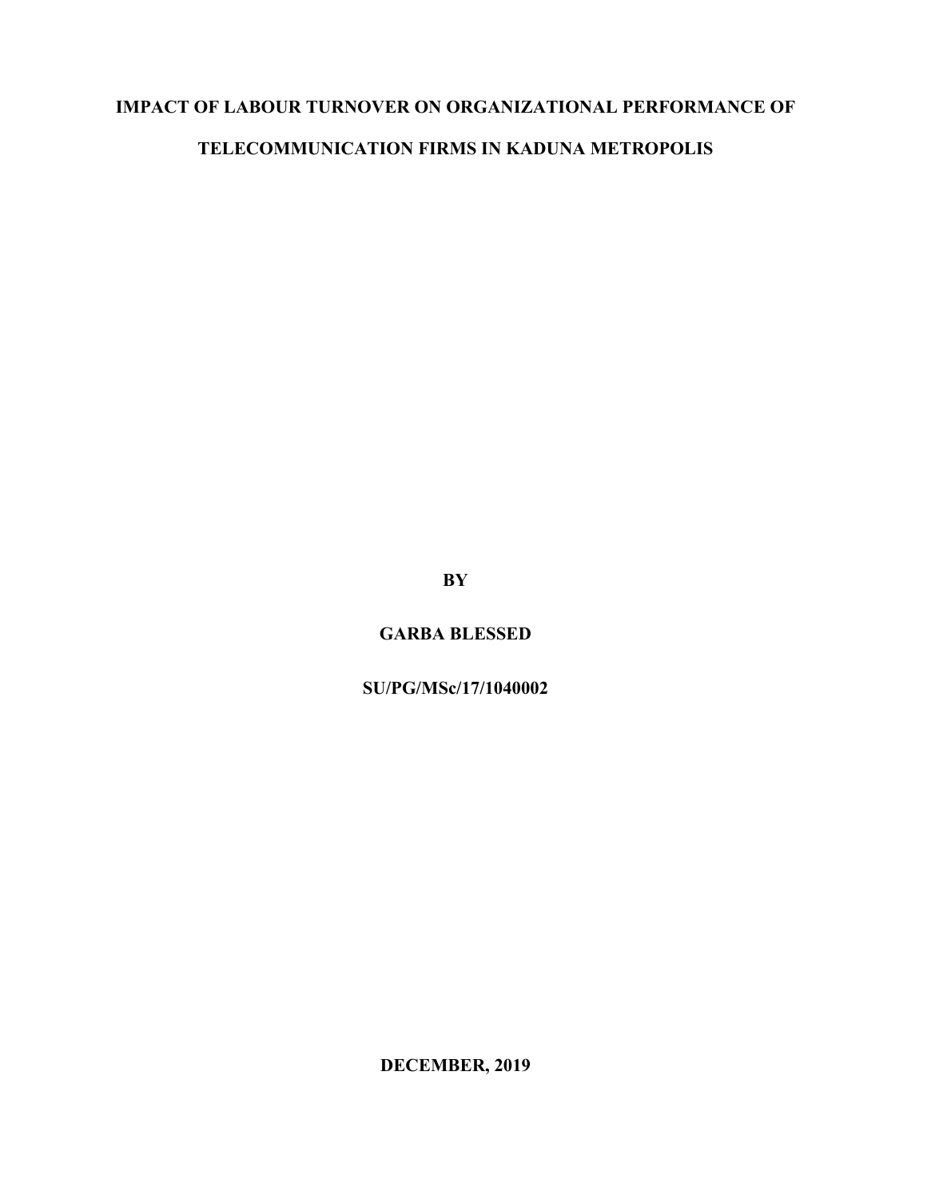# IMPACT OF LABOUR TURNOVER ON ORGANIZATIONAL PERFORMANCE OF TELECOMMUNICATION FIRMS IN KADUNA METROPOLIS

**BY**

**GARBA BLESSED**

**SU/PG/MSc/17/1040002**

**DECEMBER, 2019**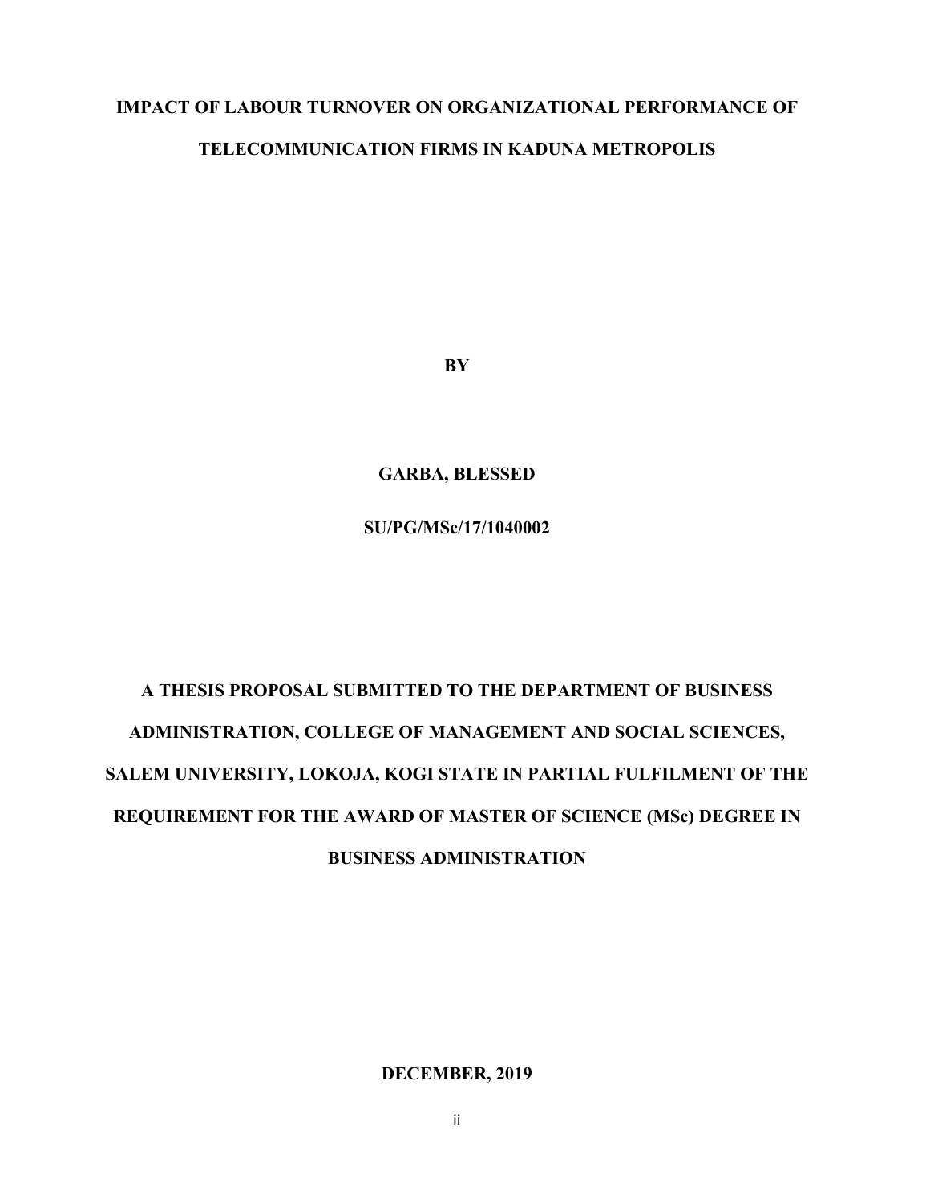# IMPACT OF LABOUR TURNOVER ON ORGANIZATIONAL PERFORMANCE OF TELECOMMUNICATION FIRMS IN KADUNA METROPOLIS

**BY**

**GARBA, BLESSED**

**SU/PG/MSc/17/1040002**

**A THESIS PROPOSAL SUBMITTED TO THE DEPARTMENT OF BUSINESS ADMINISTRATION, COLLEGE OF MANAGEMENT AND SOCIAL SCIENCES, SALEM UNIVERSITY, LOKOJA, KOGI STATE IN PARTIAL FULFILMENT OF THE REQUIREMENT FOR THE AWARD OF MASTER OF SCIENCE (MSc) DEGREE IN BUSINESS ADMINISTRATION**

**DECEMBER, 2019**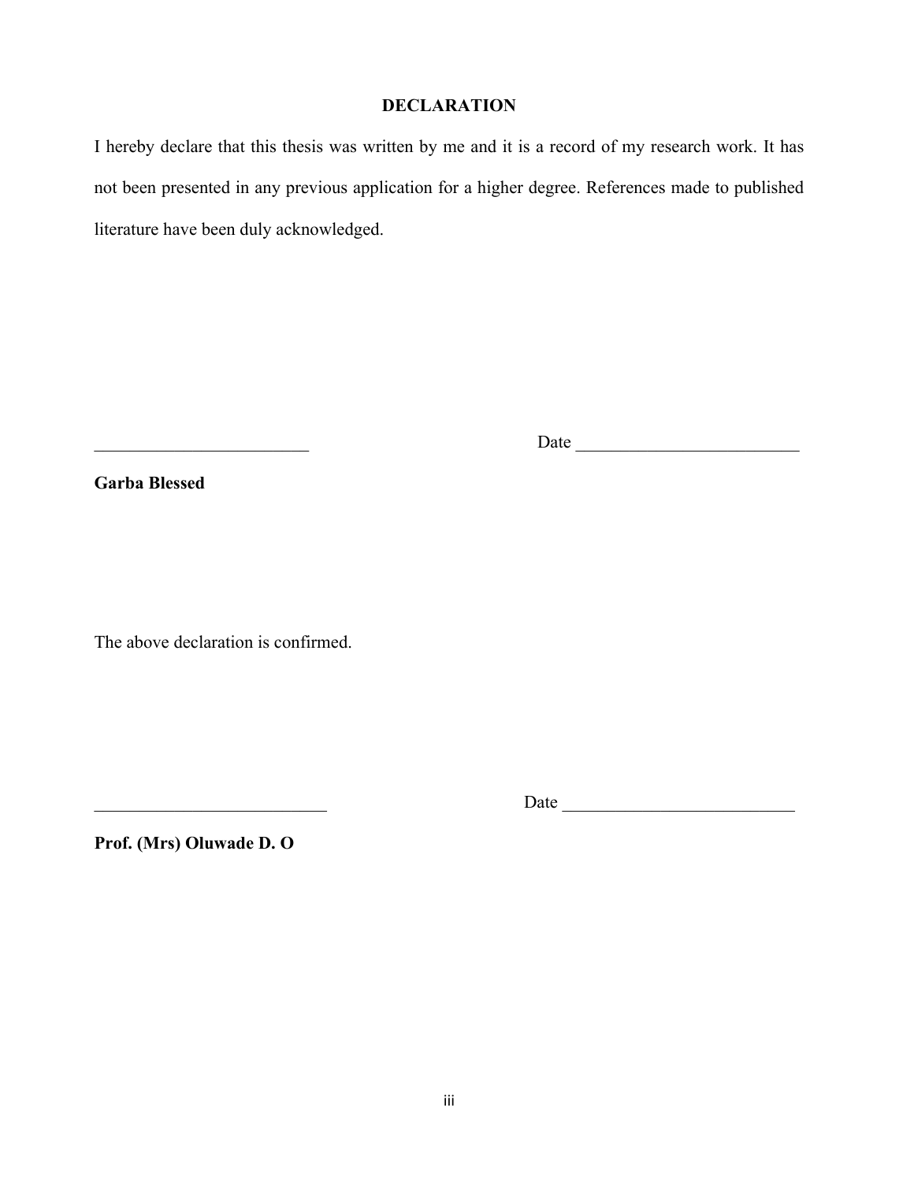## DECLARATION

I hereby declare that this thesis was written by me and it is a record of my research work. It has not been presented in any previous application for a higher degree. References made to published literature have been duly acknowledged.

________________________ Date ________________________

**Garba Blessed**

The above declaration is confirmed.

__________________________ Date __________________________

**Prof. (Mrs) Oluwade D. O**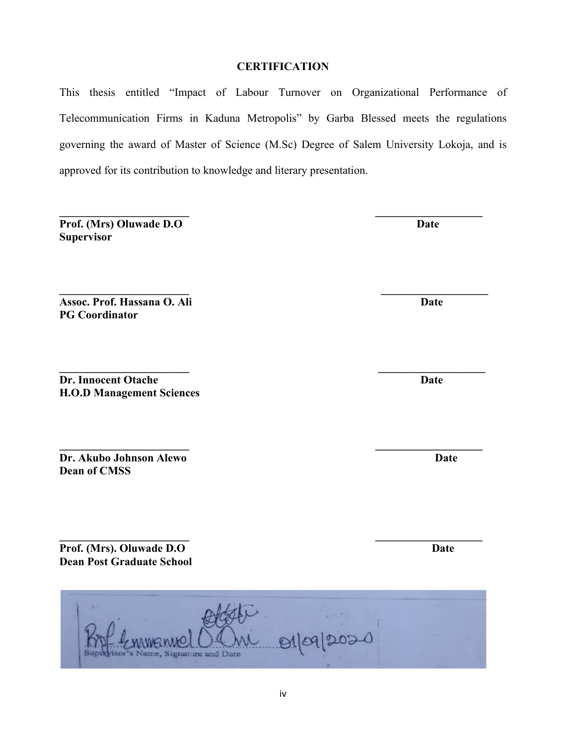## CERTIFICATION

This thesis entitled "Impact of Labour Turnover on Organizational Performance of Telecommunication Firms in Kaduna Metropolis" by Garba Blessed meets the regulations governing the award of Master of Science (M.Sc) Degree of Salem University Lokoja, and is approved for its contribution to knowledge and literary presentation.

________________________ ____________________
**Prof. (Mrs) Oluwade D.O** **Date**
**Supervisor**

________________________ ____________________
**Assoc. Prof. Hassana O. Ali** **Date**
**PG Coordinator**

________________________ ____________________
**Dr. Innocent Otache** **Date**
**H.O.D Management Sciences**

________________________ ____________________
**Dr. Akubo Johnson Alewo** **Date**
**Dean of CMSS**

________________________ ____________________
**Prof. (Mrs). Oluwade D.O** **Date**
**Dean Post Graduate School**

Prof Emmanuel O. Oni 01/09/2020
Supervisor's Name, Signature and Date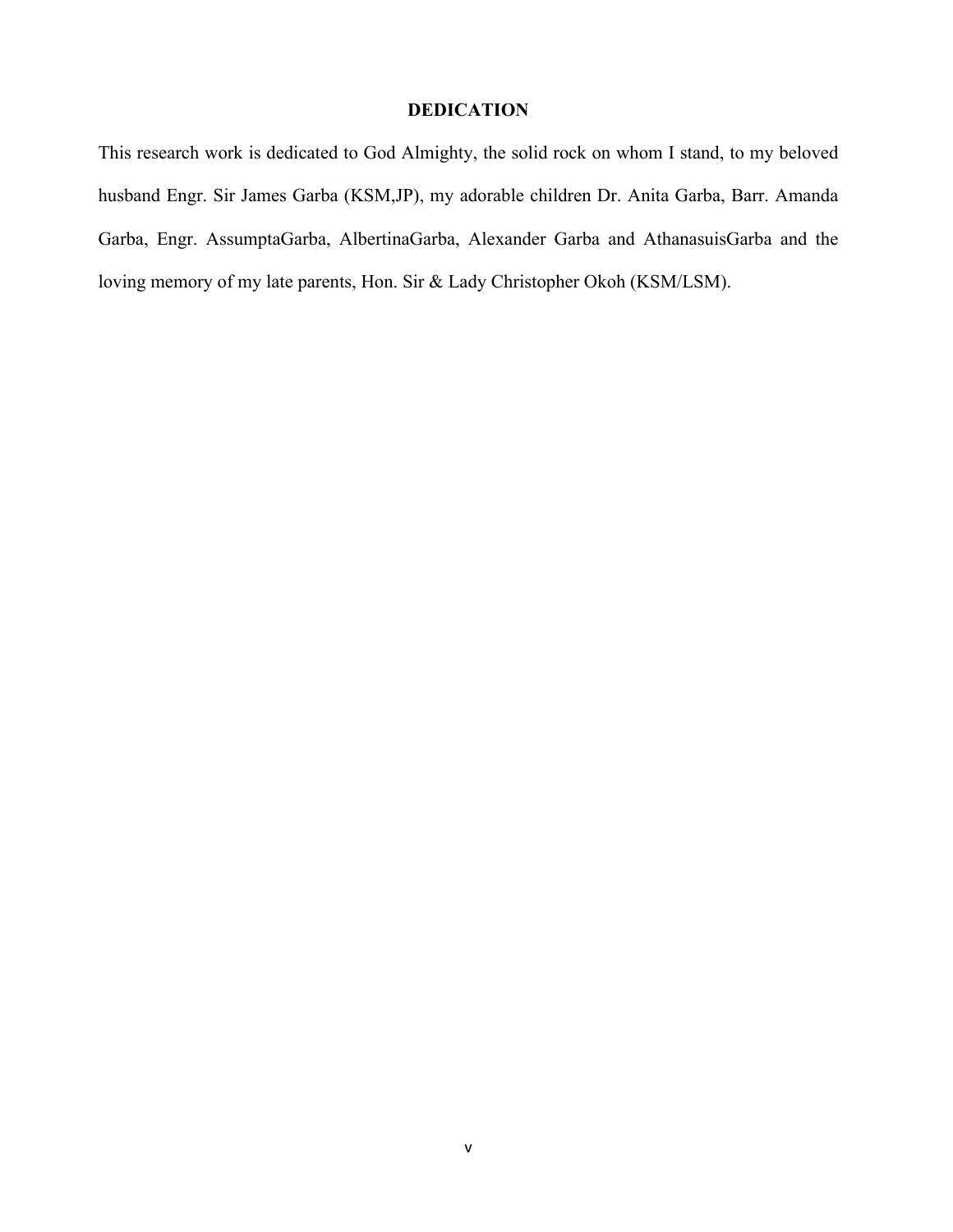## DEDICATION

This research work is dedicated to God Almighty, the solid rock on whom I stand, to my beloved husband Engr. Sir James Garba (KSM,JP), my adorable children Dr. Anita Garba, Barr. Amanda Garba, Engr. AssumptaGarba, AlbertinaGarba, Alexander Garba and AthanasuisGarba and the loving memory of my late parents, Hon. Sir & Lady Christopher Okoh (KSM/LSM).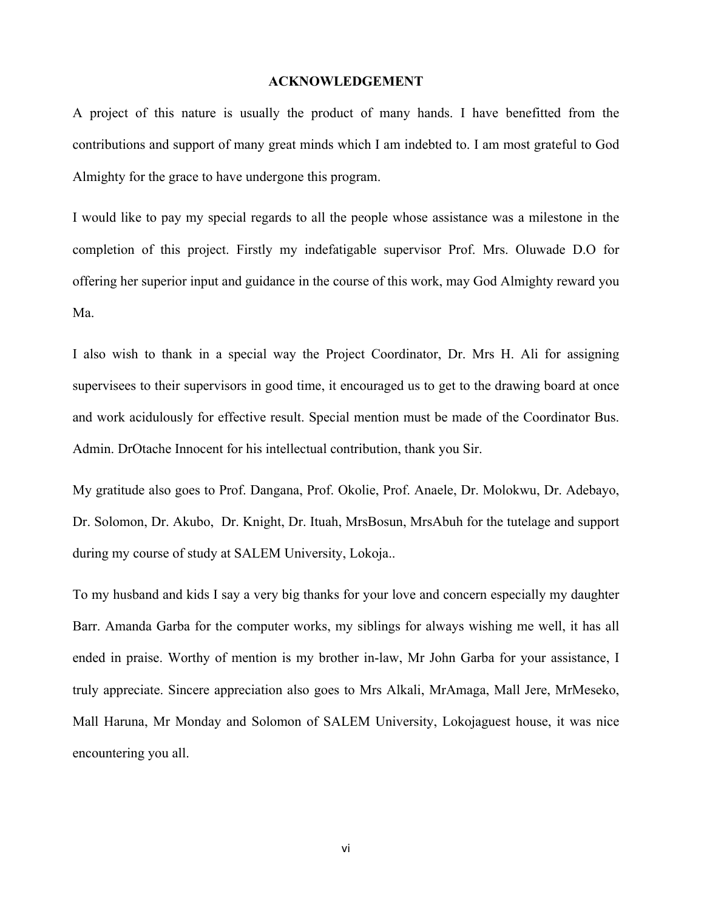## ACKNOWLEDGEMENT

A project of this nature is usually the product of many hands. I have benefitted from the contributions and support of many great minds which I am indebted to. I am most grateful to God Almighty for the grace to have undergone this program.

I would like to pay my special regards to all the people whose assistance was a milestone in the completion of this project. Firstly my indefatigable supervisor Prof. Mrs. Oluwade D.O for offering her superior input and guidance in the course of this work, may God Almighty reward you Ma.

I also wish to thank in a special way the Project Coordinator, Dr. Mrs H. Ali for assigning supervisees to their supervisors in good time, it encouraged us to get to the drawing board at once and work acidulously for effective result. Special mention must be made of the Coordinator Bus. Admin. DrOtache Innocent for his intellectual contribution, thank you Sir.

My gratitude also goes to Prof. Dangana, Prof. Okolie, Prof. Anaele, Dr. Molokwu, Dr. Adebayo, Dr. Solomon, Dr. Akubo, Dr. Knight, Dr. Ituah, MrsBosun, MrsAbuh for the tutelage and support during my course of study at SALEM University, Lokoja..

To my husband and kids I say a very big thanks for your love and concern especially my daughter Barr. Amanda Garba for the computer works, my siblings for always wishing me well, it has all ended in praise. Worthy of mention is my brother in-law, Mr John Garba for your assistance, I truly appreciate. Sincere appreciation also goes to Mrs Alkali, MrAmaga, Mall Jere, MrMeseko, Mall Haruna, Mr Monday and Solomon of SALEM University, Lokojaguest house, it was nice encountering you all.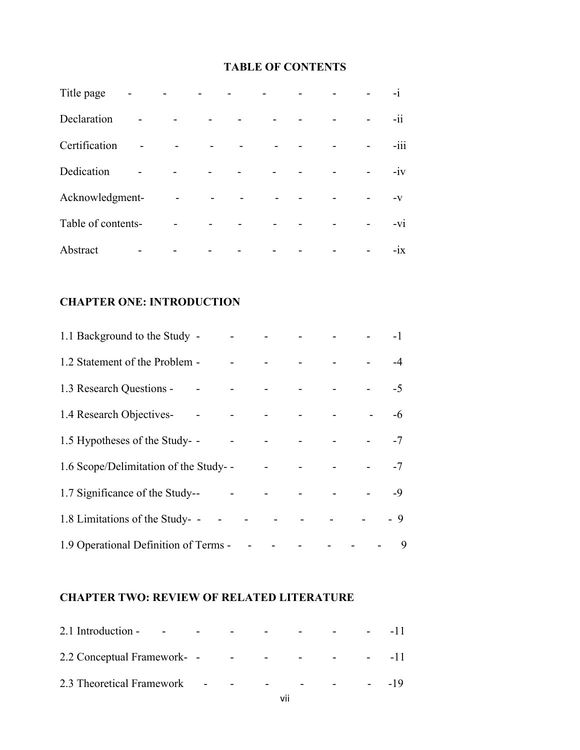## TABLE OF CONTENTS

Title page - - - - - - - - -i

Declaration - - - - - - - - -ii

Certification - - - - - - - - -iii

Dedication - - - - - - - - -iv

Acknowledgment- - - - - - - -v

Table of contents- - - - - - - -vi

Abstract - - - - - - - - -ix

### CHAPTER ONE: INTRODUCTION

1.1 Background to the Study - - - - - - - -1

1.2 Statement of the Problem - - - - - - - -4

1.3 Research Questions - - - - - - - -5

1.4 Research Objectives- - - - - - - - -6

1.5 Hypotheses of the Study- - - - - - - - -7

1.6 Scope/Delimitation of the Study- - - - - - -7

1.7 Significance of the Study-- - - - - - -9

1.8 Limitations of the Study- - - - - - - - - - 9

1.9 Operational Definition of Terms - - - - - - - 9

### CHAPTER TWO: REVIEW OF RELATED LITERATURE

2.1 Introduction - - - - - - - - -11

2.2 Conceptual Framework- - - - - - - -11

2.3 Theoretical Framework - - - - - - -19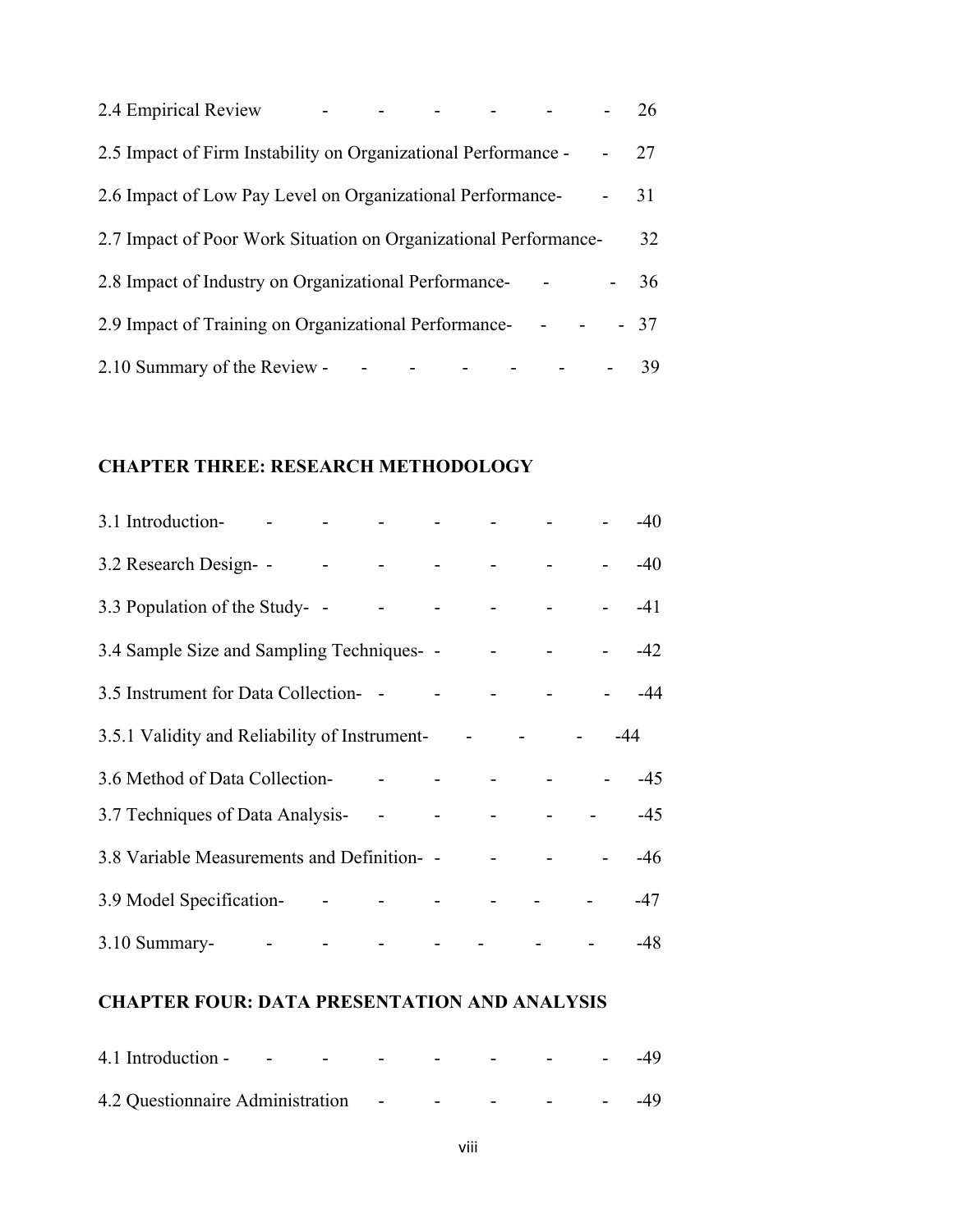2.4 Empirical Review - - - - - - 26

2.5 Impact of Firm Instability on Organizational Performance - - 27

2.6 Impact of Low Pay Level on Organizational Performance- - 31

2.7 Impact of Poor Work Situation on Organizational Performance- 32

2.8 Impact of Industry on Organizational Performance- - - 36

2.9 Impact of Training on Organizational Performance- - - - 37

2.10 Summary of the Review - - - - - - - - 39

**CHAPTER THREE: RESEARCH METHODOLOGY**

3.1 Introduction- - - - - - - - -40

3.2 Research Design- - - - - - - - -40

3.3 Population of the Study- - - - - - - -41

3.4 Sample Size and Sampling Techniques- - - - - -42

3.5 Instrument for Data Collection- - - - - - -44

3.5.1 Validity and Reliability of Instrument- - - - -44

3.6 Method of Data Collection- - - - - - -45

3.7 Techniques of Data Analysis- - - - - - -45

3.8 Variable Measurements and Definition- - - - - -46

3.9 Model Specification- - - - - - - - -47

3.10 Summary- - - - - - - - - -48

**CHAPTER FOUR: DATA PRESENTATION AND ANALYSIS**

4.1 Introduction - - - - - - - - -49

4.2 Questionnaire Administration - - - - - -49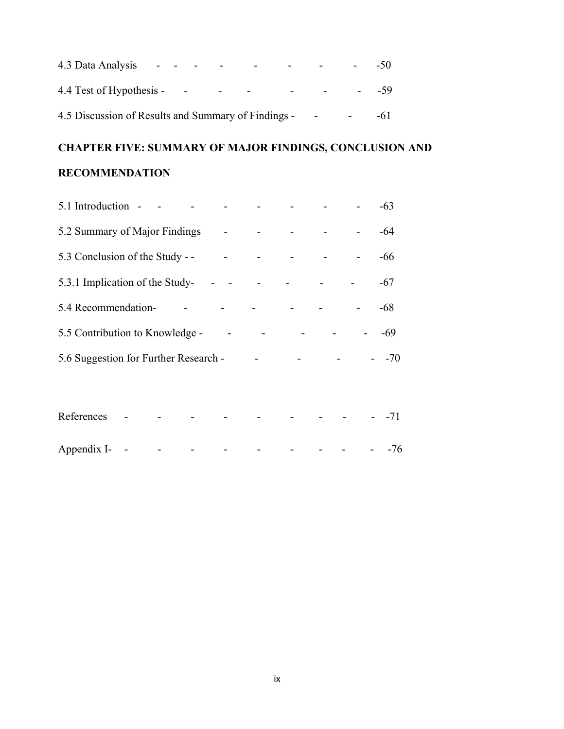4.3 Data Analysis - - - - - - - - -50

4.4 Test of Hypothesis - - - - - - - -59

4.5 Discussion of Results and Summary of Findings - - - -61

**CHAPTER FIVE: SUMMARY OF MAJOR FINDINGS, CONCLUSION AND RECOMMENDATION**

5.1 Introduction - - - - - - - - - -63

5.2 Summary of Major Findings - - - - - -64

5.3 Conclusion of the Study - - - - - - - -66

5.3.1 Implication of the Study- - - - - - - -67

5.4 Recommendation- - - - - - - -68

5.5 Contribution to Knowledge - - - - - - -69

5.6 Suggestion for Further Research - - - - - -70

References - - - - - - - - - -71

Appendix I- - - - - - - - - - -76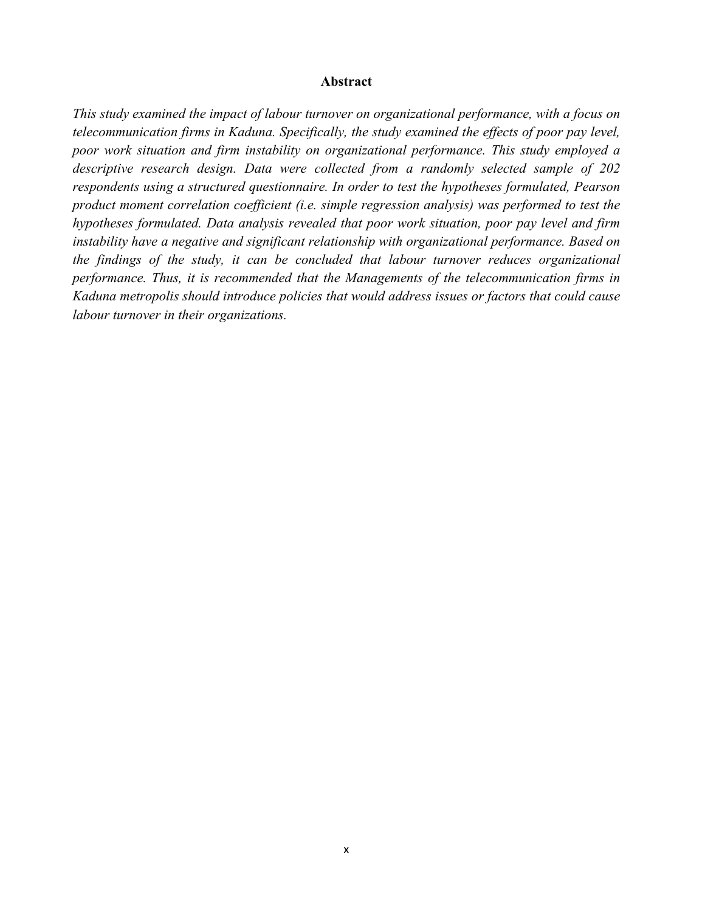## Abstract

*This study examined the impact of labour turnover on organizational performance, with a focus on telecommunication firms in Kaduna. Specifically, the study examined the effects of poor pay level, poor work situation and firm instability on organizational performance. This study employed a descriptive research design. Data were collected from a randomly selected sample of 202 respondents using a structured questionnaire. In order to test the hypotheses formulated, Pearson product moment correlation coefficient (i.e. simple regression analysis) was performed to test the hypotheses formulated. Data analysis revealed that poor work situation, poor pay level and firm instability have a negative and significant relationship with organizational performance. Based on the findings of the study, it can be concluded that labour turnover reduces organizational performance. Thus, it is recommended that the Managements of the telecommunication firms in Kaduna metropolis should introduce policies that would address issues or factors that could cause labour turnover in their organizations.*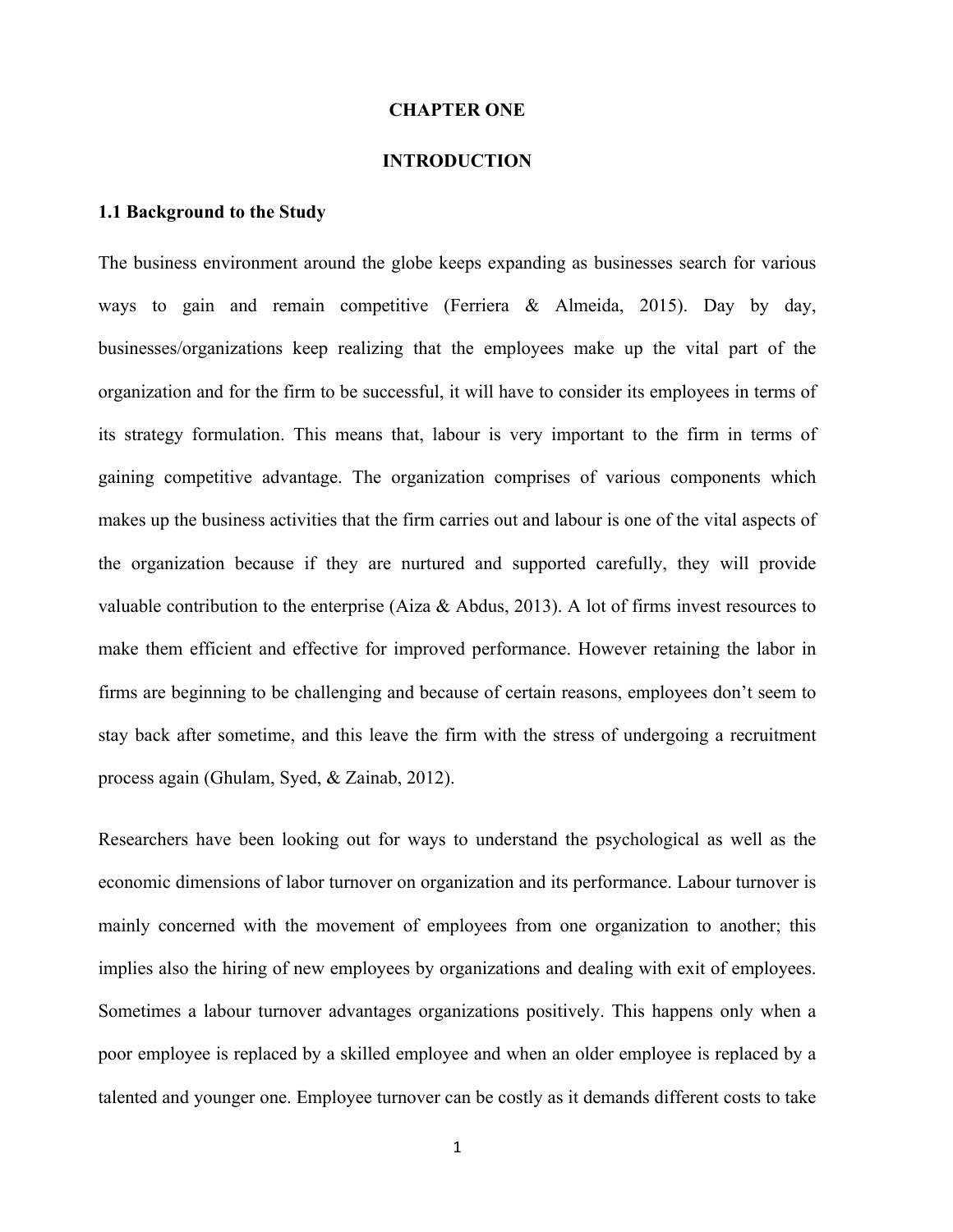# CHAPTER ONE

# INTRODUCTION

## 1.1 Background to the Study

The business environment around the globe keeps expanding as businesses search for various ways to gain and remain competitive (Ferriera & Almeida, 2015). Day by day, businesses/organizations keep realizing that the employees make up the vital part of the organization and for the firm to be successful, it will have to consider its employees in terms of its strategy formulation. This means that, labour is very important to the firm in terms of gaining competitive advantage. The organization comprises of various components which makes up the business activities that the firm carries out and labour is one of the vital aspects of the organization because if they are nurtured and supported carefully, they will provide valuable contribution to the enterprise (Aiza & Abdus, 2013). A lot of firms invest resources to make them efficient and effective for improved performance. However retaining the labor in firms are beginning to be challenging and because of certain reasons, employees don't seem to stay back after sometime, and this leave the firm with the stress of undergoing a recruitment process again (Ghulam, Syed, & Zainab, 2012).

Researchers have been looking out for ways to understand the psychological as well as the economic dimensions of labor turnover on organization and its performance. Labour turnover is mainly concerned with the movement of employees from one organization to another; this implies also the hiring of new employees by organizations and dealing with exit of employees. Sometimes a labour turnover advantages organizations positively. This happens only when a poor employee is replaced by a skilled employee and when an older employee is replaced by a talented and younger one. Employee turnover can be costly as it demands different costs to take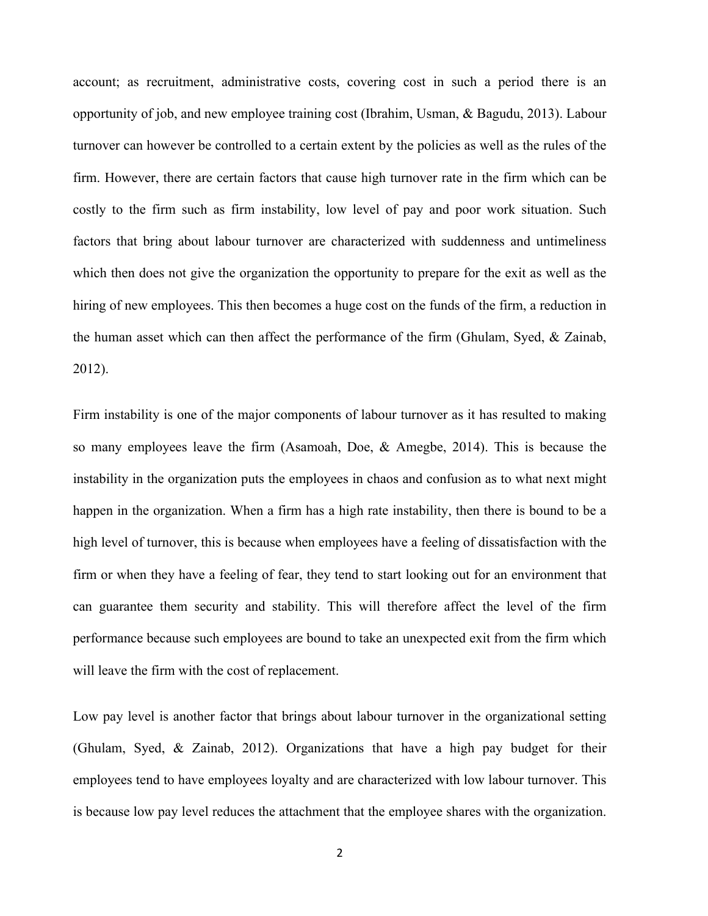account; as recruitment, administrative costs, covering cost in such a period there is an opportunity of job, and new employee training cost (Ibrahim, Usman, & Bagudu, 2013). Labour turnover can however be controlled to a certain extent by the policies as well as the rules of the firm. However, there are certain factors that cause high turnover rate in the firm which can be costly to the firm such as firm instability, low level of pay and poor work situation. Such factors that bring about labour turnover are characterized with suddenness and untimeliness which then does not give the organization the opportunity to prepare for the exit as well as the hiring of new employees. This then becomes a huge cost on the funds of the firm, a reduction in the human asset which can then affect the performance of the firm (Ghulam, Syed, & Zainab, 2012).

Firm instability is one of the major components of labour turnover as it has resulted to making so many employees leave the firm (Asamoah, Doe, & Amegbe, 2014). This is because the instability in the organization puts the employees in chaos and confusion as to what next might happen in the organization. When a firm has a high rate instability, then there is bound to be a high level of turnover, this is because when employees have a feeling of dissatisfaction with the firm or when they have a feeling of fear, they tend to start looking out for an environment that can guarantee them security and stability. This will therefore affect the level of the firm performance because such employees are bound to take an unexpected exit from the firm which will leave the firm with the cost of replacement.

Low pay level is another factor that brings about labour turnover in the organizational setting (Ghulam, Syed, & Zainab, 2012). Organizations that have a high pay budget for their employees tend to have employees loyalty and are characterized with low labour turnover. This is because low pay level reduces the attachment that the employee shares with the organization.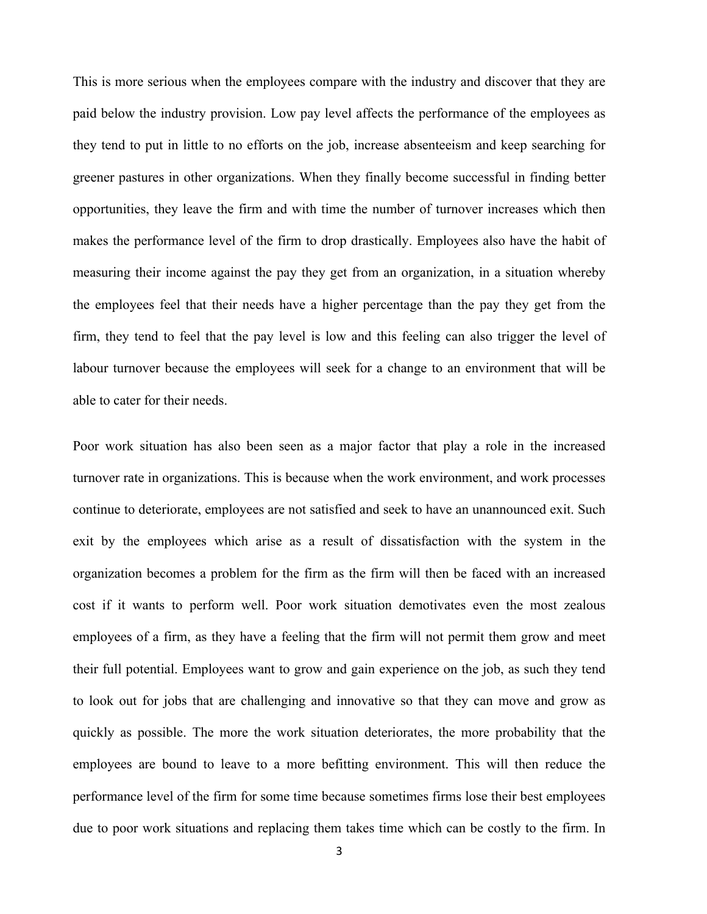This is more serious when the employees compare with the industry and discover that they are paid below the industry provision. Low pay level affects the performance of the employees as they tend to put in little to no efforts on the job, increase absenteeism and keep searching for greener pastures in other organizations. When they finally become successful in finding better opportunities, they leave the firm and with time the number of turnover increases which then makes the performance level of the firm to drop drastically. Employees also have the habit of measuring their income against the pay they get from an organization, in a situation whereby the employees feel that their needs have a higher percentage than the pay they get from the firm, they tend to feel that the pay level is low and this feeling can also trigger the level of labour turnover because the employees will seek for a change to an environment that will be able to cater for their needs.

Poor work situation has also been seen as a major factor that play a role in the increased turnover rate in organizations. This is because when the work environment, and work processes continue to deteriorate, employees are not satisfied and seek to have an unannounced exit. Such exit by the employees which arise as a result of dissatisfaction with the system in the organization becomes a problem for the firm as the firm will then be faced with an increased cost if it wants to perform well. Poor work situation demotivates even the most zealous employees of a firm, as they have a feeling that the firm will not permit them grow and meet their full potential. Employees want to grow and gain experience on the job, as such they tend to look out for jobs that are challenging and innovative so that they can move and grow as quickly as possible. The more the work situation deteriorates, the more probability that the employees are bound to leave to a more befitting environment. This will then reduce the performance level of the firm for some time because sometimes firms lose their best employees due to poor work situations and replacing them takes time which can be costly to the firm. In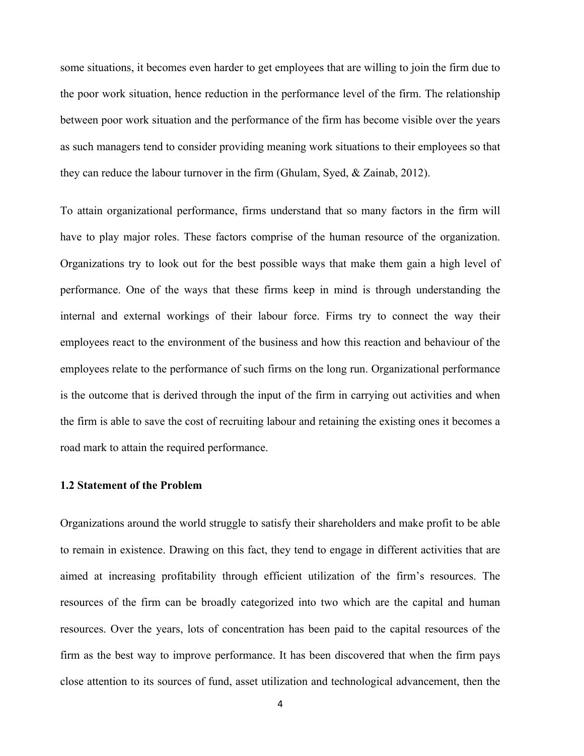some situations, it becomes even harder to get employees that are willing to join the firm due to the poor work situation, hence reduction in the performance level of the firm. The relationship between poor work situation and the performance of the firm has become visible over the years as such managers tend to consider providing meaning work situations to their employees so that they can reduce the labour turnover in the firm (Ghulam, Syed, & Zainab, 2012).

To attain organizational performance, firms understand that so many factors in the firm will have to play major roles. These factors comprise of the human resource of the organization. Organizations try to look out for the best possible ways that make them gain a high level of performance. One of the ways that these firms keep in mind is through understanding the internal and external workings of their labour force. Firms try to connect the way their employees react to the environment of the business and how this reaction and behaviour of the employees relate to the performance of such firms on the long run. Organizational performance is the outcome that is derived through the input of the firm in carrying out activities and when the firm is able to save the cost of recruiting labour and retaining the existing ones it becomes a road mark to attain the required performance.

### 1.2 Statement of the Problem

Organizations around the world struggle to satisfy their shareholders and make profit to be able to remain in existence. Drawing on this fact, they tend to engage in different activities that are aimed at increasing profitability through efficient utilization of the firm's resources. The resources of the firm can be broadly categorized into two which are the capital and human resources. Over the years, lots of concentration has been paid to the capital resources of the firm as the best way to improve performance. It has been discovered that when the firm pays close attention to its sources of fund, asset utilization and technological advancement, then the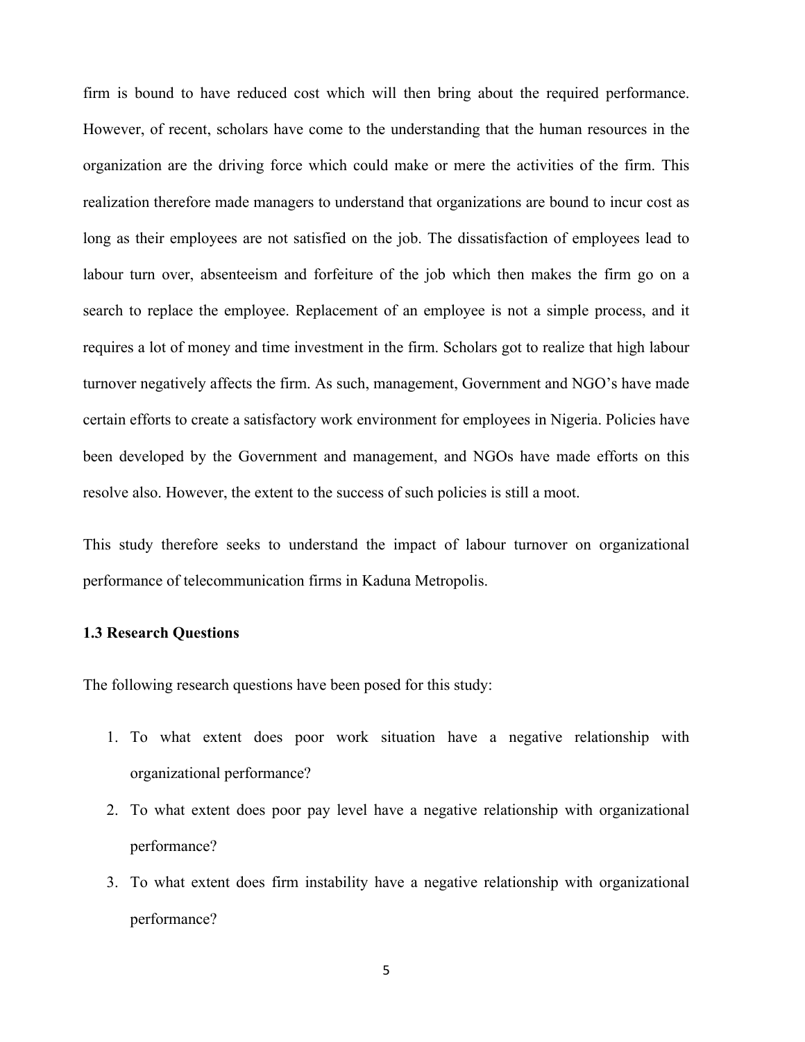firm is bound to have reduced cost which will then bring about the required performance. However, of recent, scholars have come to the understanding that the human resources in the organization are the driving force which could make or mere the activities of the firm. This realization therefore made managers to understand that organizations are bound to incur cost as long as their employees are not satisfied on the job. The dissatisfaction of employees lead to labour turn over, absenteeism and forfeiture of the job which then makes the firm go on a search to replace the employee. Replacement of an employee is not a simple process, and it requires a lot of money and time investment in the firm. Scholars got to realize that high labour turnover negatively affects the firm. As such, management, Government and NGO's have made certain efforts to create a satisfactory work environment for employees in Nigeria. Policies have been developed by the Government and management, and NGOs have made efforts on this resolve also. However, the extent to the success of such policies is still a moot.

This study therefore seeks to understand the impact of labour turnover on organizational performance of telecommunication firms in Kaduna Metropolis.

### 1.3 Research Questions

The following research questions have been posed for this study:

1. To what extent does poor work situation have a negative relationship with organizational performance?
2. To what extent does poor pay level have a negative relationship with organizational performance?
3. To what extent does firm instability have a negative relationship with organizational performance?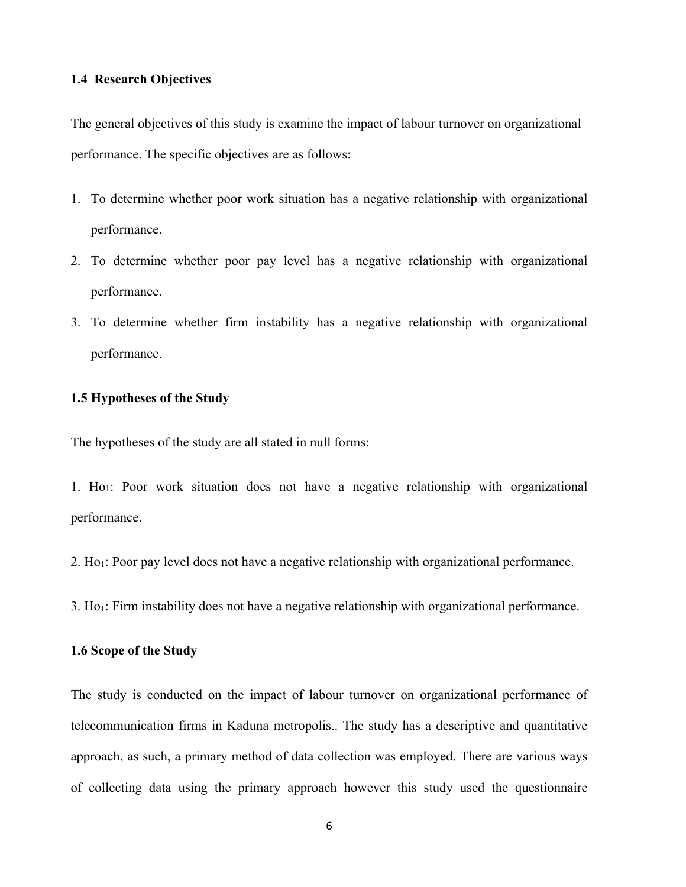### 1.4 Research Objectives

The general objectives of this study is examine the impact of labour turnover on organizational performance. The specific objectives are as follows:

1. To determine whether poor work situation has a negative relationship with organizational performance.
2. To determine whether poor pay level has a negative relationship with organizational performance.
3. To determine whether firm instability has a negative relationship with organizational performance.

### 1.5 Hypotheses of the Study

The hypotheses of the study are all stated in null forms:

1. $Ho_1$: Poor work situation does not have a negative relationship with organizational performance.

2. $Ho_1$: Poor pay level does not have a negative relationship with organizational performance.

3. $Ho_1$: Firm instability does not have a negative relationship with organizational performance.

### 1.6 Scope of the Study

The study is conducted on the impact of labour turnover on organizational performance of telecommunication firms in Kaduna metropolis.. The study has a descriptive and quantitative approach, as such, a primary method of data collection was employed. There are various ways of collecting data using the primary approach however this study used the questionnaire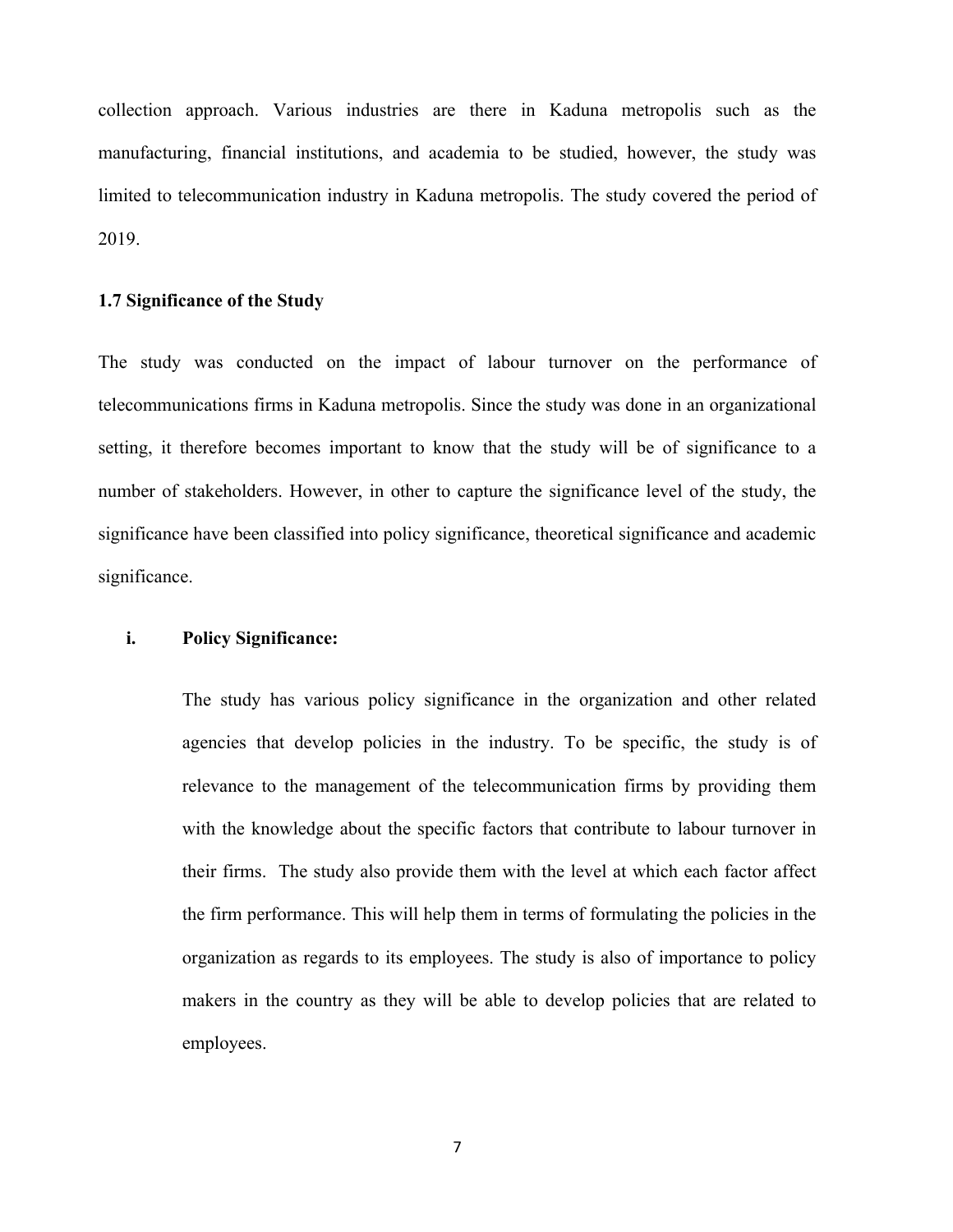collection approach. Various industries are there in Kaduna metropolis such as the manufacturing, financial institutions, and academia to be studied, however, the study was limited to telecommunication industry in Kaduna metropolis. The study covered the period of 2019.

### 1.7 Significance of the Study

The study was conducted on the impact of labour turnover on the performance of telecommunications firms in Kaduna metropolis. Since the study was done in an organizational setting, it therefore becomes important to know that the study will be of significance to a number of stakeholders. However, in other to capture the significance level of the study, the significance have been classified into policy significance, theoretical significance and academic significance.

i. **Policy Significance:**

The study has various policy significance in the organization and other related agencies that develop policies in the industry. To be specific, the study is of relevance to the management of the telecommunication firms by providing them with the knowledge about the specific factors that contribute to labour turnover in their firms. The study also provide them with the level at which each factor affect the firm performance. This will help them in terms of formulating the policies in the organization as regards to its employees. The study is also of importance to policy makers in the country as they will be able to develop policies that are related to employees.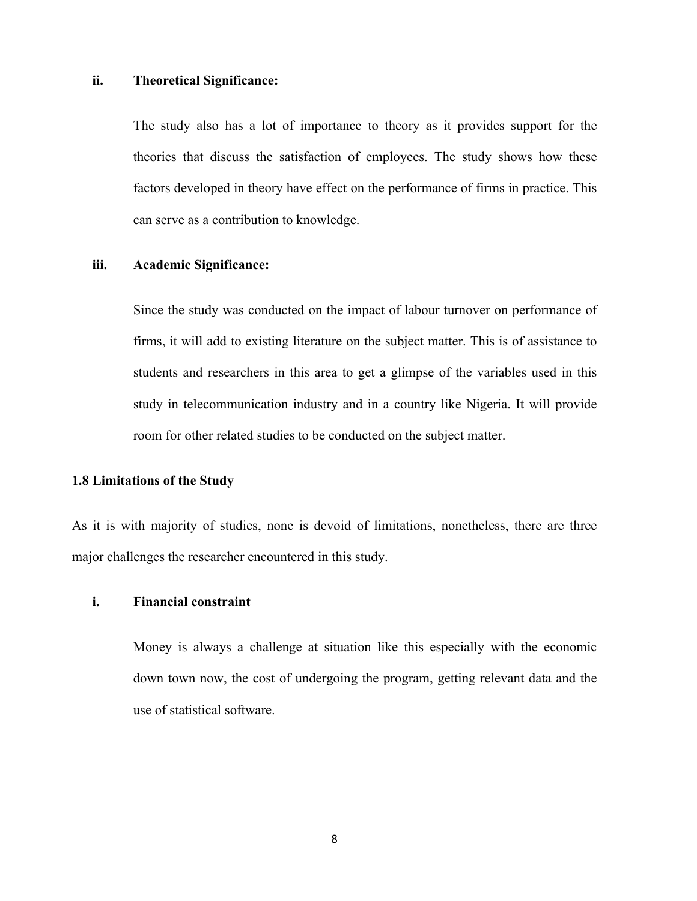**ii. Theoretical Significance:**

The study also has a lot of importance to theory as it provides support for the theories that discuss the satisfaction of employees. The study shows how these factors developed in theory have effect on the performance of firms in practice. This can serve as a contribution to knowledge.

**iii. Academic Significance:**

Since the study was conducted on the impact of labour turnover on performance of firms, it will add to existing literature on the subject matter. This is of assistance to students and researchers in this area to get a glimpse of the variables used in this study in telecommunication industry and in a country like Nigeria. It will provide room for other related studies to be conducted on the subject matter.

### 1.8 Limitations of the Study

As it is with majority of studies, none is devoid of limitations, nonetheless, there are three major challenges the researcher encountered in this study.

**i. Financial constraint**

Money is always a challenge at situation like this especially with the economic down town now, the cost of undergoing the program, getting relevant data and the use of statistical software.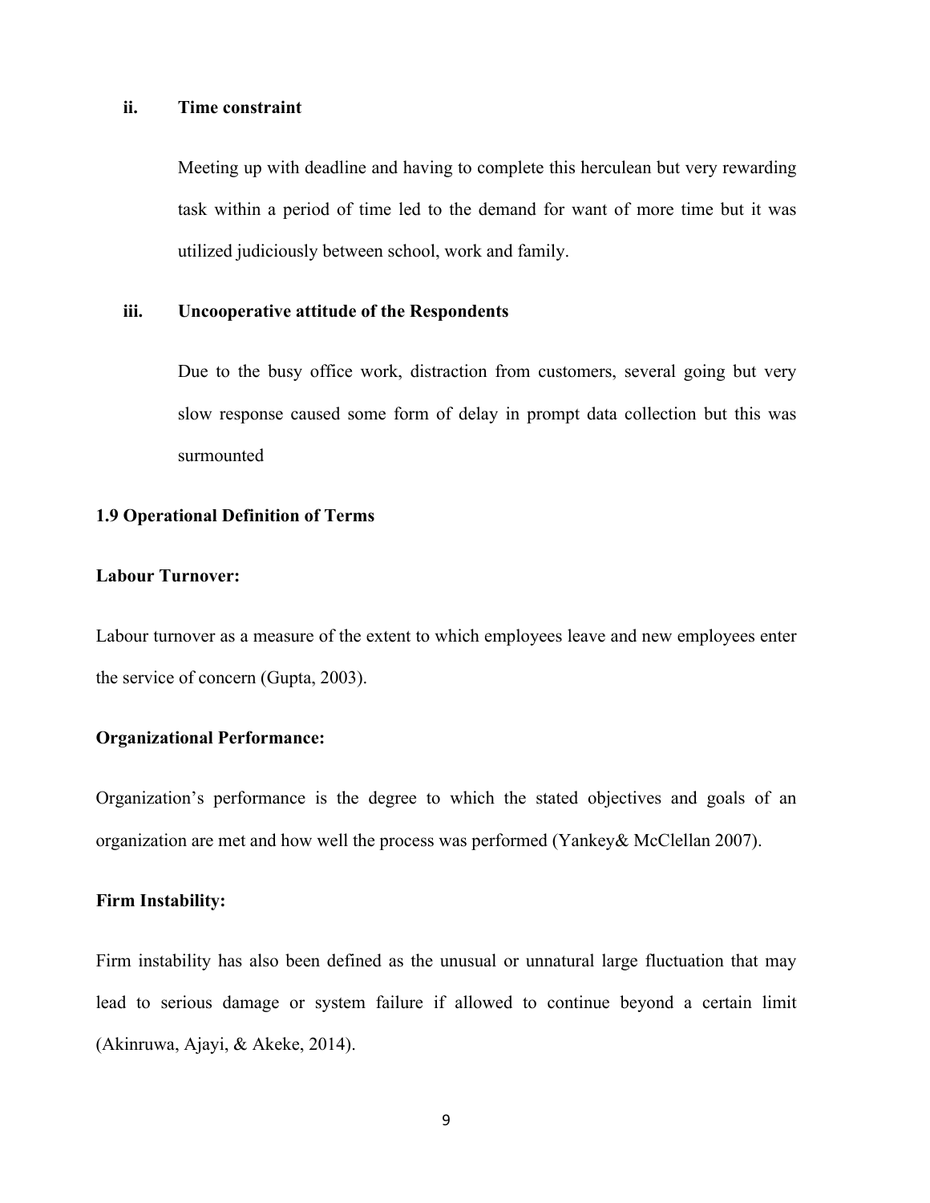**ii. Time constraint**

Meeting up with deadline and having to complete this herculean but very rewarding task within a period of time led to the demand for want of more time but it was utilized judiciously between school, work and family.

**iii. Uncooperative attitude of the Respondents**

Due to the busy office work, distraction from customers, several going but very slow response caused some form of delay in prompt data collection but this was surmounted

### 1.9 Operational Definition of Terms

**Labour Turnover:**

Labour turnover as a measure of the extent to which employees leave and new employees enter the service of concern (Gupta, 2003).

**Organizational Performance:**

Organization's performance is the degree to which the stated objectives and goals of an organization are met and how well the process was performed (Yankey& McClellan 2007).

**Firm Instability:**

Firm instability has also been defined as the unusual or unnatural large fluctuation that may lead to serious damage or system failure if allowed to continue beyond a certain limit (Akinruwa, Ajayi, & Akeke, 2014).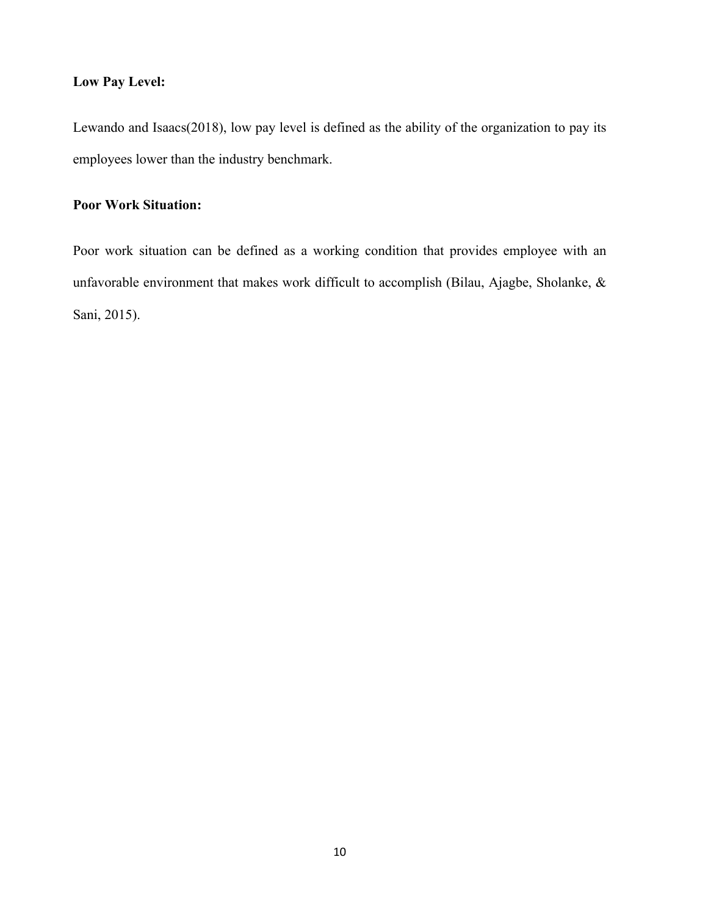**Low Pay Level:**

Lewando and Isaacs(2018), low pay level is defined as the ability of the organization to pay its employees lower than the industry benchmark.

**Poor Work Situation:**

Poor work situation can be defined as a working condition that provides employee with an unfavorable environment that makes work difficult to accomplish (Bilau, Ajagbe, Sholanke, & Sani, 2015).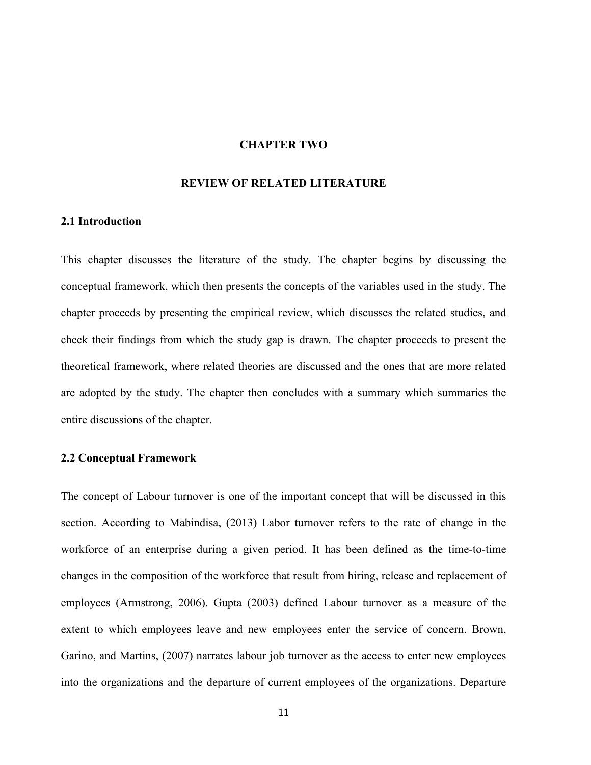# CHAPTER TWO

# REVIEW OF RELATED LITERATURE

## 2.1 Introduction

This chapter discusses the literature of the study. The chapter begins by discussing the conceptual framework, which then presents the concepts of the variables used in the study. The chapter proceeds by presenting the empirical review, which discusses the related studies, and check their findings from which the study gap is drawn. The chapter proceeds to present the theoretical framework, where related theories are discussed and the ones that are more related are adopted by the study. The chapter then concludes with a summary which summaries the entire discussions of the chapter.

## 2.2 Conceptual Framework

The concept of Labour turnover is one of the important concept that will be discussed in this section. According to Mabindisa, (2013) Labor turnover refers to the rate of change in the workforce of an enterprise during a given period. It has been defined as the time-to-time changes in the composition of the workforce that result from hiring, release and replacement of employees (Armstrong, 2006). Gupta (2003) defined Labour turnover as a measure of the extent to which employees leave and new employees enter the service of concern. Brown, Garino, and Martins, (2007) narrates labour job turnover as the access to enter new employees into the organizations and the departure of current employees of the organizations. Departure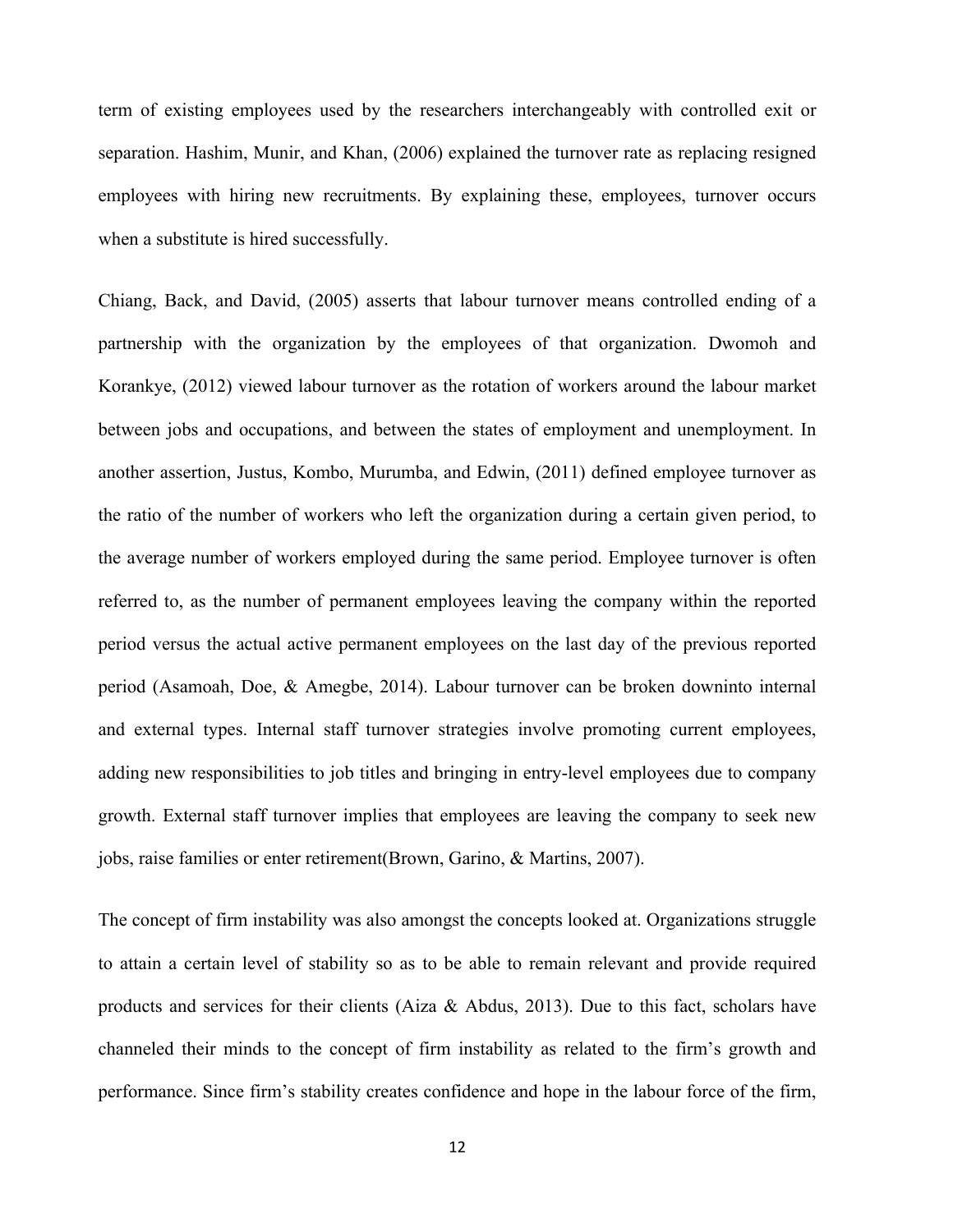term of existing employees used by the researchers interchangeably with controlled exit or separation. Hashim, Munir, and Khan, (2006) explained the turnover rate as replacing resigned employees with hiring new recruitments. By explaining these, employees, turnover occurs when a substitute is hired successfully.

Chiang, Back, and David, (2005) asserts that labour turnover means controlled ending of a partnership with the organization by the employees of that organization. Dwomoh and Korankye, (2012) viewed labour turnover as the rotation of workers around the labour market between jobs and occupations, and between the states of employment and unemployment. In another assertion, Justus, Kombo, Murumba, and Edwin, (2011) defined employee turnover as the ratio of the number of workers who left the organization during a certain given period, to the average number of workers employed during the same period. Employee turnover is often referred to, as the number of permanent employees leaving the company within the reported period versus the actual active permanent employees on the last day of the previous reported period (Asamoah, Doe, & Amegbe, 2014). Labour turnover can be broken downinto internal and external types. Internal staff turnover strategies involve promoting current employees, adding new responsibilities to job titles and bringing in entry-level employees due to company growth. External staff turnover implies that employees are leaving the company to seek new jobs, raise families or enter retirement(Brown, Garino, & Martins, 2007).

The concept of firm instability was also amongst the concepts looked at. Organizations struggle to attain a certain level of stability so as to be able to remain relevant and provide required products and services for their clients (Aiza & Abdus, 2013). Due to this fact, scholars have channeled their minds to the concept of firm instability as related to the firm's growth and performance. Since firm's stability creates confidence and hope in the labour force of the firm,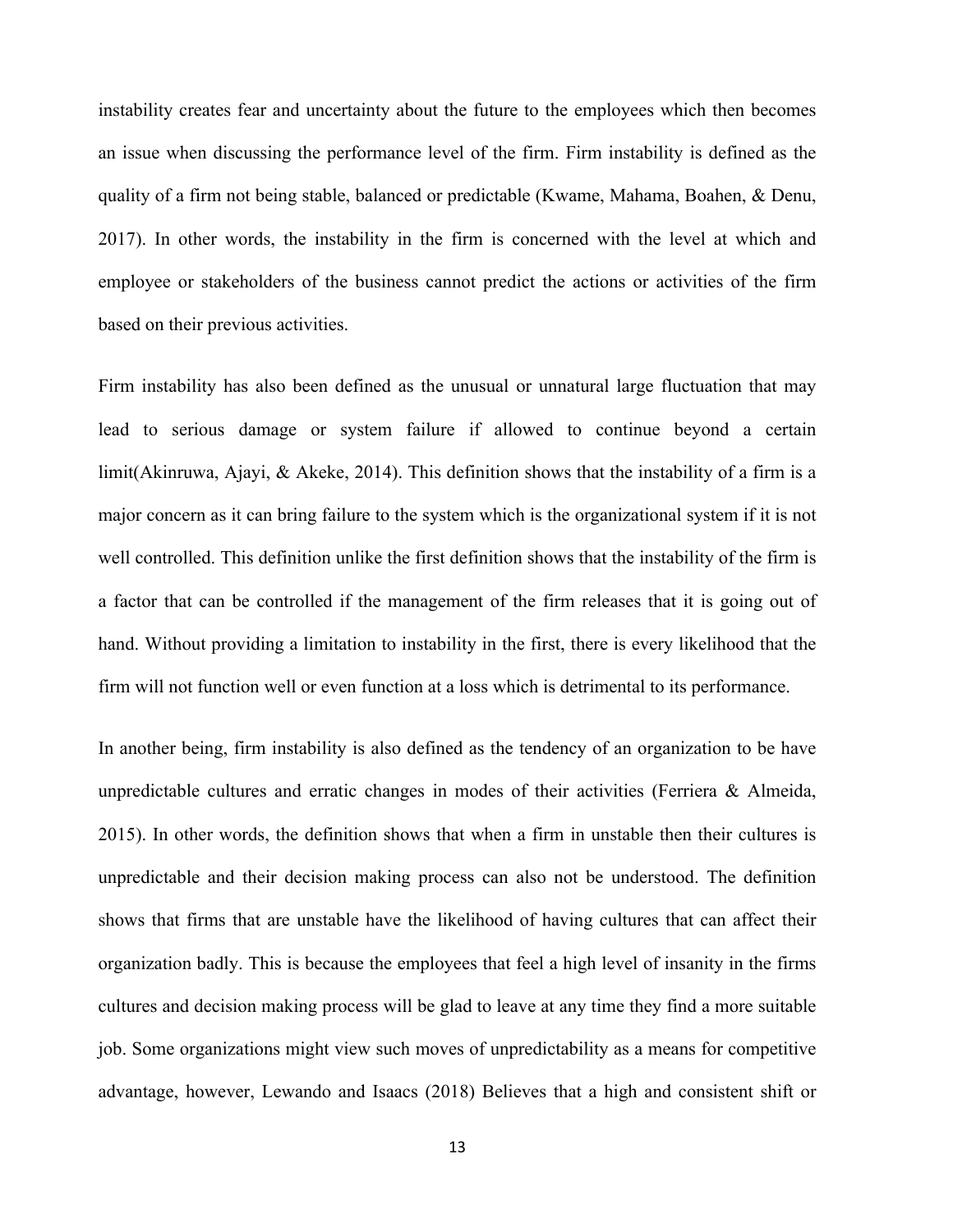instability creates fear and uncertainty about the future to the employees which then becomes an issue when discussing the performance level of the firm. Firm instability is defined as the quality of a firm not being stable, balanced or predictable (Kwame, Mahama, Boahen, & Denu, 2017). In other words, the instability in the firm is concerned with the level at which and employee or stakeholders of the business cannot predict the actions or activities of the firm based on their previous activities.

Firm instability has also been defined as the unusual or unnatural large fluctuation that may lead to serious damage or system failure if allowed to continue beyond a certain limit(Akinruwa, Ajayi, & Akeke, 2014). This definition shows that the instability of a firm is a major concern as it can bring failure to the system which is the organizational system if it is not well controlled. This definition unlike the first definition shows that the instability of the firm is a factor that can be controlled if the management of the firm releases that it is going out of hand. Without providing a limitation to instability in the first, there is every likelihood that the firm will not function well or even function at a loss which is detrimental to its performance.

In another being, firm instability is also defined as the tendency of an organization to be have unpredictable cultures and erratic changes in modes of their activities (Ferriera & Almeida, 2015). In other words, the definition shows that when a firm in unstable then their cultures is unpredictable and their decision making process can also not be understood. The definition shows that firms that are unstable have the likelihood of having cultures that can affect their organization badly. This is because the employees that feel a high level of insanity in the firms cultures and decision making process will be glad to leave at any time they find a more suitable job. Some organizations might view such moves of unpredictability as a means for competitive advantage, however, Lewando and Isaacs (2018) Believes that a high and consistent shift or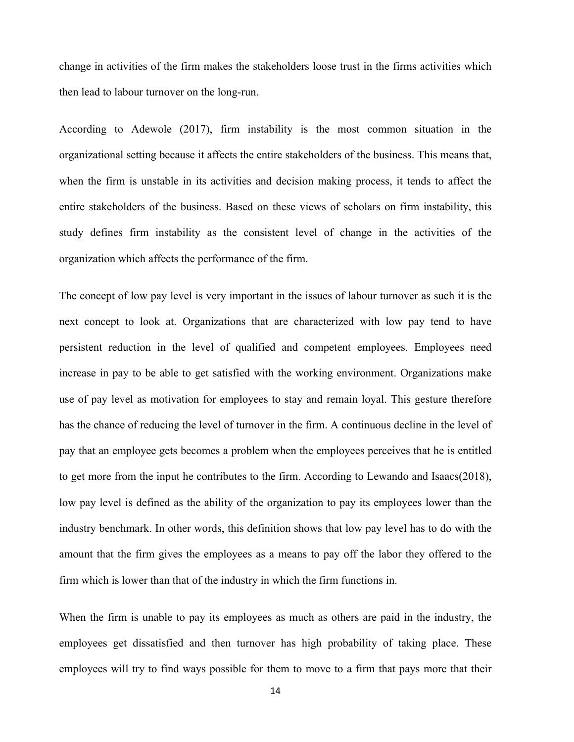change in activities of the firm makes the stakeholders loose trust in the firms activities which then lead to labour turnover on the long-run.

According to Adewole (2017), firm instability is the most common situation in the organizational setting because it affects the entire stakeholders of the business. This means that, when the firm is unstable in its activities and decision making process, it tends to affect the entire stakeholders of the business. Based on these views of scholars on firm instability, this study defines firm instability as the consistent level of change in the activities of the organization which affects the performance of the firm.

The concept of low pay level is very important in the issues of labour turnover as such it is the next concept to look at. Organizations that are characterized with low pay tend to have persistent reduction in the level of qualified and competent employees. Employees need increase in pay to be able to get satisfied with the working environment. Organizations make use of pay level as motivation for employees to stay and remain loyal. This gesture therefore has the chance of reducing the level of turnover in the firm. A continuous decline in the level of pay that an employee gets becomes a problem when the employees perceives that he is entitled to get more from the input he contributes to the firm. According to Lewando and Isaacs(2018), low pay level is defined as the ability of the organization to pay its employees lower than the industry benchmark. In other words, this definition shows that low pay level has to do with the amount that the firm gives the employees as a means to pay off the labor they offered to the firm which is lower than that of the industry in which the firm functions in.

When the firm is unable to pay its employees as much as others are paid in the industry, the employees get dissatisfied and then turnover has high probability of taking place. These employees will try to find ways possible for them to move to a firm that pays more that their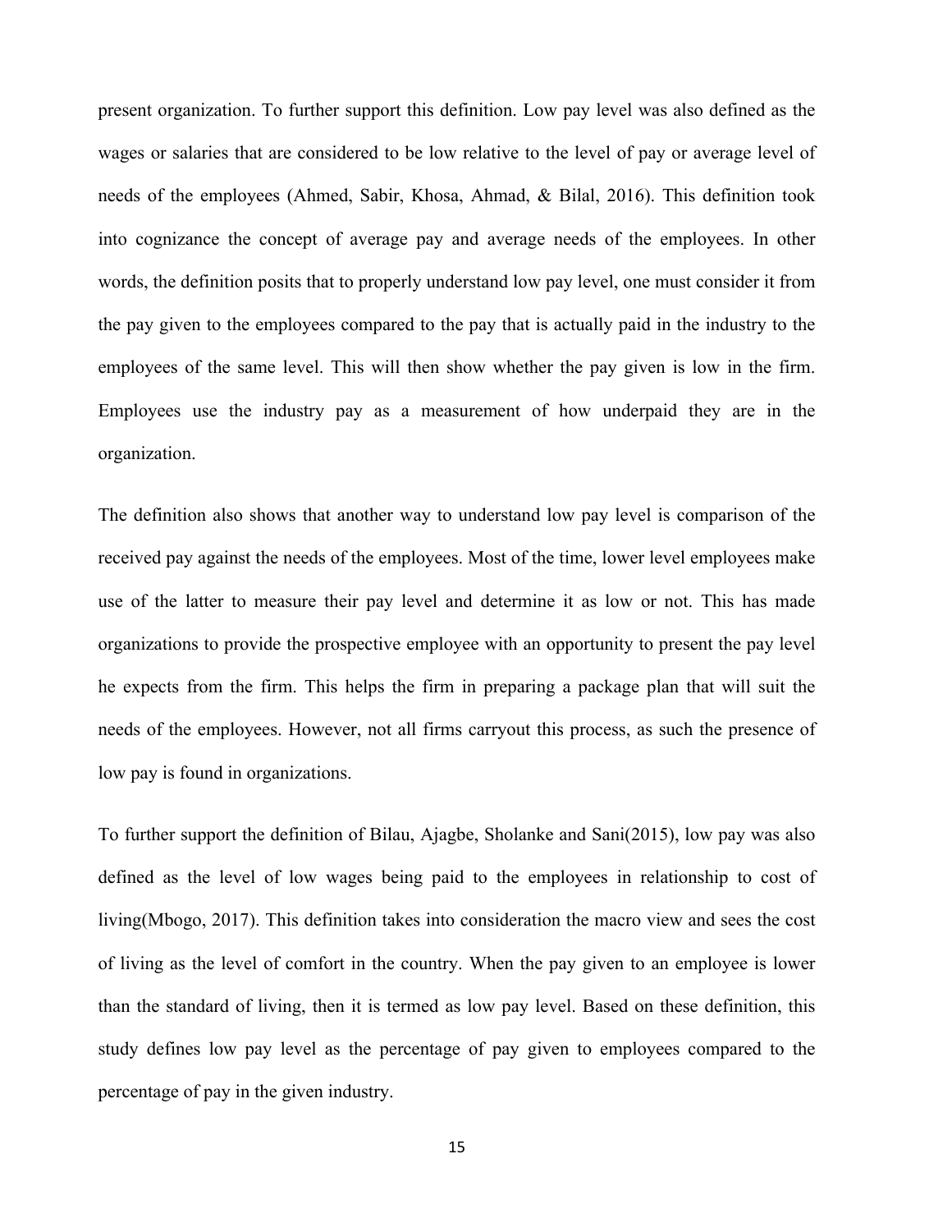present organization. To further support this definition. Low pay level was also defined as the wages or salaries that are considered to be low relative to the level of pay or average level of needs of the employees (Ahmed, Sabir, Khosa, Ahmad, & Bilal, 2016). This definition took into cognizance the concept of average pay and average needs of the employees. In other words, the definition posits that to properly understand low pay level, one must consider it from the pay given to the employees compared to the pay that is actually paid in the industry to the employees of the same level. This will then show whether the pay given is low in the firm. Employees use the industry pay as a measurement of how underpaid they are in the organization.

The definition also shows that another way to understand low pay level is comparison of the received pay against the needs of the employees. Most of the time, lower level employees make use of the latter to measure their pay level and determine it as low or not. This has made organizations to provide the prospective employee with an opportunity to present the pay level he expects from the firm. This helps the firm in preparing a package plan that will suit the needs of the employees. However, not all firms carryout this process, as such the presence of low pay is found in organizations.

To further support the definition of Bilau, Ajagbe, Sholanke and Sani(2015), low pay was also defined as the level of low wages being paid to the employees in relationship to cost of living(Mbogo, 2017). This definition takes into consideration the macro view and sees the cost of living as the level of comfort in the country. When the pay given to an employee is lower than the standard of living, then it is termed as low pay level. Based on these definition, this study defines low pay level as the percentage of pay given to employees compared to the percentage of pay in the given industry.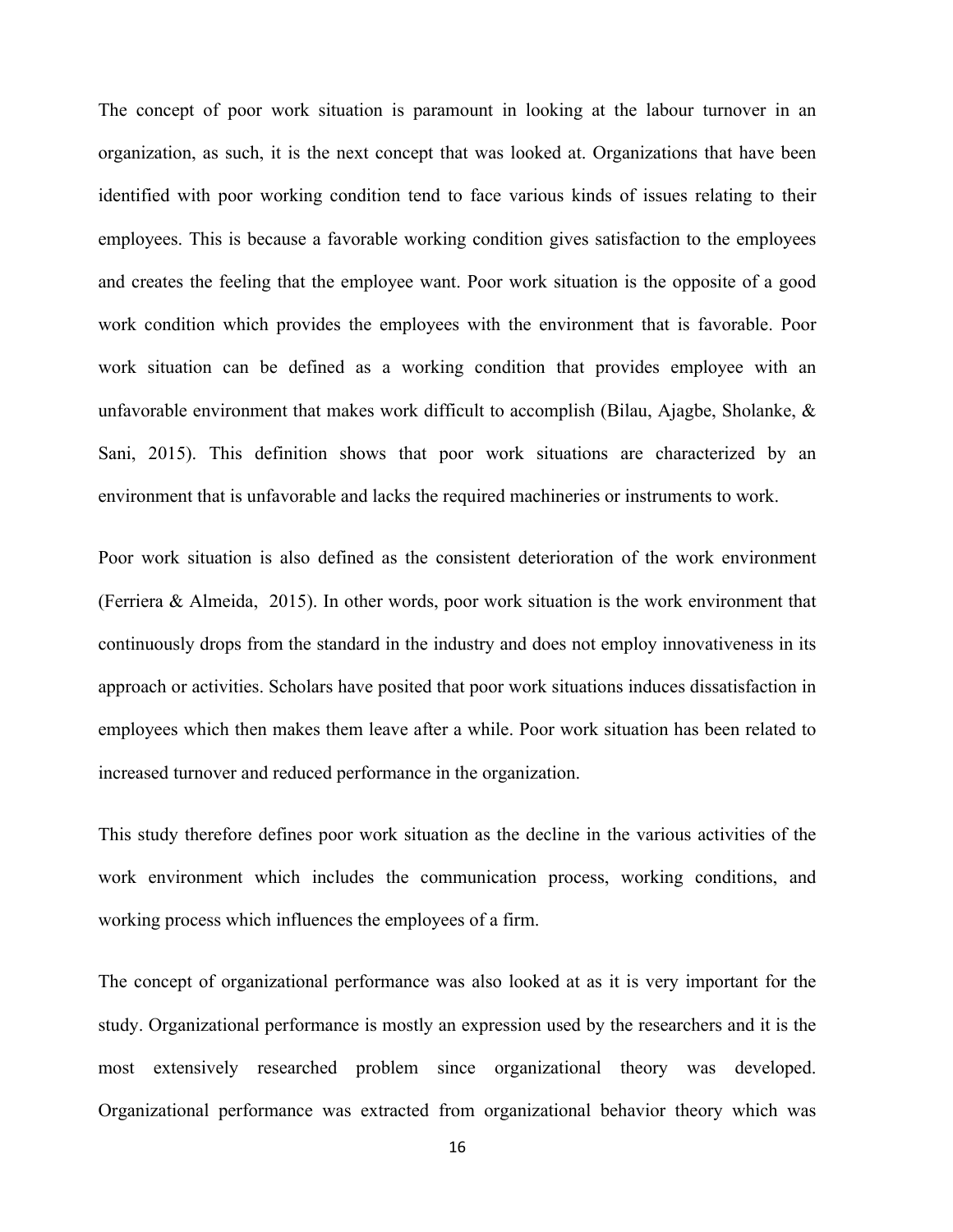The concept of poor work situation is paramount in looking at the labour turnover in an organization, as such, it is the next concept that was looked at. Organizations that have been identified with poor working condition tend to face various kinds of issues relating to their employees. This is because a favorable working condition gives satisfaction to the employees and creates the feeling that the employee want. Poor work situation is the opposite of a good work condition which provides the employees with the environment that is favorable. Poor work situation can be defined as a working condition that provides employee with an unfavorable environment that makes work difficult to accomplish (Bilau, Ajagbe, Sholanke, & Sani, 2015). This definition shows that poor work situations are characterized by an environment that is unfavorable and lacks the required machineries or instruments to work.

Poor work situation is also defined as the consistent deterioration of the work environment (Ferriera & Almeida, 2015). In other words, poor work situation is the work environment that continuously drops from the standard in the industry and does not employ innovativeness in its approach or activities. Scholars have posited that poor work situations induces dissatisfaction in employees which then makes them leave after a while. Poor work situation has been related to increased turnover and reduced performance in the organization.

This study therefore defines poor work situation as the decline in the various activities of the work environment which includes the communication process, working conditions, and working process which influences the employees of a firm.

The concept of organizational performance was also looked at as it is very important for the study. Organizational performance is mostly an expression used by the researchers and it is the most extensively researched problem since organizational theory was developed. Organizational performance was extracted from organizational behavior theory which was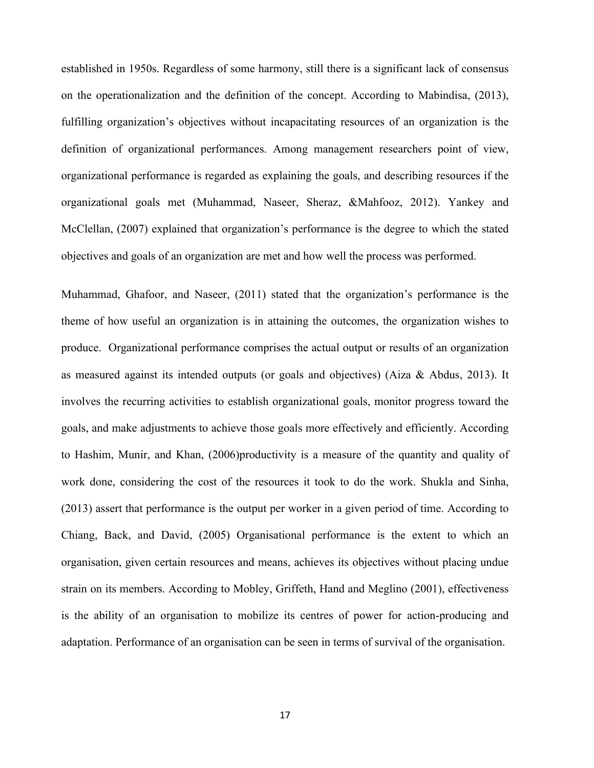established in 1950s. Regardless of some harmony, still there is a significant lack of consensus on the operationalization and the definition of the concept. According to Mabindisa, (2013), fulfilling organization's objectives without incapacitating resources of an organization is the definition of organizational performances. Among management researchers point of view, organizational performance is regarded as explaining the goals, and describing resources if the organizational goals met (Muhammad, Naseer, Sheraz, &Mahfooz, 2012). Yankey and McClellan, (2007) explained that organization's performance is the degree to which the stated objectives and goals of an organization are met and how well the process was performed.

Muhammad, Ghafoor, and Naseer, (2011) stated that the organization's performance is the theme of how useful an organization is in attaining the outcomes, the organization wishes to produce. Organizational performance comprises the actual output or results of an organization as measured against its intended outputs (or goals and objectives) (Aiza & Abdus, 2013). It involves the recurring activities to establish organizational goals, monitor progress toward the goals, and make adjustments to achieve those goals more effectively and efficiently. According to Hashim, Munir, and Khan, (2006)productivity is a measure of the quantity and quality of work done, considering the cost of the resources it took to do the work. Shukla and Sinha, (2013) assert that performance is the output per worker in a given period of time. According to Chiang, Back, and David, (2005) Organisational performance is the extent to which an organisation, given certain resources and means, achieves its objectives without placing undue strain on its members. According to Mobley, Griffeth, Hand and Meglino (2001), effectiveness is the ability of an organisation to mobilize its centres of power for action-producing and adaptation. Performance of an organisation can be seen in terms of survival of the organisation.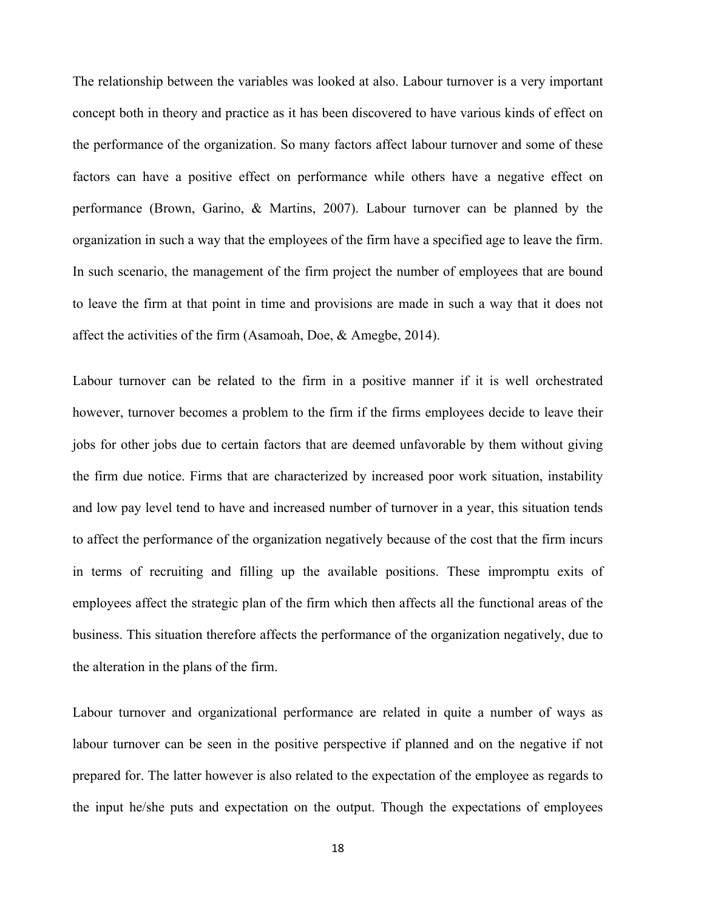The relationship between the variables was looked at also. Labour turnover is a very important concept both in theory and practice as it has been discovered to have various kinds of effect on the performance of the organization. So many factors affect labour turnover and some of these factors can have a positive effect on performance while others have a negative effect on performance (Brown, Garino, & Martins, 2007). Labour turnover can be planned by the organization in such a way that the employees of the firm have a specified age to leave the firm. In such scenario, the management of the firm project the number of employees that are bound to leave the firm at that point in time and provisions are made in such a way that it does not affect the activities of the firm (Asamoah, Doe, & Amegbe, 2014).

Labour turnover can be related to the firm in a positive manner if it is well orchestrated however, turnover becomes a problem to the firm if the firms employees decide to leave their jobs for other jobs due to certain factors that are deemed unfavorable by them without giving the firm due notice. Firms that are characterized by increased poor work situation, instability and low pay level tend to have and increased number of turnover in a year, this situation tends to affect the performance of the organization negatively because of the cost that the firm incurs in terms of recruiting and filling up the available positions. These impromptu exits of employees affect the strategic plan of the firm which then affects all the functional areas of the business. This situation therefore affects the performance of the organization negatively, due to the alteration in the plans of the firm.

Labour turnover and organizational performance are related in quite a number of ways as labour turnover can be seen in the positive perspective if planned and on the negative if not prepared for. The latter however is also related to the expectation of the employee as regards to the input he/she puts and expectation on the output. Though the expectations of employees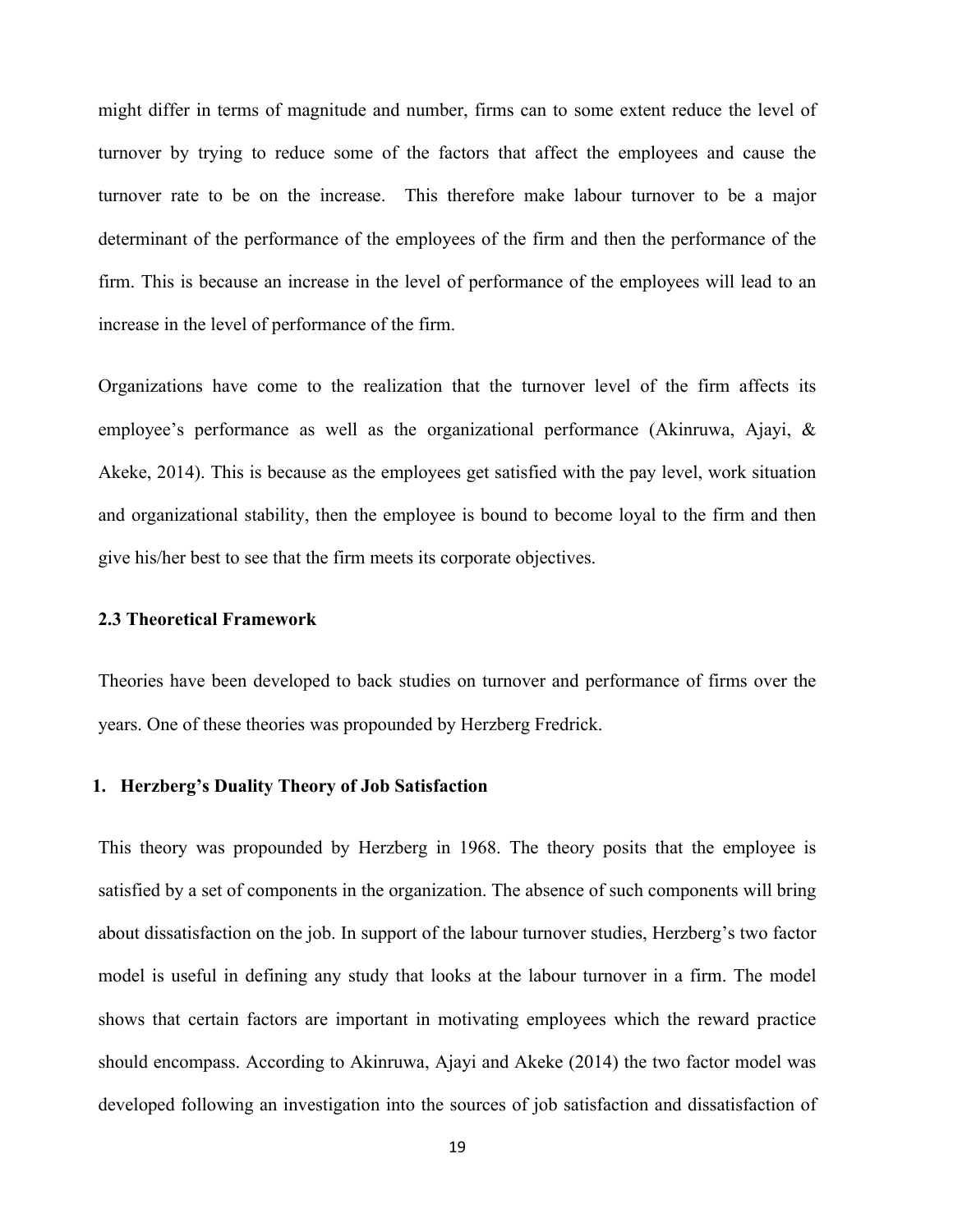might differ in terms of magnitude and number, firms can to some extent reduce the level of turnover by trying to reduce some of the factors that affect the employees and cause the turnover rate to be on the increase. This therefore make labour turnover to be a major determinant of the performance of the employees of the firm and then the performance of the firm. This is because an increase in the level of performance of the employees will lead to an increase in the level of performance of the firm.

Organizations have come to the realization that the turnover level of the firm affects its employee's performance as well as the organizational performance (Akinruwa, Ajayi, & Akeke, 2014). This is because as the employees get satisfied with the pay level, work situation and organizational stability, then the employee is bound to become loyal to the firm and then give his/her best to see that the firm meets its corporate objectives.

### 2.3 Theoretical Framework

Theories have been developed to back studies on turnover and performance of firms over the years. One of these theories was propounded by Herzberg Fredrick.

#### 1. Herzberg's Duality Theory of Job Satisfaction

This theory was propounded by Herzberg in 1968. The theory posits that the employee is satisfied by a set of components in the organization. The absence of such components will bring about dissatisfaction on the job. In support of the labour turnover studies, Herzberg's two factor model is useful in defining any study that looks at the labour turnover in a firm. The model shows that certain factors are important in motivating employees which the reward practice should encompass. According to Akinruwa, Ajayi and Akeke (2014) the two factor model was developed following an investigation into the sources of job satisfaction and dissatisfaction of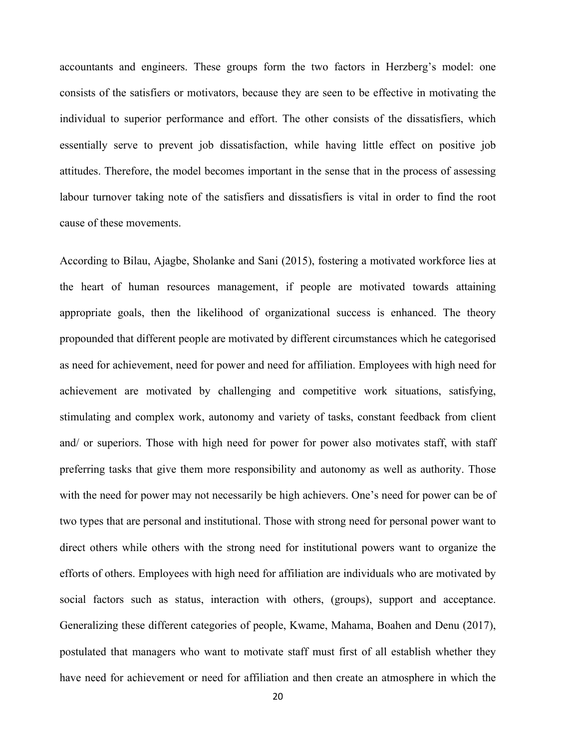accountants and engineers. These groups form the two factors in Herzberg's model: one consists of the satisfiers or motivators, because they are seen to be effective in motivating the individual to superior performance and effort. The other consists of the dissatisfiers, which essentially serve to prevent job dissatisfaction, while having little effect on positive job attitudes. Therefore, the model becomes important in the sense that in the process of assessing labour turnover taking note of the satisfiers and dissatisfiers is vital in order to find the root cause of these movements.

According to Bilau, Ajagbe, Sholanke and Sani (2015), fostering a motivated workforce lies at the heart of human resources management, if people are motivated towards attaining appropriate goals, then the likelihood of organizational success is enhanced. The theory propounded that different people are motivated by different circumstances which he categorised as need for achievement, need for power and need for affiliation. Employees with high need for achievement are motivated by challenging and competitive work situations, satisfying, stimulating and complex work, autonomy and variety of tasks, constant feedback from client and/ or superiors. Those with high need for power for power also motivates staff, with staff preferring tasks that give them more responsibility and autonomy as well as authority. Those with the need for power may not necessarily be high achievers. One's need for power can be of two types that are personal and institutional. Those with strong need for personal power want to direct others while others with the strong need for institutional powers want to organize the efforts of others. Employees with high need for affiliation are individuals who are motivated by social factors such as status, interaction with others, (groups), support and acceptance. Generalizing these different categories of people, Kwame, Mahama, Boahen and Denu (2017), postulated that managers who want to motivate staff must first of all establish whether they have need for achievement or need for affiliation and then create an atmosphere in which the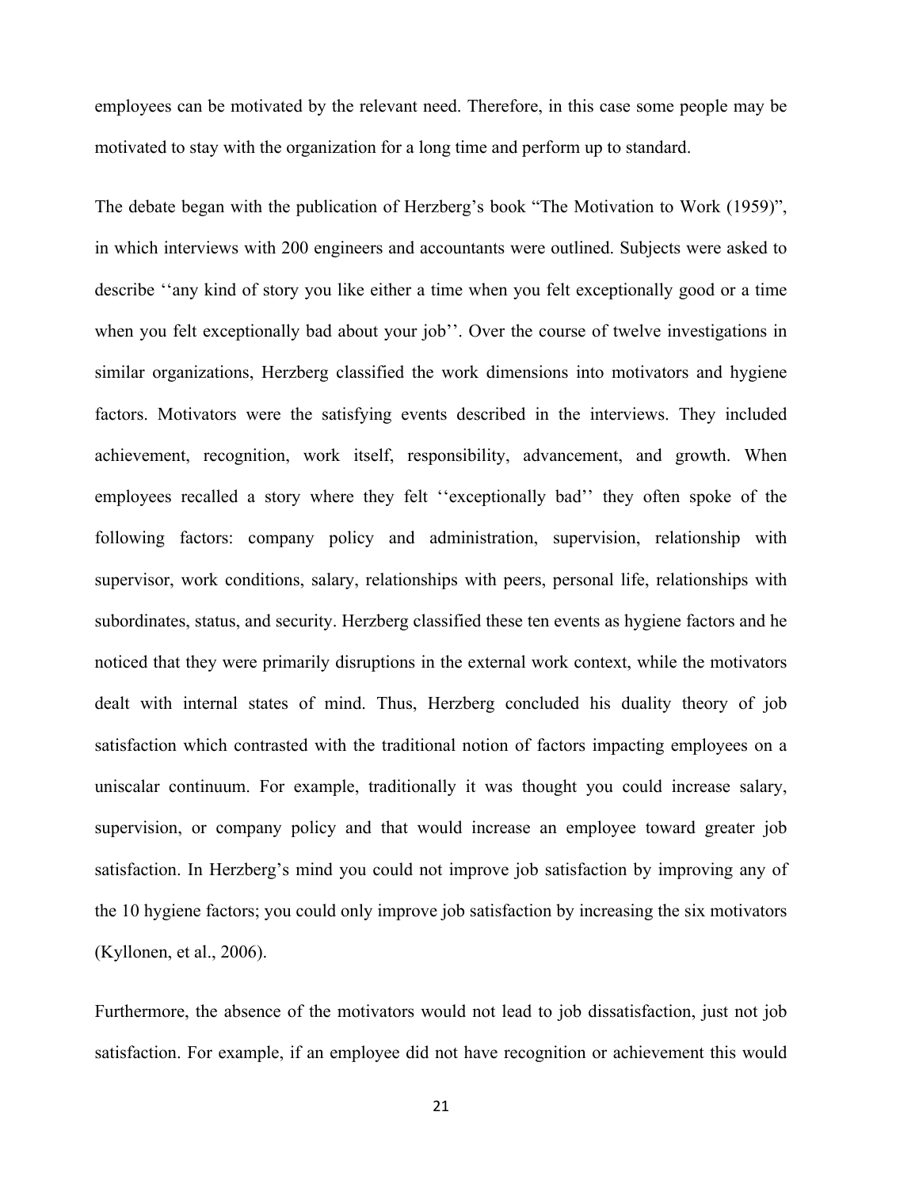employees can be motivated by the relevant need. Therefore, in this case some people may be motivated to stay with the organization for a long time and perform up to standard.

The debate began with the publication of Herzberg's book "The Motivation to Work (1959)", in which interviews with 200 engineers and accountants were outlined. Subjects were asked to describe ''any kind of story you like either a time when you felt exceptionally good or a time when you felt exceptionally bad about your job''. Over the course of twelve investigations in similar organizations, Herzberg classified the work dimensions into motivators and hygiene factors. Motivators were the satisfying events described in the interviews. They included achievement, recognition, work itself, responsibility, advancement, and growth. When employees recalled a story where they felt ''exceptionally bad'' they often spoke of the following factors: company policy and administration, supervision, relationship with supervisor, work conditions, salary, relationships with peers, personal life, relationships with subordinates, status, and security. Herzberg classified these ten events as hygiene factors and he noticed that they were primarily disruptions in the external work context, while the motivators dealt with internal states of mind. Thus, Herzberg concluded his duality theory of job satisfaction which contrasted with the traditional notion of factors impacting employees on a uniscalar continuum. For example, traditionally it was thought you could increase salary, supervision, or company policy and that would increase an employee toward greater job satisfaction. In Herzberg's mind you could not improve job satisfaction by improving any of the 10 hygiene factors; you could only improve job satisfaction by increasing the six motivators (Kyllonen, et al., 2006).

Furthermore, the absence of the motivators would not lead to job dissatisfaction, just not job satisfaction. For example, if an employee did not have recognition or achievement this would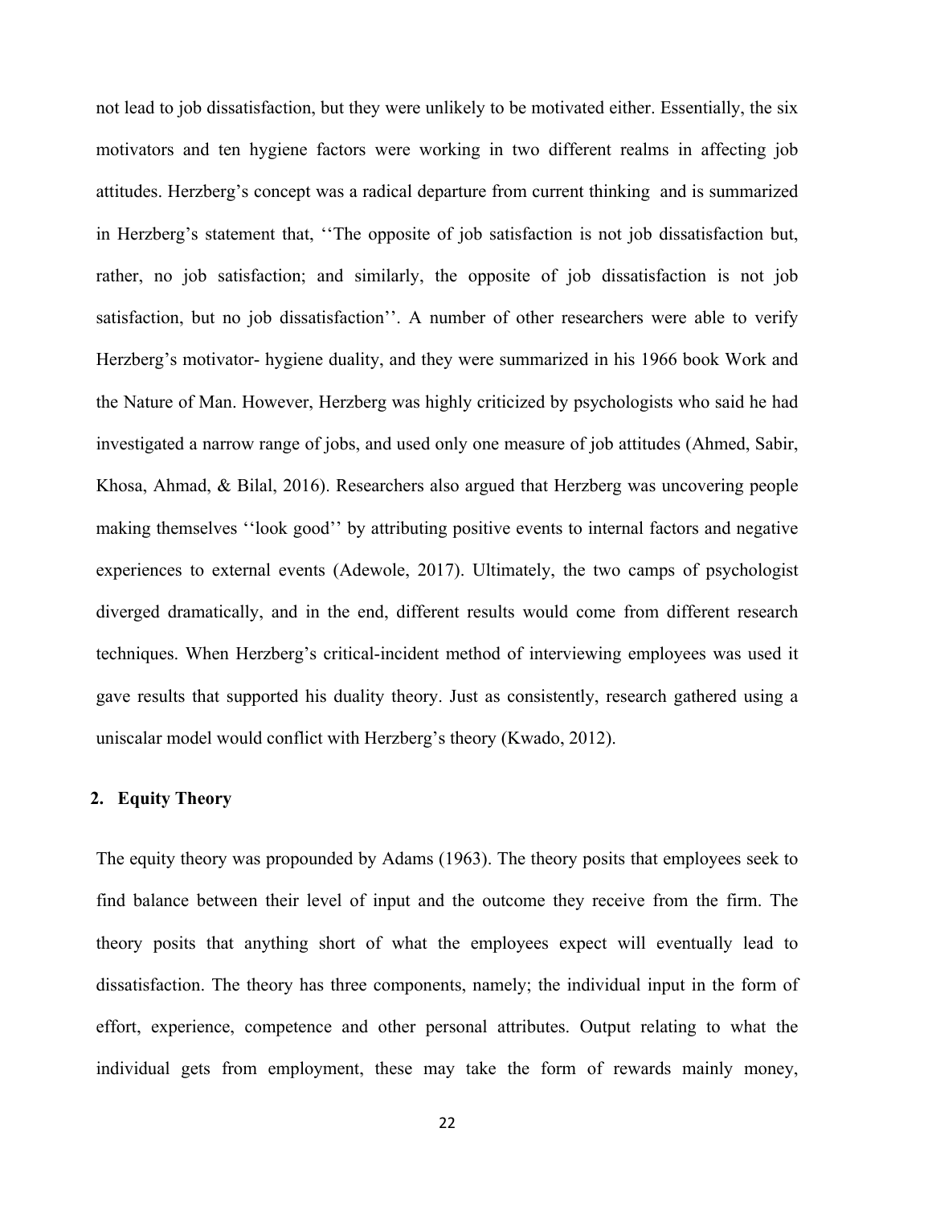not lead to job dissatisfaction, but they were unlikely to be motivated either. Essentially, the six motivators and ten hygiene factors were working in two different realms in affecting job attitudes. Herzberg's concept was a radical departure from current thinking and is summarized in Herzberg's statement that, ''The opposite of job satisfaction is not job dissatisfaction but, rather, no job satisfaction; and similarly, the opposite of job dissatisfaction is not job satisfaction, but no job dissatisfaction''. A number of other researchers were able to verify Herzberg's motivator- hygiene duality, and they were summarized in his 1966 book Work and the Nature of Man. However, Herzberg was highly criticized by psychologists who said he had investigated a narrow range of jobs, and used only one measure of job attitudes (Ahmed, Sabir, Khosa, Ahmad, & Bilal, 2016). Researchers also argued that Herzberg was uncovering people making themselves ''look good'' by attributing positive events to internal factors and negative experiences to external events (Adewole, 2017). Ultimately, the two camps of psychologist diverged dramatically, and in the end, different results would come from different research techniques. When Herzberg's critical-incident method of interviewing employees was used it gave results that supported his duality theory. Just as consistently, research gathered using a uniscalar model would conflict with Herzberg's theory (Kwado, 2012).

## 2. Equity Theory

The equity theory was propounded by Adams (1963). The theory posits that employees seek to find balance between their level of input and the outcome they receive from the firm. The theory posits that anything short of what the employees expect will eventually lead to dissatisfaction. The theory has three components, namely; the individual input in the form of effort, experience, competence and other personal attributes. Output relating to what the individual gets from employment, these may take the form of rewards mainly money,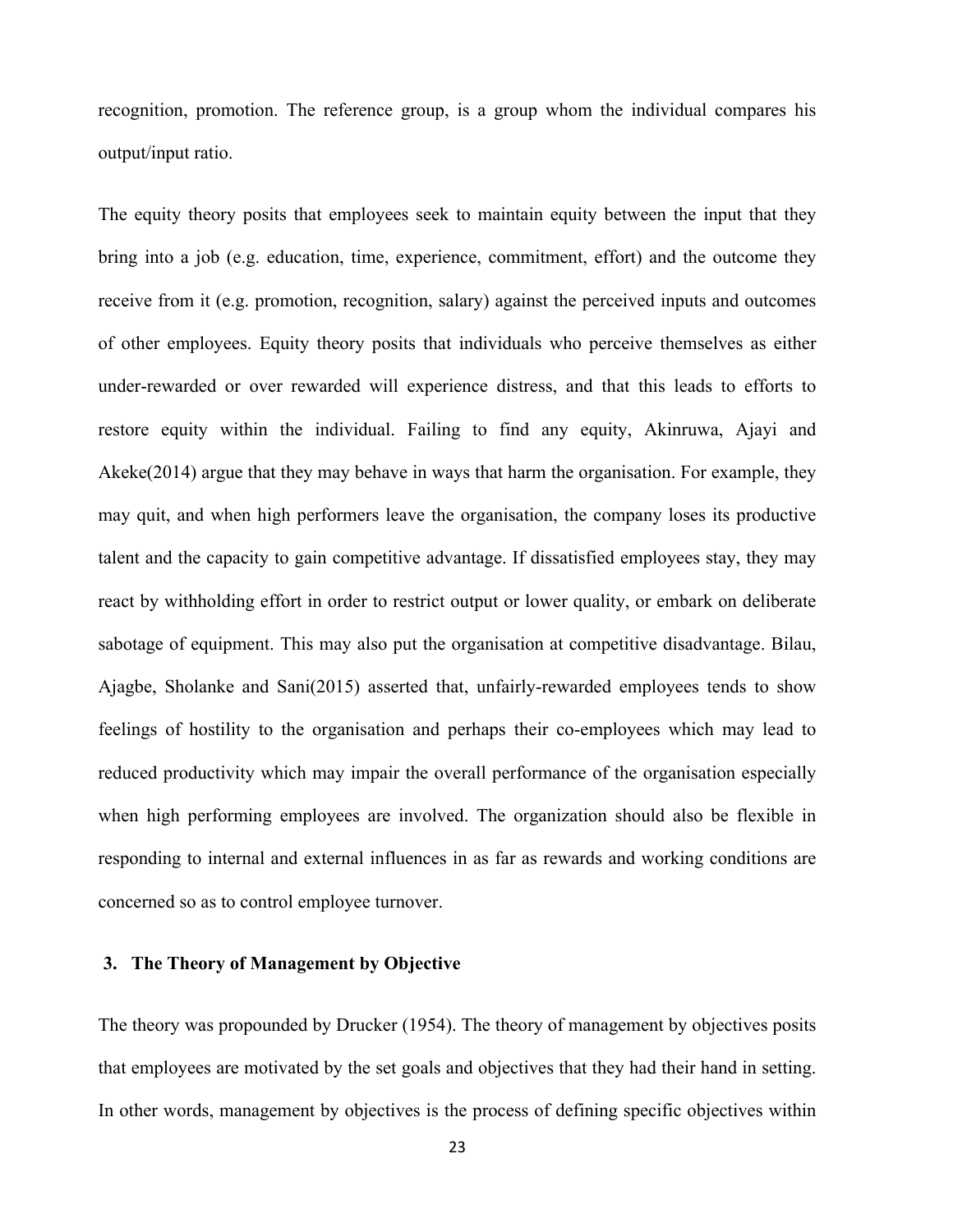recognition, promotion. The reference group, is a group whom the individual compares his output/input ratio.

The equity theory posits that employees seek to maintain equity between the input that they bring into a job (e.g. education, time, experience, commitment, effort) and the outcome they receive from it (e.g. promotion, recognition, salary) against the perceived inputs and outcomes of other employees. Equity theory posits that individuals who perceive themselves as either under-rewarded or over rewarded will experience distress, and that this leads to efforts to restore equity within the individual. Failing to find any equity, Akinruwa, Ajayi and Akeke(2014) argue that they may behave in ways that harm the organisation. For example, they may quit, and when high performers leave the organisation, the company loses its productive talent and the capacity to gain competitive advantage. If dissatisfied employees stay, they may react by withholding effort in order to restrict output or lower quality, or embark on deliberate sabotage of equipment. This may also put the organisation at competitive disadvantage. Bilau, Ajagbe, Sholanke and Sani(2015) asserted that, unfairly-rewarded employees tends to show feelings of hostility to the organisation and perhaps their co-employees which may lead to reduced productivity which may impair the overall performance of the organisation especially when high performing employees are involved. The organization should also be flexible in responding to internal and external influences in as far as rewards and working conditions are concerned so as to control employee turnover.

### 3. The Theory of Management by Objective

The theory was propounded by Drucker (1954). The theory of management by objectives posits that employees are motivated by the set goals and objectives that they had their hand in setting. In other words, management by objectives is the process of defining specific objectives within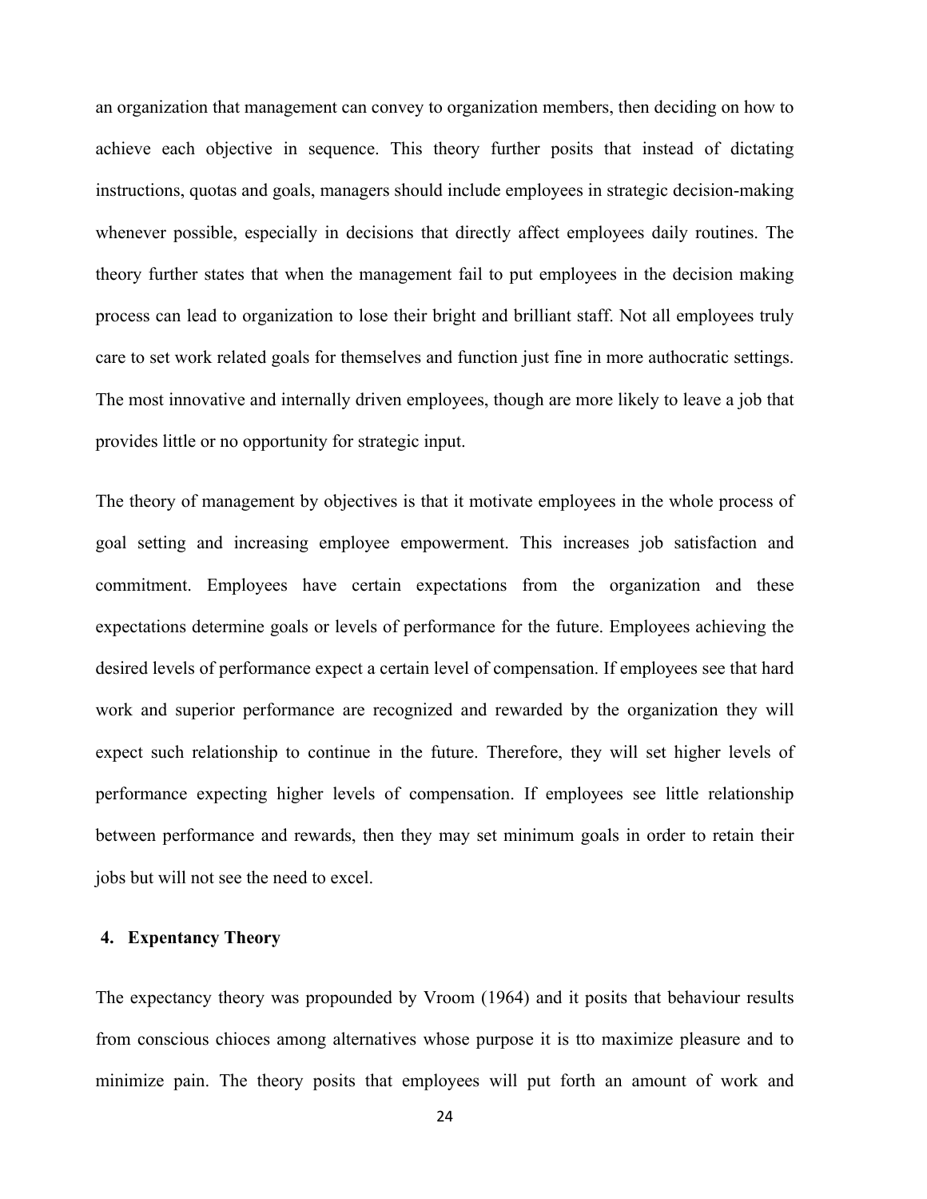an organization that management can convey to organization members, then deciding on how to achieve each objective in sequence. This theory further posits that instead of dictating instructions, quotas and goals, managers should include employees in strategic decision-making whenever possible, especially in decisions that directly affect employees daily routines. The theory further states that when the management fail to put employees in the decision making process can lead to organization to lose their bright and brilliant staff. Not all employees truly care to set work related goals for themselves and function just fine in more authocratic settings. The most innovative and internally driven employees, though are more likely to leave a job that provides little or no opportunity for strategic input.

The theory of management by objectives is that it motivate employees in the whole process of goal setting and increasing employee empowerment. This increases job satisfaction and commitment. Employees have certain expectations from the organization and these expectations determine goals or levels of performance for the future. Employees achieving the desired levels of performance expect a certain level of compensation. If employees see that hard work and superior performance are recognized and rewarded by the organization they will expect such relationship to continue in the future. Therefore, they will set higher levels of performance expecting higher levels of compensation. If employees see little relationship between performance and rewards, then they may set minimum goals in order to retain their jobs but will not see the need to excel.

**4. Expentancy Theory**

The expectancy theory was propounded by Vroom (1964) and it posits that behaviour results from conscious chioces among alternatives whose purpose it is tto maximize pleasure and to minimize pain. The theory posits that employees will put forth an amount of work and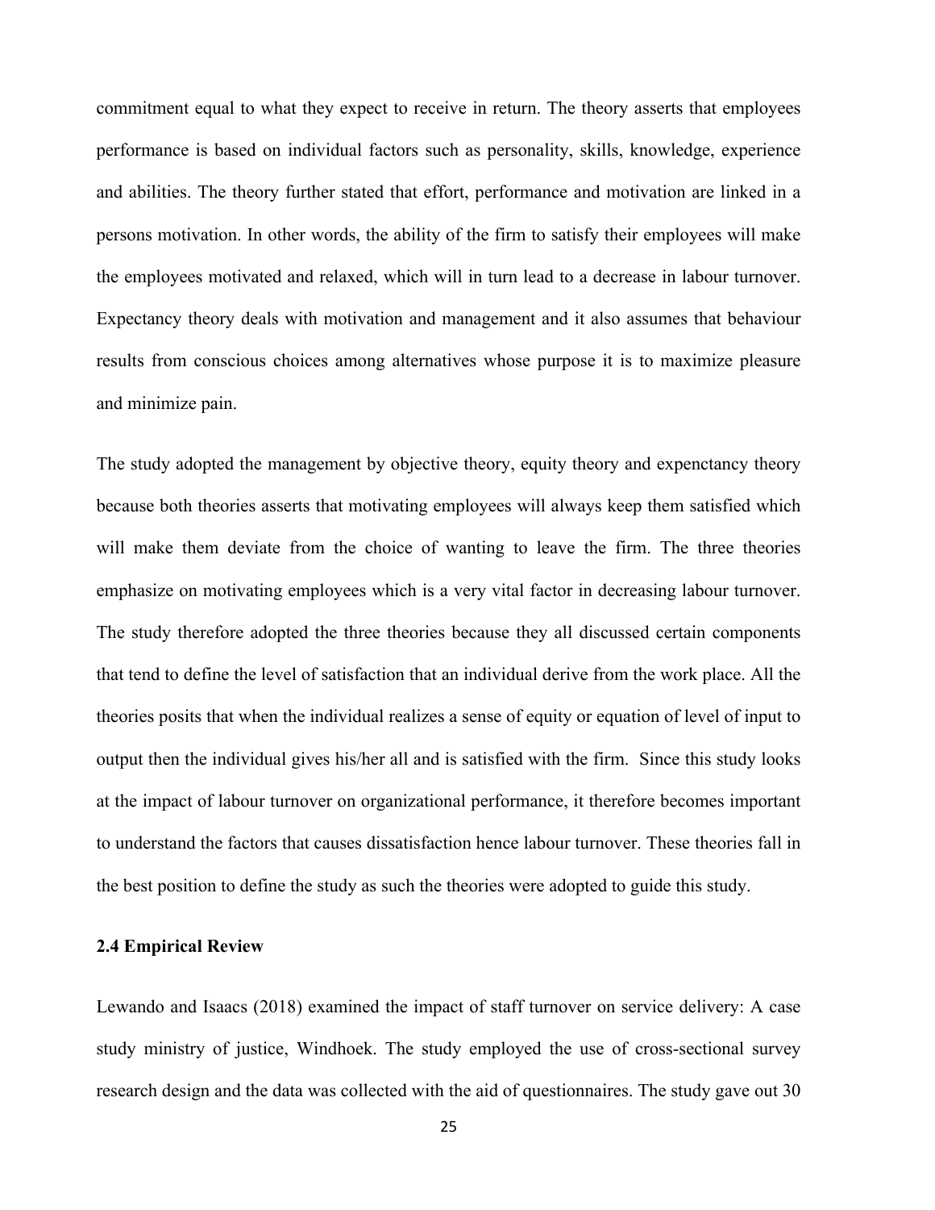commitment equal to what they expect to receive in return. The theory asserts that employees performance is based on individual factors such as personality, skills, knowledge, experience and abilities. The theory further stated that effort, performance and motivation are linked in a persons motivation. In other words, the ability of the firm to satisfy their employees will make the employees motivated and relaxed, which will in turn lead to a decrease in labour turnover. Expectancy theory deals with motivation and management and it also assumes that behaviour results from conscious choices among alternatives whose purpose it is to maximize pleasure and minimize pain.

The study adopted the management by objective theory, equity theory and expenctancy theory because both theories asserts that motivating employees will always keep them satisfied which will make them deviate from the choice of wanting to leave the firm. The three theories emphasize on motivating employees which is a very vital factor in decreasing labour turnover. The study therefore adopted the three theories because they all discussed certain components that tend to define the level of satisfaction that an individual derive from the work place. All the theories posits that when the individual realizes a sense of equity or equation of level of input to output then the individual gives his/her all and is satisfied with the firm. Since this study looks at the impact of labour turnover on organizational performance, it therefore becomes important to understand the factors that causes dissatisfaction hence labour turnover. These theories fall in the best position to define the study as such the theories were adopted to guide this study.

### 2.4 Empirical Review

Lewando and Isaacs (2018) examined the impact of staff turnover on service delivery: A case study ministry of justice, Windhoek. The study employed the use of cross-sectional survey research design and the data was collected with the aid of questionnaires. The study gave out 30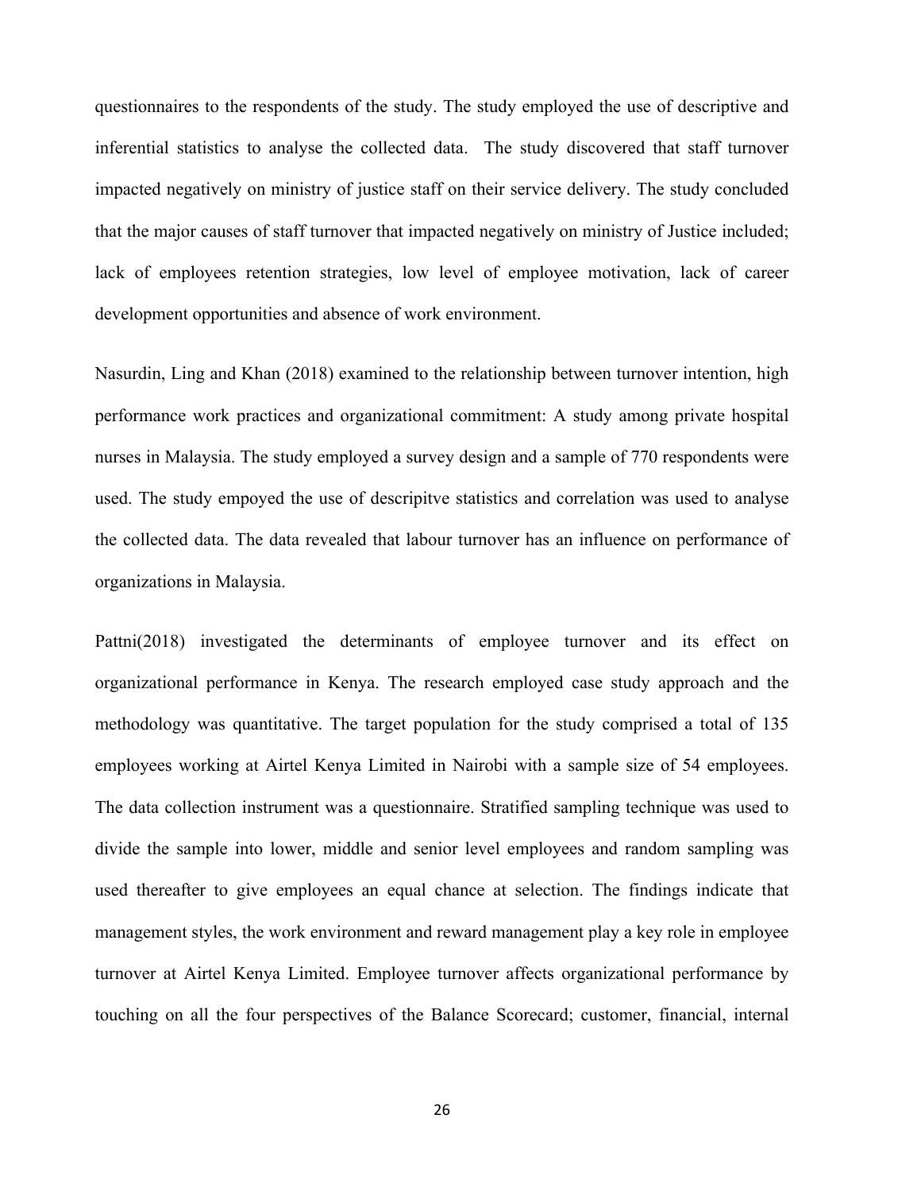questionnaires to the respondents of the study. The study employed the use of descriptive and inferential statistics to analyse the collected data. The study discovered that staff turnover impacted negatively on ministry of justice staff on their service delivery. The study concluded that the major causes of staff turnover that impacted negatively on ministry of Justice included; lack of employees retention strategies, low level of employee motivation, lack of career development opportunities and absence of work environment.

Nasurdin, Ling and Khan (2018) examined to the relationship between turnover intention, high performance work practices and organizational commitment: A study among private hospital nurses in Malaysia. The study employed a survey design and a sample of 770 respondents were used. The study empoyed the use of descripitve statistics and correlation was used to analyse the collected data. The data revealed that labour turnover has an influence on performance of organizations in Malaysia.

Pattni(2018) investigated the determinants of employee turnover and its effect on organizational performance in Kenya. The research employed case study approach and the methodology was quantitative. The target population for the study comprised a total of 135 employees working at Airtel Kenya Limited in Nairobi with a sample size of 54 employees. The data collection instrument was a questionnaire. Stratified sampling technique was used to divide the sample into lower, middle and senior level employees and random sampling was used thereafter to give employees an equal chance at selection. The findings indicate that management styles, the work environment and reward management play a key role in employee turnover at Airtel Kenya Limited. Employee turnover affects organizational performance by touching on all the four perspectives of the Balance Scorecard; customer, financial, internal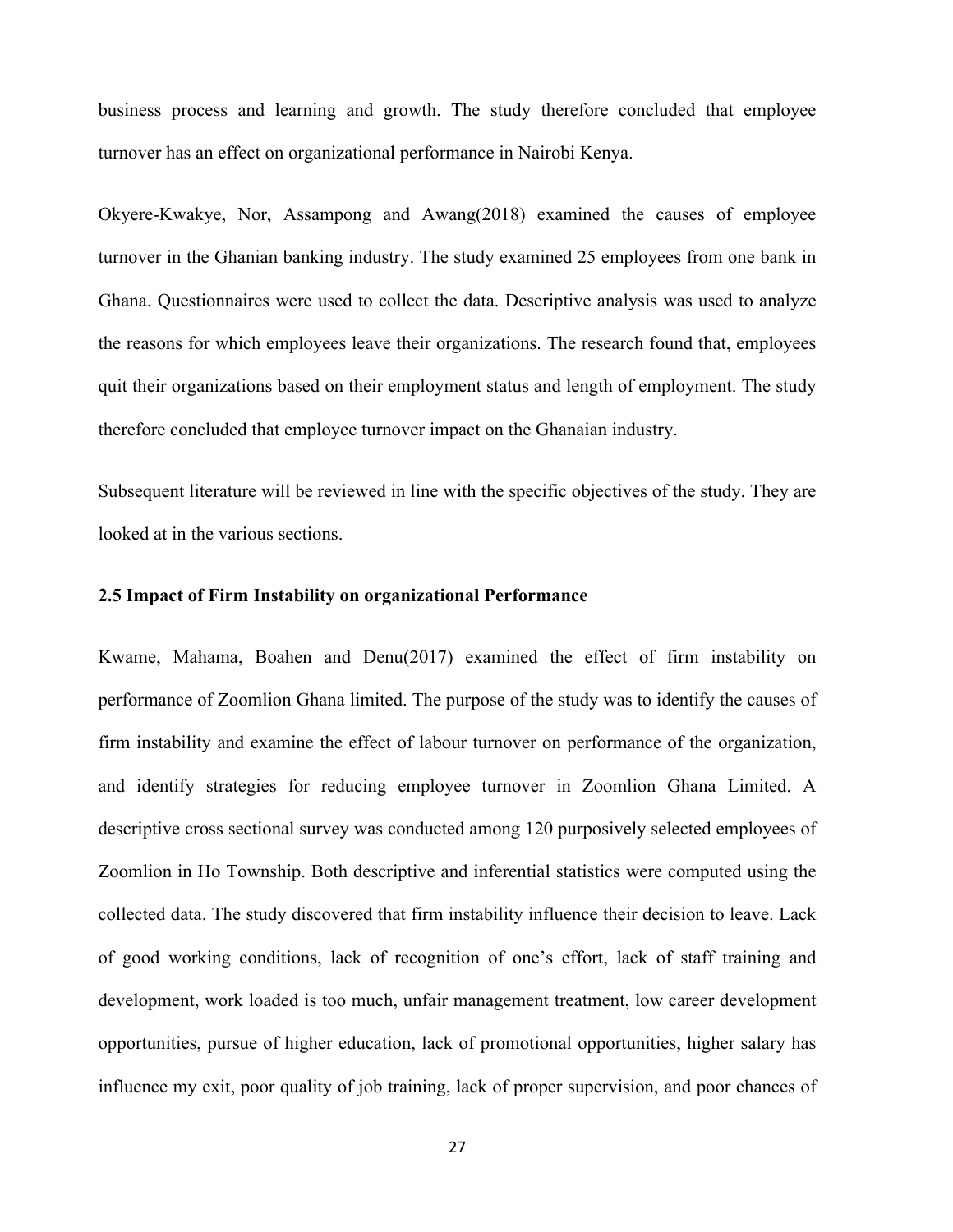business process and learning and growth. The study therefore concluded that employee turnover has an effect on organizational performance in Nairobi Kenya.

Okyere-Kwakye, Nor, Assampong and Awang(2018) examined the causes of employee turnover in the Ghanian banking industry. The study examined 25 employees from one bank in Ghana. Questionnaires were used to collect the data. Descriptive analysis was used to analyze the reasons for which employees leave their organizations. The research found that, employees quit their organizations based on their employment status and length of employment. The study therefore concluded that employee turnover impact on the Ghanaian industry.

Subsequent literature will be reviewed in line with the specific objectives of the study. They are looked at in the various sections.

### 2.5 Impact of Firm Instability on organizational Performance

Kwame, Mahama, Boahen and Denu(2017) examined the effect of firm instability on performance of Zoomlion Ghana limited. The purpose of the study was to identify the causes of firm instability and examine the effect of labour turnover on performance of the organization, and identify strategies for reducing employee turnover in Zoomlion Ghana Limited. A descriptive cross sectional survey was conducted among 120 purposively selected employees of Zoomlion in Ho Township. Both descriptive and inferential statistics were computed using the collected data. The study discovered that firm instability influence their decision to leave. Lack of good working conditions, lack of recognition of one's effort, lack of staff training and development, work loaded is too much, unfair management treatment, low career development opportunities, pursue of higher education, lack of promotional opportunities, higher salary has influence my exit, poor quality of job training, lack of proper supervision, and poor chances of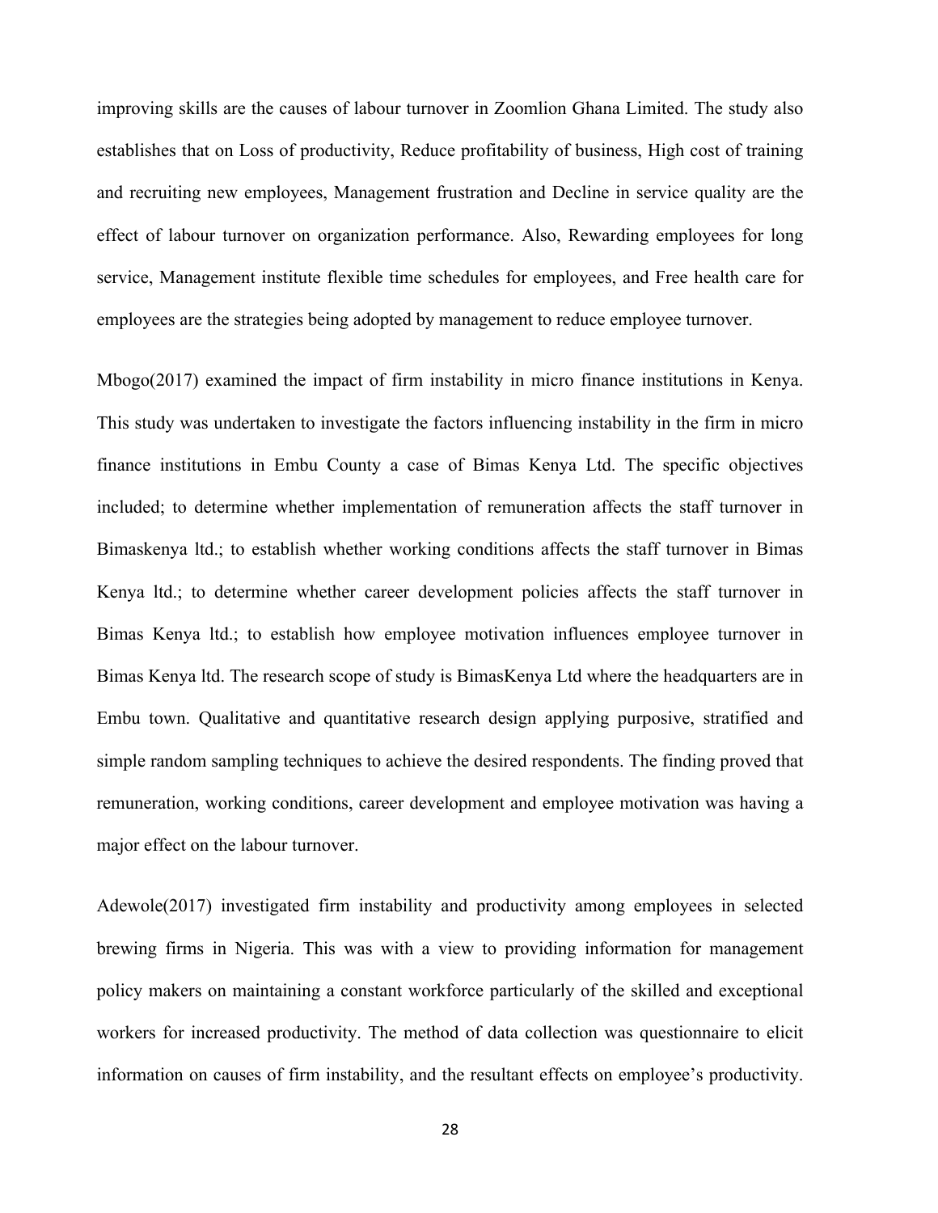improving skills are the causes of labour turnover in Zoomlion Ghana Limited. The study also establishes that on Loss of productivity, Reduce profitability of business, High cost of training and recruiting new employees, Management frustration and Decline in service quality are the effect of labour turnover on organization performance. Also, Rewarding employees for long service, Management institute flexible time schedules for employees, and Free health care for employees are the strategies being adopted by management to reduce employee turnover.

Mbogo(2017) examined the impact of firm instability in micro finance institutions in Kenya. This study was undertaken to investigate the factors influencing instability in the firm in micro finance institutions in Embu County a case of Bimas Kenya Ltd. The specific objectives included; to determine whether implementation of remuneration affects the staff turnover in Bimaskenya ltd.; to establish whether working conditions affects the staff turnover in Bimas Kenya ltd.; to determine whether career development policies affects the staff turnover in Bimas Kenya ltd.; to establish how employee motivation influences employee turnover in Bimas Kenya ltd. The research scope of study is BimasKenya Ltd where the headquarters are in Embu town. Qualitative and quantitative research design applying purposive, stratified and simple random sampling techniques to achieve the desired respondents. The finding proved that remuneration, working conditions, career development and employee motivation was having a major effect on the labour turnover.

Adewole(2017) investigated firm instability and productivity among employees in selected brewing firms in Nigeria. This was with a view to providing information for management policy makers on maintaining a constant workforce particularly of the skilled and exceptional workers for increased productivity. The method of data collection was questionnaire to elicit information on causes of firm instability, and the resultant effects on employee's productivity.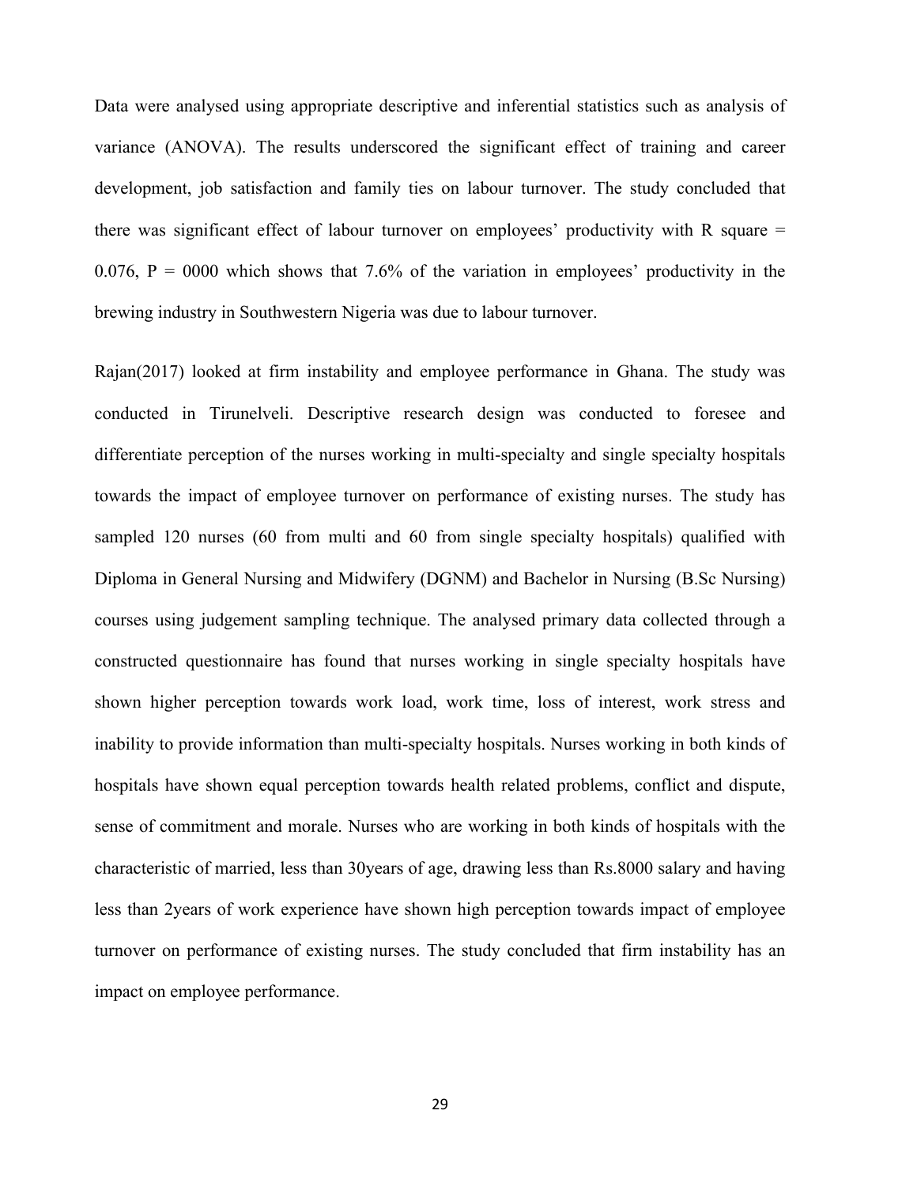Data were analysed using appropriate descriptive and inferential statistics such as analysis of variance (ANOVA). The results underscored the significant effect of training and career development, job satisfaction and family ties on labour turnover. The study concluded that there was significant effect of labour turnover on employees' productivity with R square = 0.076, P = 0000 which shows that 7.6% of the variation in employees' productivity in the brewing industry in Southwestern Nigeria was due to labour turnover.

Rajan(2017) looked at firm instability and employee performance in Ghana. The study was conducted in Tirunelveli. Descriptive research design was conducted to foresee and differentiate perception of the nurses working in multi-specialty and single specialty hospitals towards the impact of employee turnover on performance of existing nurses. The study has sampled 120 nurses (60 from multi and 60 from single specialty hospitals) qualified with Diploma in General Nursing and Midwifery (DGNM) and Bachelor in Nursing (B.Sc Nursing) courses using judgement sampling technique. The analysed primary data collected through a constructed questionnaire has found that nurses working in single specialty hospitals have shown higher perception towards work load, work time, loss of interest, work stress and inability to provide information than multi-specialty hospitals. Nurses working in both kinds of hospitals have shown equal perception towards health related problems, conflict and dispute, sense of commitment and morale. Nurses who are working in both kinds of hospitals with the characteristic of married, less than 30years of age, drawing less than Rs.8000 salary and having less than 2years of work experience have shown high perception towards impact of employee turnover on performance of existing nurses. The study concluded that firm instability has an impact on employee performance.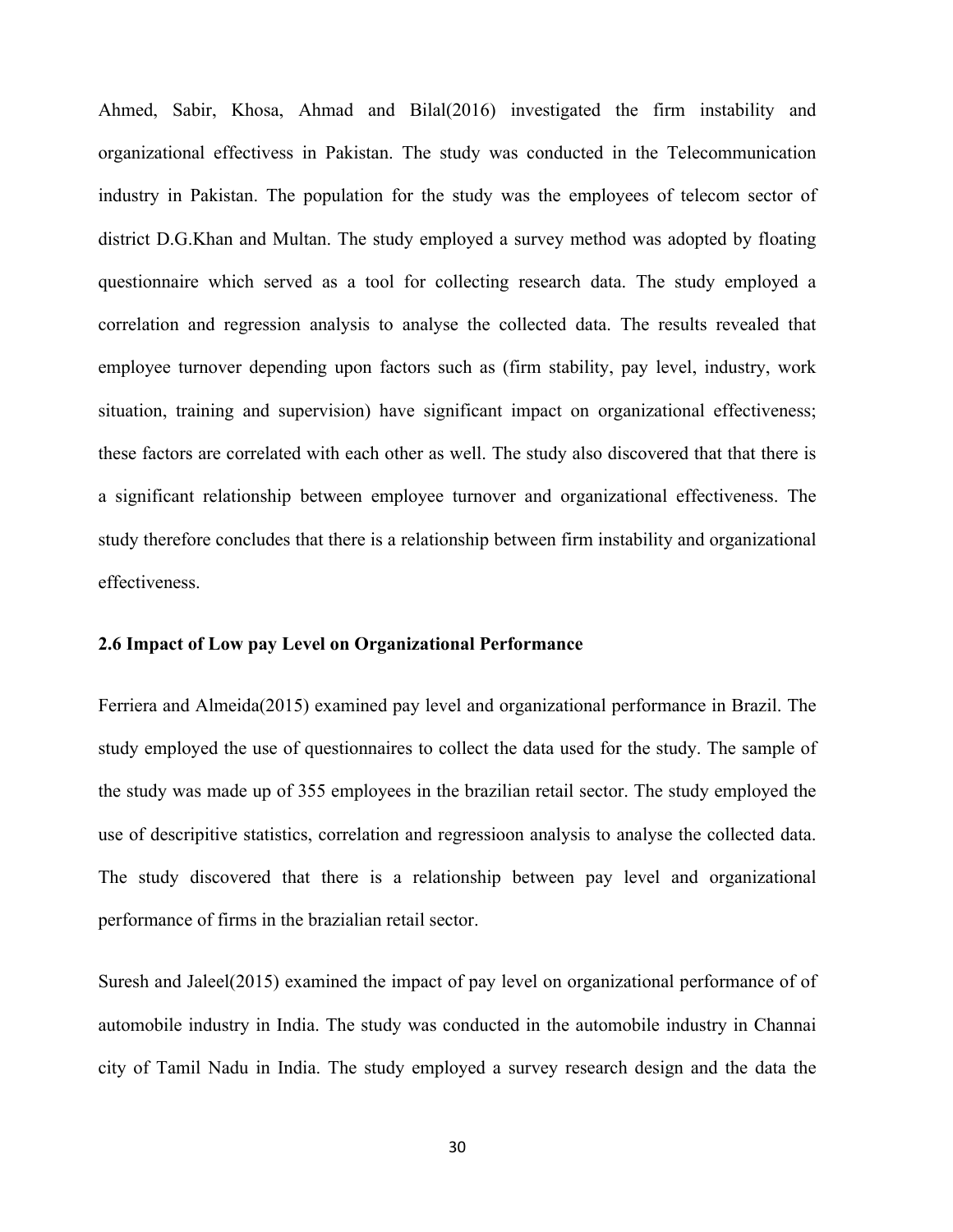Ahmed, Sabir, Khosa, Ahmad and Bilal(2016) investigated the firm instability and organizational effectivess in Pakistan. The study was conducted in the Telecommunication industry in Pakistan. The population for the study was the employees of telecom sector of district D.G.Khan and Multan. The study employed a survey method was adopted by floating questionnaire which served as a tool for collecting research data. The study employed a correlation and regression analysis to analyse the collected data. The results revealed that employee turnover depending upon factors such as (firm stability, pay level, industry, work situation, training and supervision) have significant impact on organizational effectiveness; these factors are correlated with each other as well. The study also discovered that that there is a significant relationship between employee turnover and organizational effectiveness. The study therefore concludes that there is a relationship between firm instability and organizational effectiveness.

### 2.6 Impact of Low pay Level on Organizational Performance

Ferriera and Almeida(2015) examined pay level and organizational performance in Brazil. The study employed the use of questionnaires to collect the data used for the study. The sample of the study was made up of 355 employees in the brazilian retail sector. The study employed the use of descripitive statistics, correlation and regressioon analysis to analyse the collected data. The study discovered that there is a relationship between pay level and organizational performance of firms in the brazialian retail sector.

Suresh and Jaleel(2015) examined the impact of pay level on organizational performance of of automobile industry in India. The study was conducted in the automobile industry in Channai city of Tamil Nadu in India. The study employed a survey research design and the data the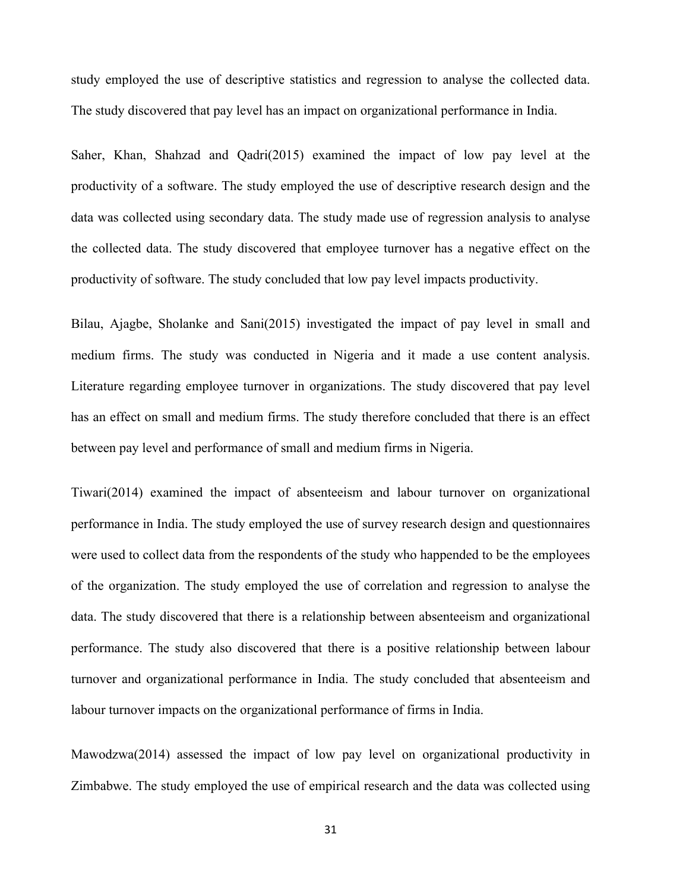study employed the use of descriptive statistics and regression to analyse the collected data. The study discovered that pay level has an impact on organizational performance in India.

Saher, Khan, Shahzad and Qadri(2015) examined the impact of low pay level at the productivity of a software. The study employed the use of descriptive research design and the data was collected using secondary data. The study made use of regression analysis to analyse the collected data. The study discovered that employee turnover has a negative effect on the productivity of software. The study concluded that low pay level impacts productivity.

Bilau, Ajagbe, Sholanke and Sani(2015) investigated the impact of pay level in small and medium firms. The study was conducted in Nigeria and it made a use content analysis. Literature regarding employee turnover in organizations. The study discovered that pay level has an effect on small and medium firms. The study therefore concluded that there is an effect between pay level and performance of small and medium firms in Nigeria.

Tiwari(2014) examined the impact of absenteeism and labour turnover on organizational performance in India. The study employed the use of survey research design and questionnaires were used to collect data from the respondents of the study who happended to be the employees of the organization. The study employed the use of correlation and regression to analyse the data. The study discovered that there is a relationship between absenteeism and organizational performance. The study also discovered that there is a positive relationship between labour turnover and organizational performance in India. The study concluded that absenteeism and labour turnover impacts on the organizational performance of firms in India.

Mawodzwa(2014) assessed the impact of low pay level on organizational productivity in Zimbabwe. The study employed the use of empirical research and the data was collected using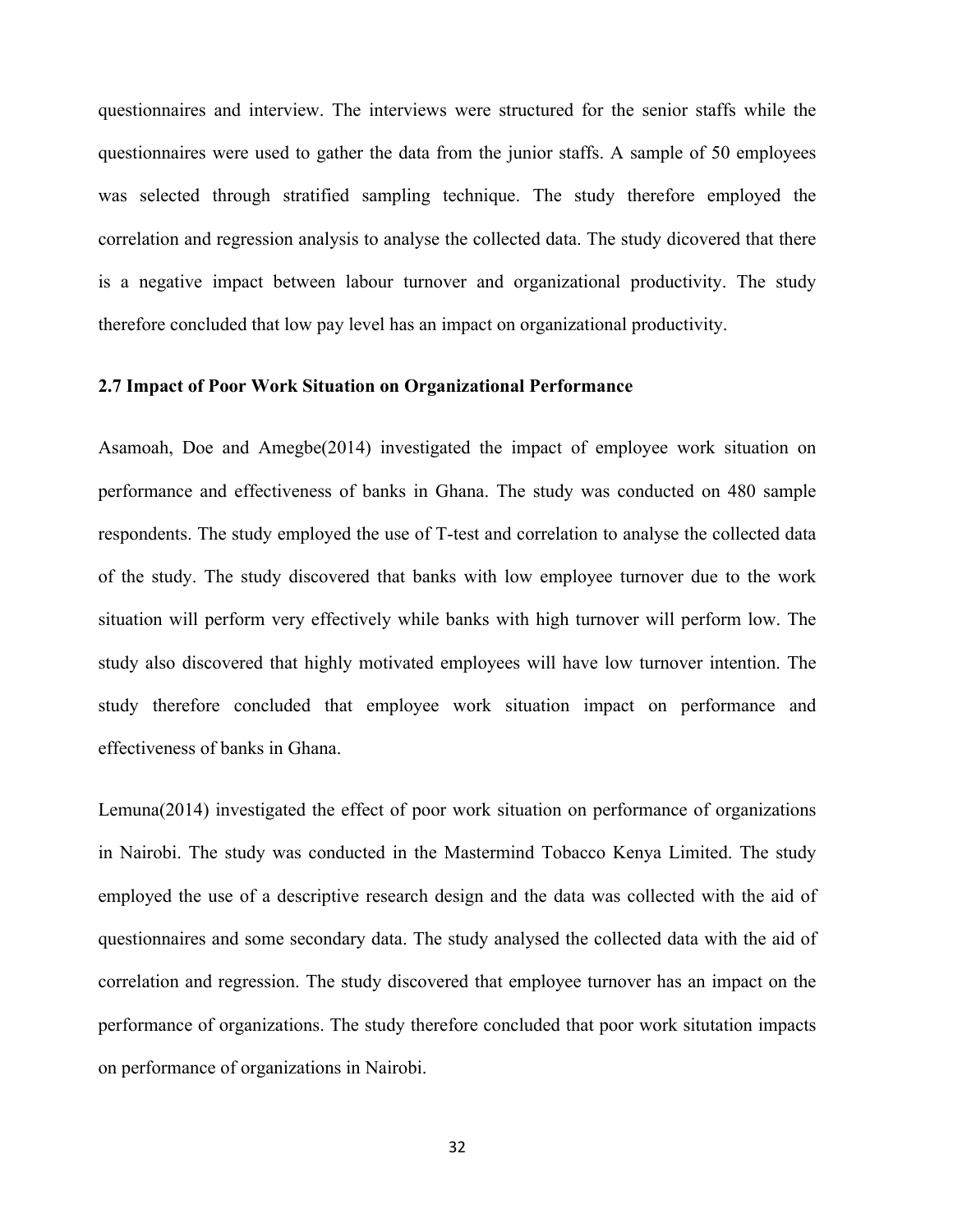questionnaires and interview. The interviews were structured for the senior staffs while the questionnaires were used to gather the data from the junior staffs. A sample of 50 employees was selected through stratified sampling technique. The study therefore employed the correlation and regression analysis to analyse the collected data. The study dicovered that there is a negative impact between labour turnover and organizational productivity. The study therefore concluded that low pay level has an impact on organizational productivity.

### 2.7 Impact of Poor Work Situation on Organizational Performance

Asamoah, Doe and Amegbe(2014) investigated the impact of employee work situation on performance and effectiveness of banks in Ghana. The study was conducted on 480 sample respondents. The study employed the use of T-test and correlation to analyse the collected data of the study. The study discovered that banks with low employee turnover due to the work situation will perform very effectively while banks with high turnover will perform low. The study also discovered that highly motivated employees will have low turnover intention. The study therefore concluded that employee work situation impact on performance and effectiveness of banks in Ghana.

Lemuna(2014) investigated the effect of poor work situation on performance of organizations in Nairobi. The study was conducted in the Mastermind Tobacco Kenya Limited. The study employed the use of a descriptive research design and the data was collected with the aid of questionnaires and some secondary data. The study analysed the collected data with the aid of correlation and regression. The study discovered that employee turnover has an impact on the performance of organizations. The study therefore concluded that poor work situtation impacts on performance of organizations in Nairobi.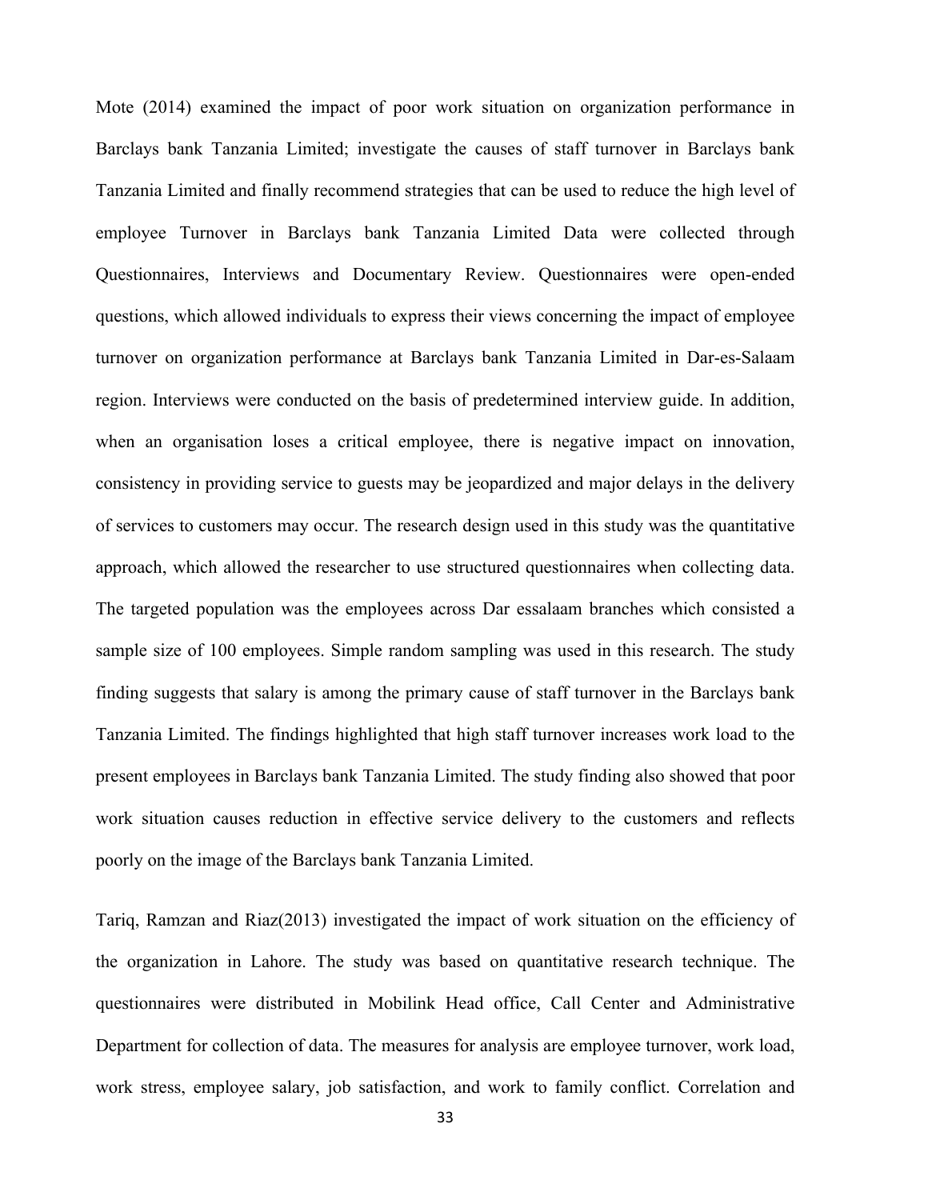Mote (2014) examined the impact of poor work situation on organization performance in Barclays bank Tanzania Limited; investigate the causes of staff turnover in Barclays bank Tanzania Limited and finally recommend strategies that can be used to reduce the high level of employee Turnover in Barclays bank Tanzania Limited Data were collected through Questionnaires, Interviews and Documentary Review. Questionnaires were open-ended questions, which allowed individuals to express their views concerning the impact of employee turnover on organization performance at Barclays bank Tanzania Limited in Dar-es-Salaam region. Interviews were conducted on the basis of predetermined interview guide. In addition, when an organisation loses a critical employee, there is negative impact on innovation, consistency in providing service to guests may be jeopardized and major delays in the delivery of services to customers may occur. The research design used in this study was the quantitative approach, which allowed the researcher to use structured questionnaires when collecting data. The targeted population was the employees across Dar essalaam branches which consisted a sample size of 100 employees. Simple random sampling was used in this research. The study finding suggests that salary is among the primary cause of staff turnover in the Barclays bank Tanzania Limited. The findings highlighted that high staff turnover increases work load to the present employees in Barclays bank Tanzania Limited. The study finding also showed that poor work situation causes reduction in effective service delivery to the customers and reflects poorly on the image of the Barclays bank Tanzania Limited.

Tariq, Ramzan and Riaz(2013) investigated the impact of work situation on the efficiency of the organization in Lahore. The study was based on quantitative research technique. The questionnaires were distributed in Mobilink Head office, Call Center and Administrative Department for collection of data. The measures for analysis are employee turnover, work load, work stress, employee salary, job satisfaction, and work to family conflict. Correlation and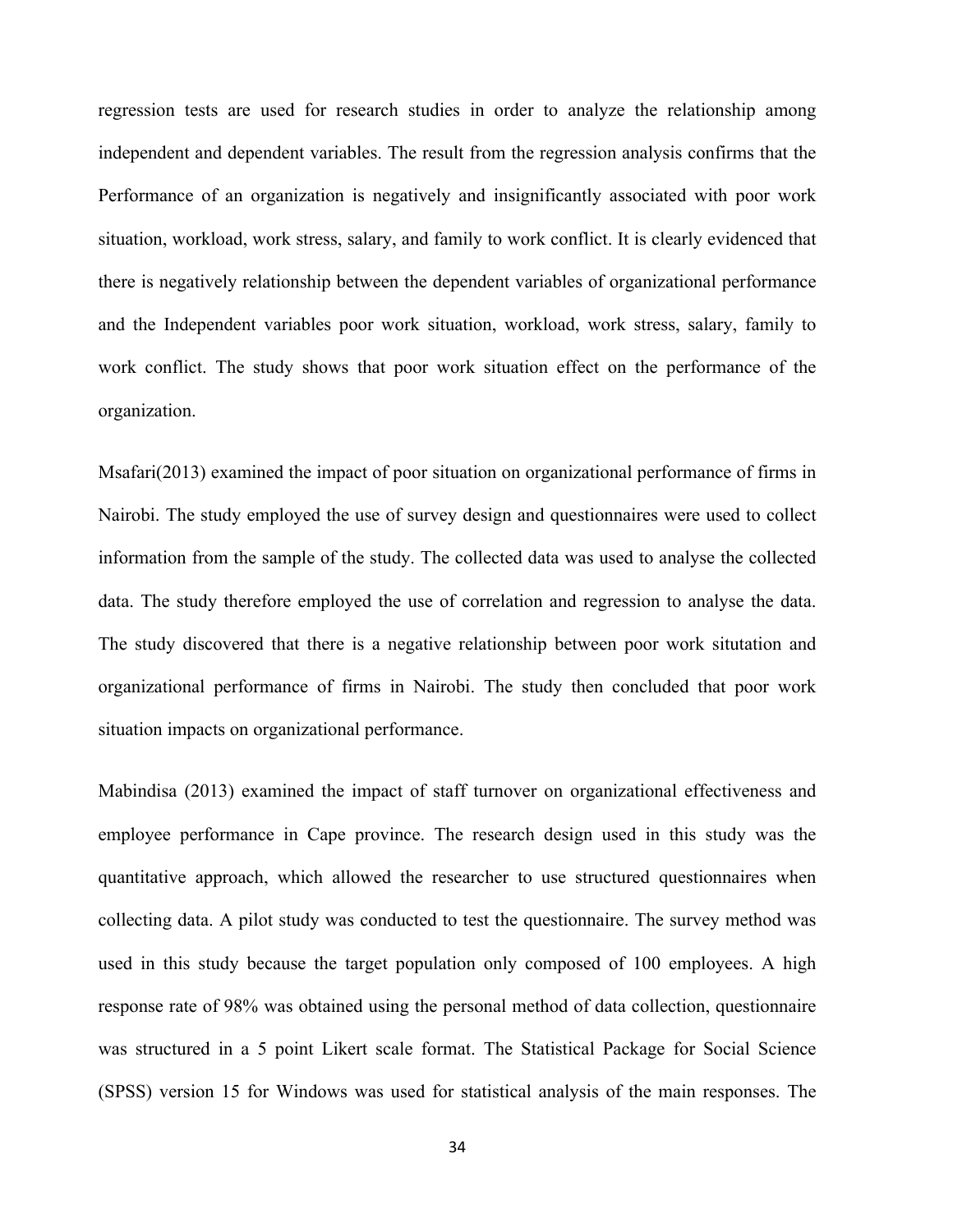regression tests are used for research studies in order to analyze the relationship among independent and dependent variables. The result from the regression analysis confirms that the Performance of an organization is negatively and insignificantly associated with poor work situation, workload, work stress, salary, and family to work conflict. It is clearly evidenced that there is negatively relationship between the dependent variables of organizational performance and the Independent variables poor work situation, workload, work stress, salary, family to work conflict. The study shows that poor work situation effect on the performance of the organization.

Msafari(2013) examined the impact of poor situation on organizational performance of firms in Nairobi. The study employed the use of survey design and questionnaires were used to collect information from the sample of the study. The collected data was used to analyse the collected data. The study therefore employed the use of correlation and regression to analyse the data. The study discovered that there is a negative relationship between poor work situtation and organizational performance of firms in Nairobi. The study then concluded that poor work situation impacts on organizational performance.

Mabindisa (2013) examined the impact of staff turnover on organizational effectiveness and employee performance in Cape province. The research design used in this study was the quantitative approach, which allowed the researcher to use structured questionnaires when collecting data. A pilot study was conducted to test the questionnaire. The survey method was used in this study because the target population only composed of 100 employees. A high response rate of 98% was obtained using the personal method of data collection, questionnaire was structured in a 5 point Likert scale format. The Statistical Package for Social Science (SPSS) version 15 for Windows was used for statistical analysis of the main responses. The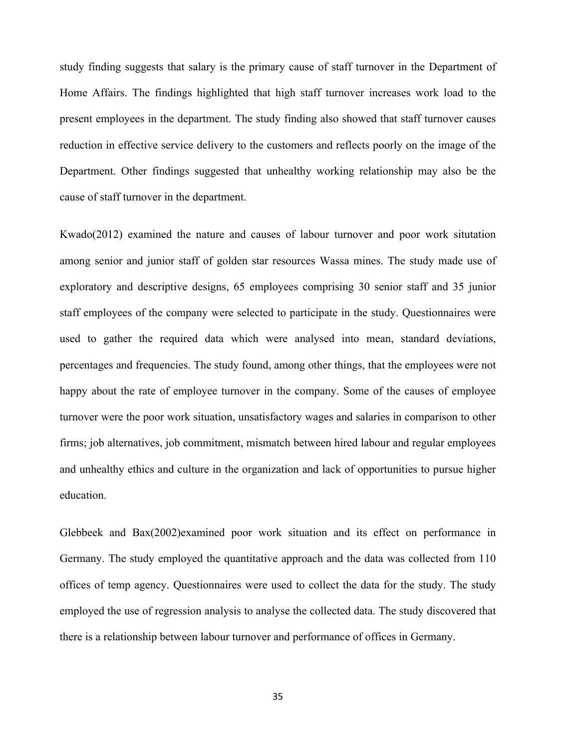study finding suggests that salary is the primary cause of staff turnover in the Department of Home Affairs. The findings highlighted that high staff turnover increases work load to the present employees in the department. The study finding also showed that staff turnover causes reduction in effective service delivery to the customers and reflects poorly on the image of the Department. Other findings suggested that unhealthy working relationship may also be the cause of staff turnover in the department.

Kwado(2012) examined the nature and causes of labour turnover and poor work situtation among senior and junior staff of golden star resources Wassa mines. The study made use of exploratory and descriptive designs, 65 employees comprising 30 senior staff and 35 junior staff employees of the company were selected to participate in the study. Questionnaires were used to gather the required data which were analysed into mean, standard deviations, percentages and frequencies. The study found, among other things, that the employees were not happy about the rate of employee turnover in the company. Some of the causes of employee turnover were the poor work situation, unsatisfactory wages and salaries in comparison to other firms; job alternatives, job commitment, mismatch between hired labour and regular employees and unhealthy ethics and culture in the organization and lack of opportunities to pursue higher education.

Glebbeek and Bax(2002)examined poor work situation and its effect on performance in Germany. The study employed the quantitative approach and the data was collected from 110 offices of temp agency. Questionnaires were used to collect the data for the study. The study employed the use of regression analysis to analyse the collected data. The study discovered that there is a relationship between labour turnover and performance of offices in Germany.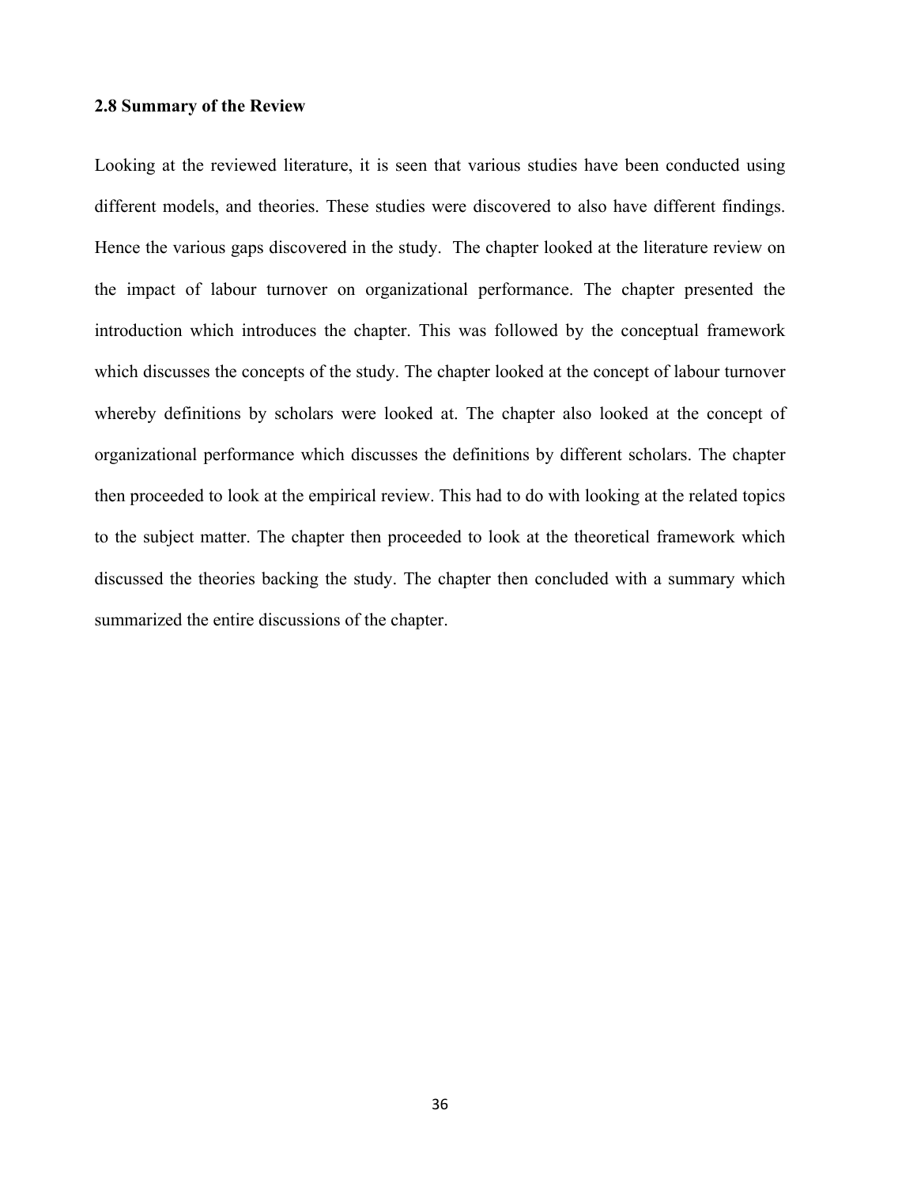### 2.8 Summary of the Review

Looking at the reviewed literature, it is seen that various studies have been conducted using different models, and theories. These studies were discovered to also have different findings. Hence the various gaps discovered in the study. The chapter looked at the literature review on the impact of labour turnover on organizational performance. The chapter presented the introduction which introduces the chapter. This was followed by the conceptual framework which discusses the concepts of the study. The chapter looked at the concept of labour turnover whereby definitions by scholars were looked at. The chapter also looked at the concept of organizational performance which discusses the definitions by different scholars. The chapter then proceeded to look at the empirical review. This had to do with looking at the related topics to the subject matter. The chapter then proceeded to look at the theoretical framework which discussed the theories backing the study. The chapter then concluded with a summary which summarized the entire discussions of the chapter.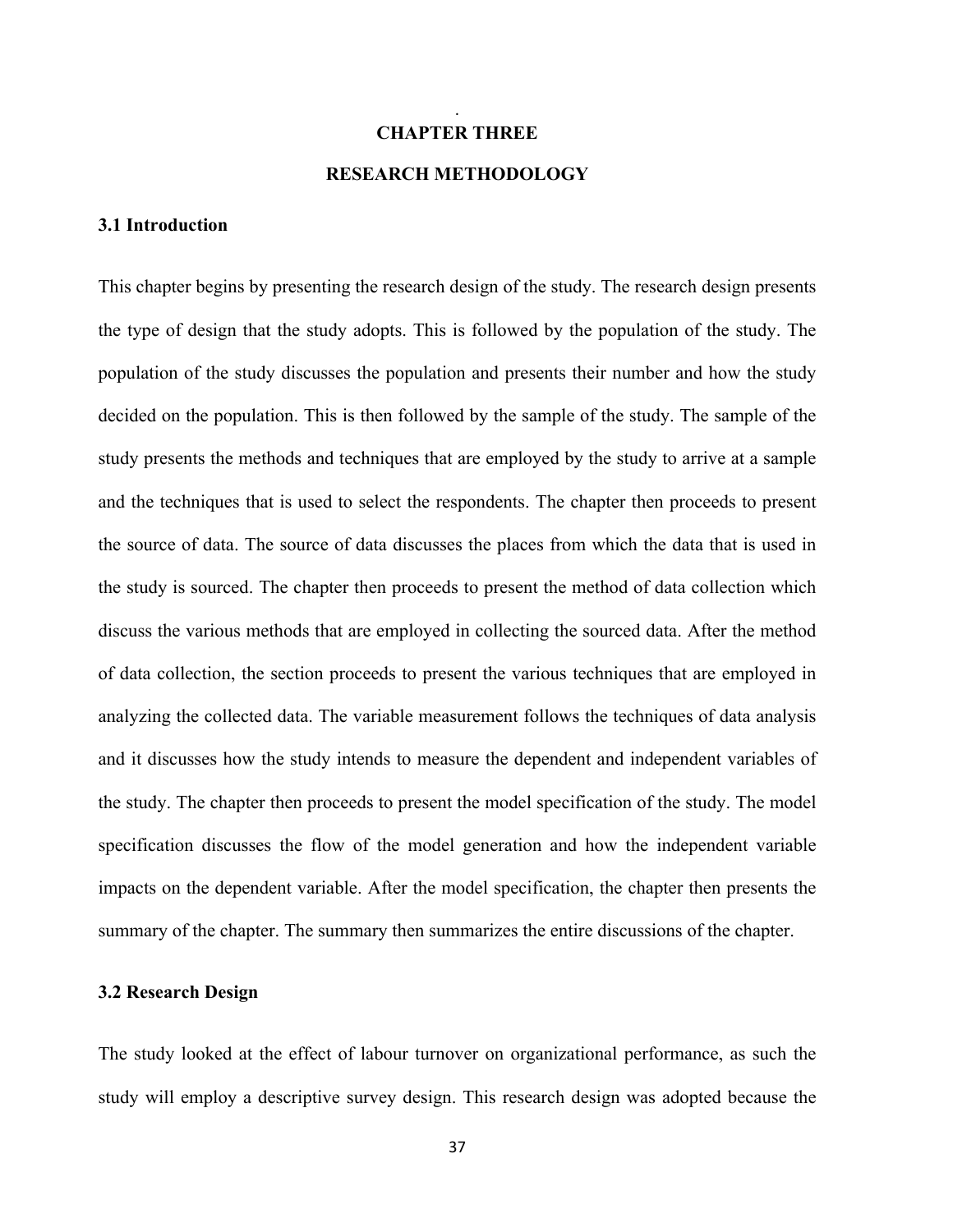# CHAPTER THREE

# RESEARCH METHODOLOGY

## 3.1 Introduction

This chapter begins by presenting the research design of the study. The research design presents the type of design that the study adopts. This is followed by the population of the study. The population of the study discusses the population and presents their number and how the study decided on the population. This is then followed by the sample of the study. The sample of the study presents the methods and techniques that are employed by the study to arrive at a sample and the techniques that is used to select the respondents. The chapter then proceeds to present the source of data. The source of data discusses the places from which the data that is used in the study is sourced. The chapter then proceeds to present the method of data collection which discuss the various methods that are employed in collecting the sourced data. After the method of data collection, the section proceeds to present the various techniques that are employed in analyzing the collected data. The variable measurement follows the techniques of data analysis and it discusses how the study intends to measure the dependent and independent variables of the study. The chapter then proceeds to present the model specification of the study. The model specification discusses the flow of the model generation and how the independent variable impacts on the dependent variable. After the model specification, the chapter then presents the summary of the chapter. The summary then summarizes the entire discussions of the chapter.

## 3.2 Research Design

The study looked at the effect of labour turnover on organizational performance, as such the study will employ a descriptive survey design. This research design was adopted because the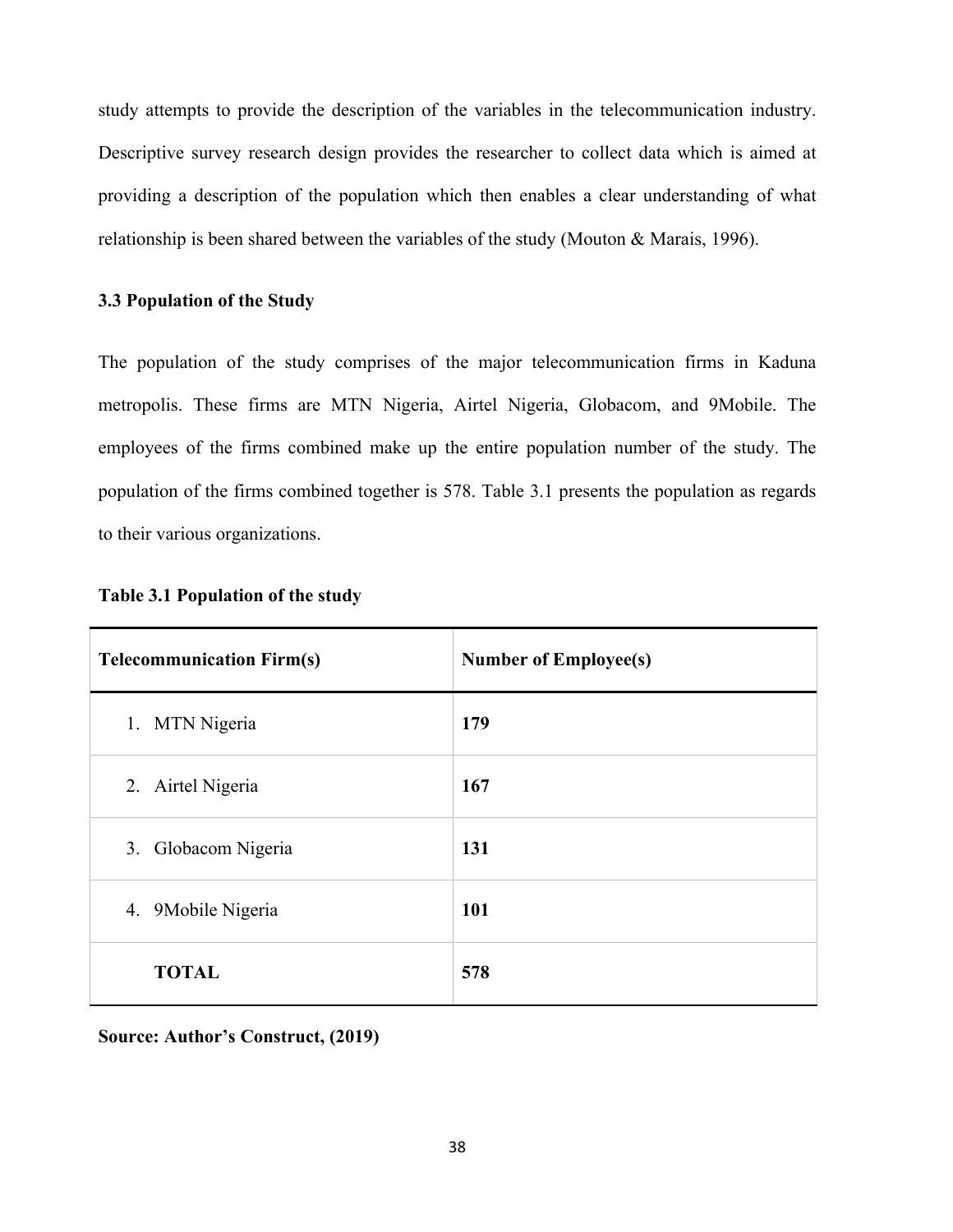study attempts to provide the description of the variables in the telecommunication industry. Descriptive survey research design provides the researcher to collect data which is aimed at providing a description of the population which then enables a clear understanding of what relationship is been shared between the variables of the study (Mouton & Marais, 1996).

### 3.3 Population of the Study

The population of the study comprises of the major telecommunication firms in Kaduna metropolis. These firms are MTN Nigeria, Airtel Nigeria, Globacom, and 9Mobile. The employees of the firms combined make up the entire population number of the study. The population of the firms combined together is 578. Table 3.1 presents the population as regards to their various organizations.

**Table 3.1 Population of the study**

| Telecommunication Firm(s) | Number of Employee(s) |
|---|---|
| 1. MTN Nigeria | **179** |
| 2. Airtel Nigeria | **167** |
| 3. Globacom Nigeria | **131** |
| 4. 9Mobile Nigeria | **101** |
| **TOTAL** | **578** |

**Source: Author's Construct, (2019)**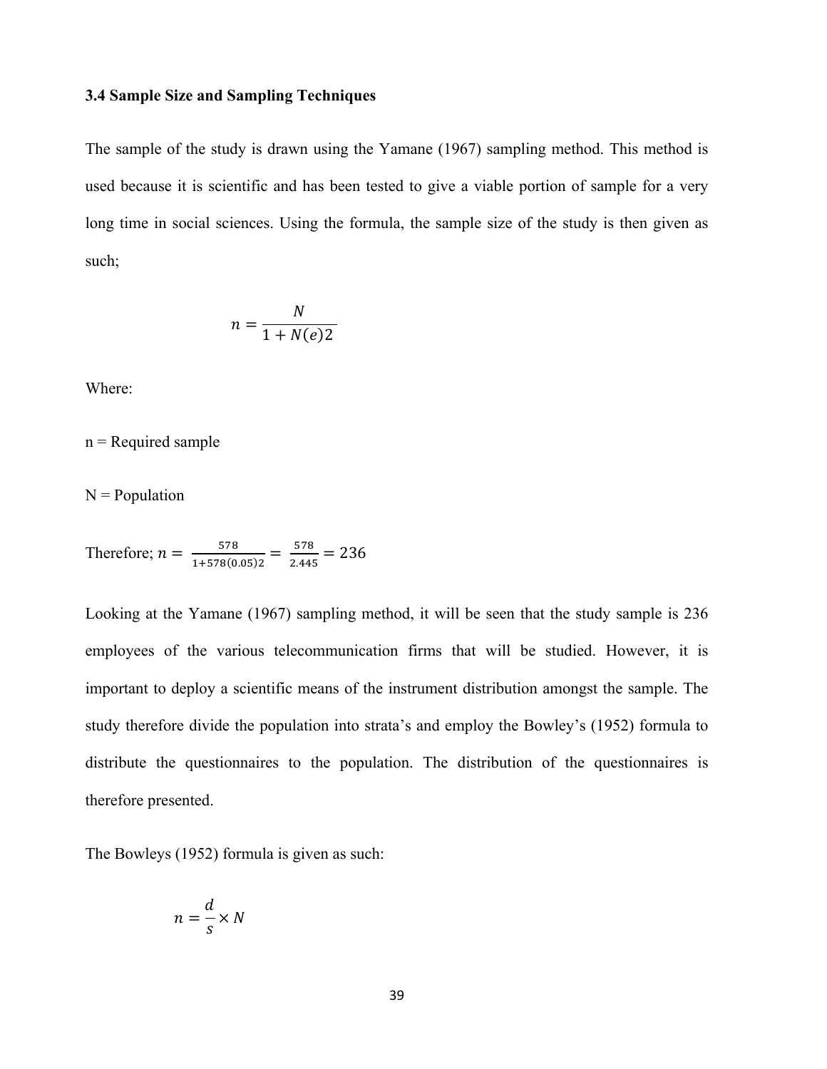### 3.4 Sample Size and Sampling Techniques

The sample of the study is drawn using the Yamane (1967) sampling method. This method is used because it is scientific and has been tested to give a viable portion of sample for a very long time in social sciences. Using the formula, the sample size of the study is then given as such;

$$n = \frac{N}{1 + N(e)2}$$

Where:

n = Required sample

N = Population

Therefore; $n = \frac{578}{1+578(0.05)2} = \frac{578}{2.445} = 236$

Looking at the Yamane (1967) sampling method, it will be seen that the study sample is 236 employees of the various telecommunication firms that will be studied. However, it is important to deploy a scientific means of the instrument distribution amongst the sample. The study therefore divide the population into strata's and employ the Bowley's (1952) formula to distribute the questionnaires to the population. The distribution of the questionnaires is therefore presented.

The Bowleys (1952) formula is given as such:

$$n = \frac{d}{s} \times N$$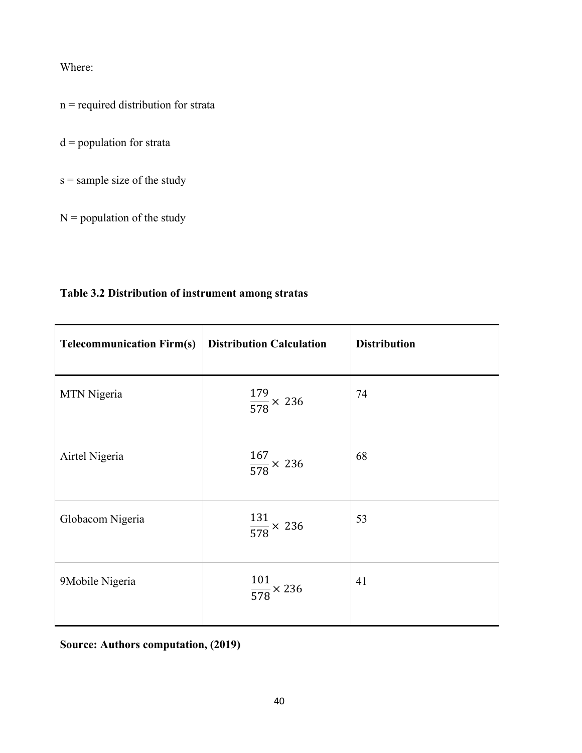Where:

n = required distribution for strata

d = population for strata

s = sample size of the study

N = population of the study

**Table 3.2 Distribution of instrument among stratas**

| Telecommunication Firm(s) | Distribution Calculation | Distribution |
|---|---|---|
| MTN Nigeria | $\frac{179}{578} \times 236$ | 74 |
| Airtel Nigeria | $\frac{167}{578} \times 236$ | 68 |
| Globacom Nigeria | $\frac{131}{578} \times 236$ | 53 |
| 9Mobile Nigeria | $\frac{101}{578} \times 236$ | 41 |

**Source: Authors computation, (2019)**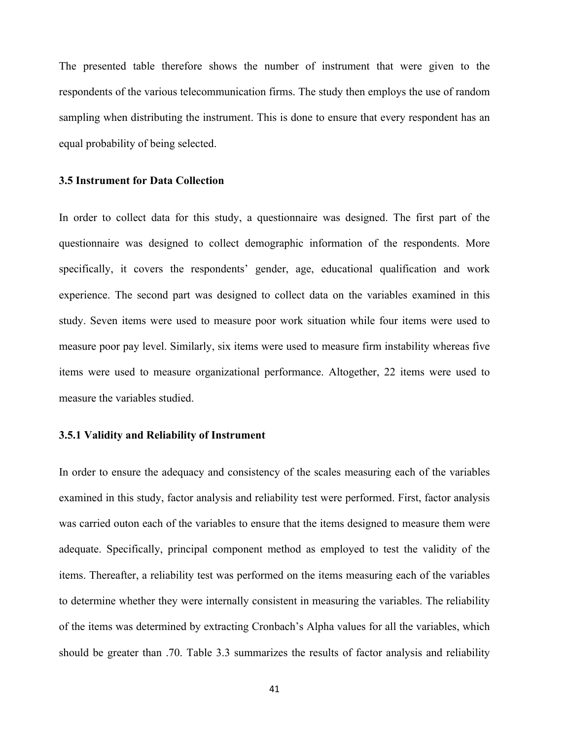The presented table therefore shows the number of instrument that were given to the respondents of the various telecommunication firms. The study then employs the use of random sampling when distributing the instrument. This is done to ensure that every respondent has an equal probability of being selected.

### 3.5 Instrument for Data Collection

In order to collect data for this study, a questionnaire was designed. The first part of the questionnaire was designed to collect demographic information of the respondents. More specifically, it covers the respondents' gender, age, educational qualification and work experience. The second part was designed to collect data on the variables examined in this study. Seven items were used to measure poor work situation while four items were used to measure poor pay level. Similarly, six items were used to measure firm instability whereas five items were used to measure organizational performance. Altogether, 22 items were used to measure the variables studied.

#### 3.5.1 Validity and Reliability of Instrument

In order to ensure the adequacy and consistency of the scales measuring each of the variables examined in this study, factor analysis and reliability test were performed. First, factor analysis was carried outon each of the variables to ensure that the items designed to measure them were adequate. Specifically, principal component method as employed to test the validity of the items. Thereafter, a reliability test was performed on the items measuring each of the variables to determine whether they were internally consistent in measuring the variables. The reliability of the items was determined by extracting Cronbach's Alpha values for all the variables, which should be greater than .70. Table 3.3 summarizes the results of factor analysis and reliability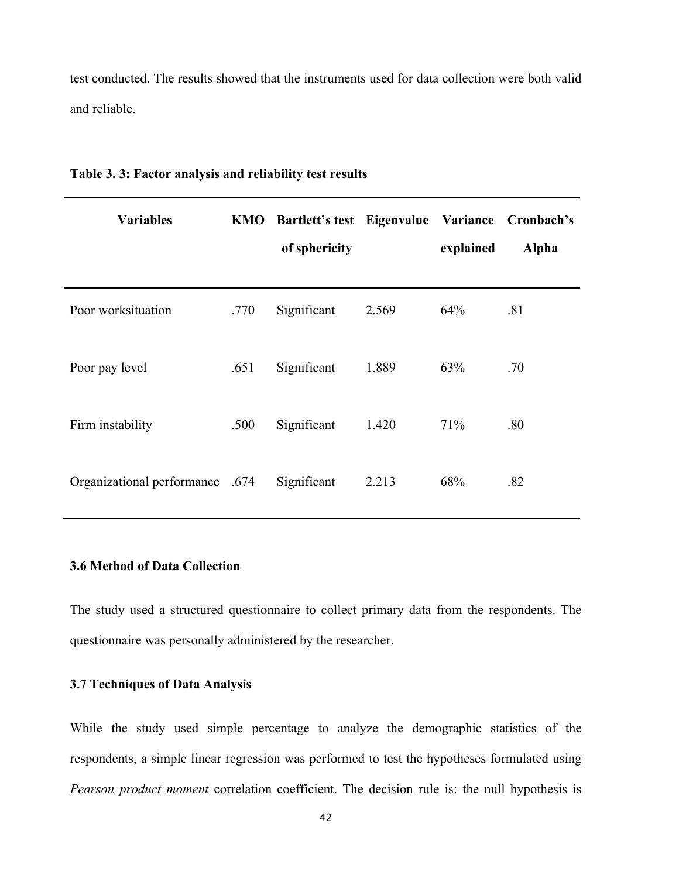test conducted. The results showed that the instruments used for data collection were both valid and reliable.

**Table 3. 3: Factor analysis and reliability test results**

| Variables | KMO | Bartlett's test of sphericity | Eigenvalue | Variance explained | Cronbach's Alpha |
|---|---|---|---|---|---|
| Poor worksituation | .770 | Significant | 2.569 | 64% | .81 |
| Poor pay level | .651 | Significant | 1.889 | 63% | .70 |
| Firm instability | .500 | Significant | 1.420 | 71% | .80 |
| Organizational performance | .674 | Significant | 2.213 | 68% | .82 |

### 3.6 Method of Data Collection

The study used a structured questionnaire to collect primary data from the respondents. The questionnaire was personally administered by the researcher.

### 3.7 Techniques of Data Analysis

While the study used simple percentage to analyze the demographic statistics of the respondents, a simple linear regression was performed to test the hypotheses formulated using *Pearson product moment* correlation coefficient. The decision rule is: the null hypothesis is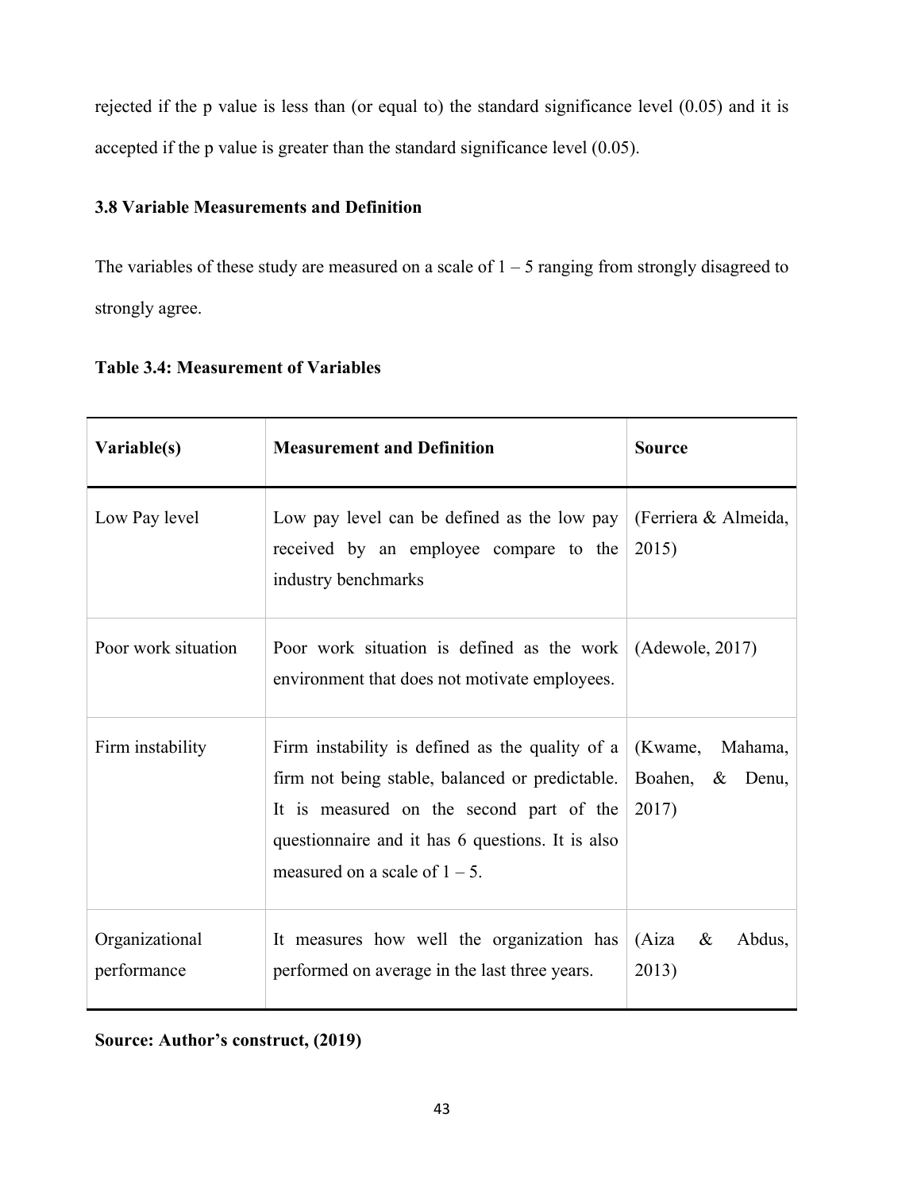rejected if the p value is less than (or equal to) the standard significance level (0.05) and it is accepted if the p value is greater than the standard significance level (0.05).

### 3.8 Variable Measurements and Definition

The variables of these study are measured on a scale of 1 – 5 ranging from strongly disagreed to strongly agree.

**Table 3.4: Measurement of Variables**

| Variable(s) | Measurement and Definition | Source |
|---|---|---|
| Low Pay level | Low pay level can be defined as the low pay received by an employee compare to the industry benchmarks | (Ferriera & Almeida, 2015) |
| Poor work situation | Poor work situation is defined as the work environment that does not motivate employees. | (Adewole, 2017) |
| Firm instability | Firm instability is defined as the quality of a firm not being stable, balanced or predictable. It is measured on the second part of the questionnaire and it has 6 questions. It is also measured on a scale of 1 – 5. | (Kwame, Mahama, Boahen, & Denu, 2017) |
| Organizational performance | It measures how well the organization has performed on average in the last three years. | (Aiza & Abdus, 2013) |

**Source: Author's construct, (2019)**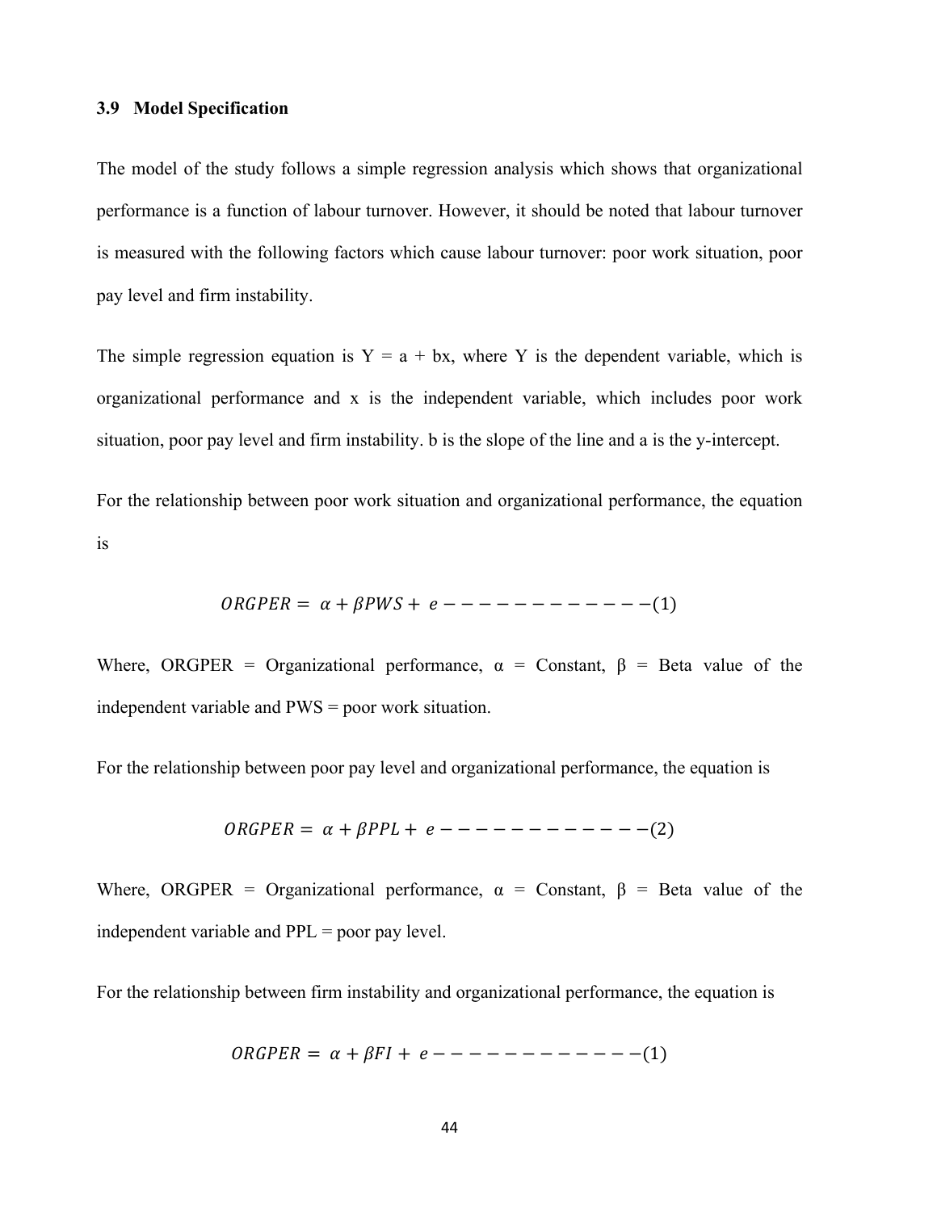### 3.9 Model Specification

The model of the study follows a simple regression analysis which shows that organizational performance is a function of labour turnover. However, it should be noted that labour turnover is measured with the following factors which cause labour turnover: poor work situation, poor pay level and firm instability.

The simple regression equation is Y = a + bx, where Y is the dependent variable, which is organizational performance and x is the independent variable, which includes poor work situation, poor pay level and firm instability. b is the slope of the line and a is the y-intercept.

For the relationship between poor work situation and organizational performance, the equation is

$$ORGPER = \alpha + \beta PWS + e ------------(1)$$

Where, ORGPER = Organizational performance, α = Constant, β = Beta value of the independent variable and PWS = poor work situation.

For the relationship between poor pay level and organizational performance, the equation is

$$ORGPER = \alpha + \beta PPL + e ------------(2)$$

Where, ORGPER = Organizational performance, α = Constant, β = Beta value of the independent variable and PPL = poor pay level.

For the relationship between firm instability and organizational performance, the equation is

$$ORGPER = \alpha + \beta FI + e ------------(1)$$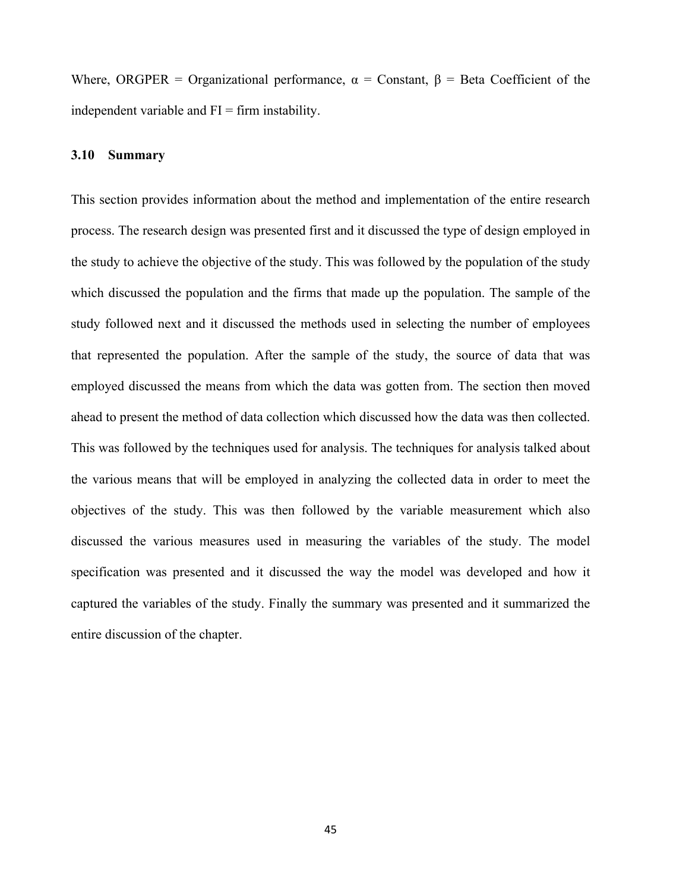Where, ORGPER = Organizational performance, $\alpha$ = Constant, $\beta$ = Beta Coefficient of the independent variable and FI = firm instability.

### 3.10 Summary

This section provides information about the method and implementation of the entire research process. The research design was presented first and it discussed the type of design employed in the study to achieve the objective of the study. This was followed by the population of the study which discussed the population and the firms that made up the population. The sample of the study followed next and it discussed the methods used in selecting the number of employees that represented the population. After the sample of the study, the source of data that was employed discussed the means from which the data was gotten from. The section then moved ahead to present the method of data collection which discussed how the data was then collected. This was followed by the techniques used for analysis. The techniques for analysis talked about the various means that will be employed in analyzing the collected data in order to meet the objectives of the study. This was then followed by the variable measurement which also discussed the various measures used in measuring the variables of the study. The model specification was presented and it discussed the way the model was developed and how it captured the variables of the study. Finally the summary was presented and it summarized the entire discussion of the chapter.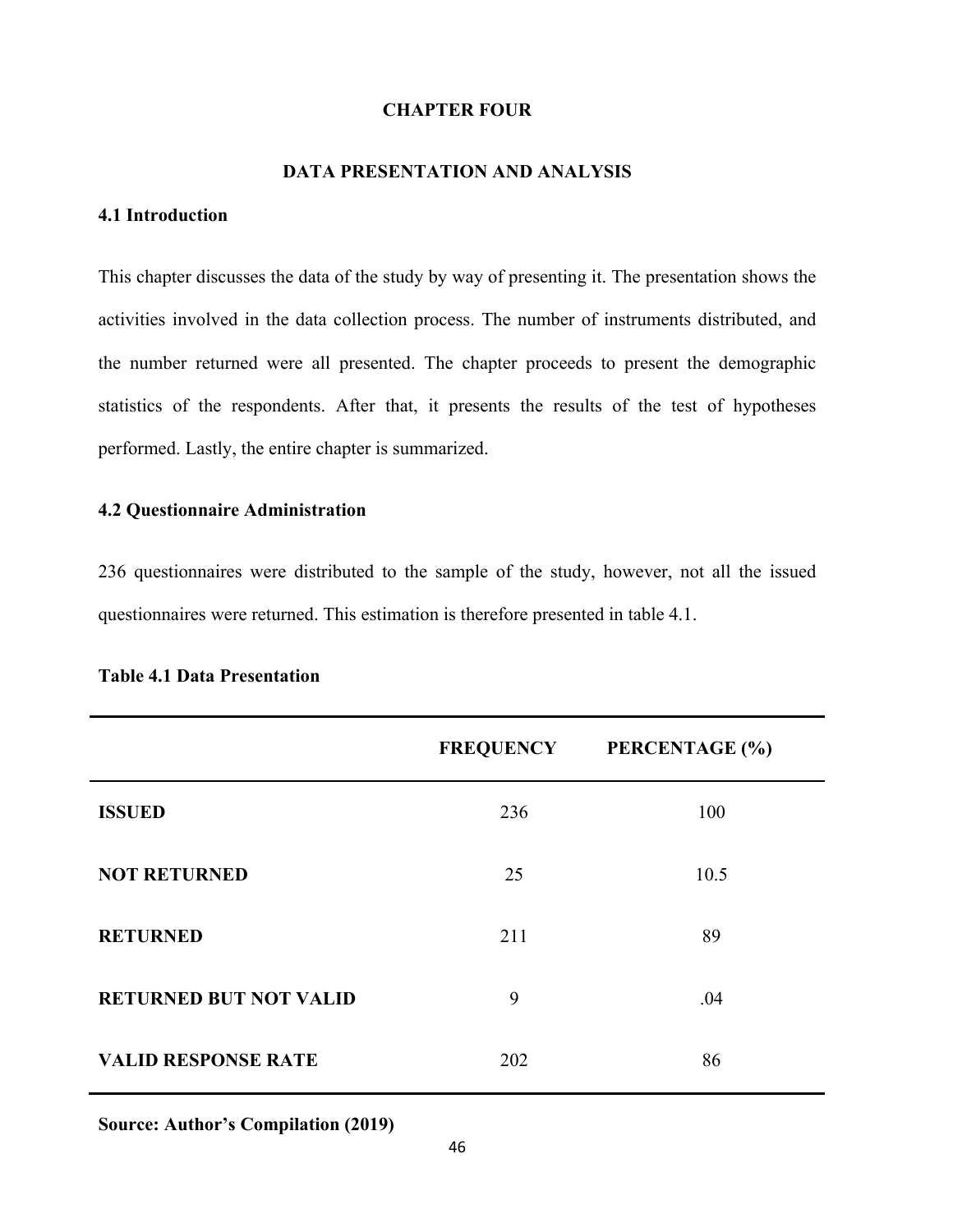# CHAPTER FOUR

## DATA PRESENTATION AND ANALYSIS

### 4.1 Introduction

This chapter discusses the data of the study by way of presenting it. The presentation shows the activities involved in the data collection process. The number of instruments distributed, and the number returned were all presented. The chapter proceeds to present the demographic statistics of the respondents. After that, it presents the results of the test of hypotheses performed. Lastly, the entire chapter is summarized.

### 4.2 Questionnaire Administration

236 questionnaires were distributed to the sample of the study, however, not all the issued questionnaires were returned. This estimation is therefore presented in table 4.1.

**Table 4.1 Data Presentation**

| | FREQUENCY | PERCENTAGE (%) |
|---|---|---|
| **ISSUED** | 236 | 100 |
| **NOT RETURNED** | 25 | 10.5 |
| **RETURNED** | 211 | 89 |
| **RETURNED BUT NOT VALID** | 9 | .04 |
| **VALID RESPONSE RATE** | 202 | 86 |

**Source: Author's Compilation (2019)**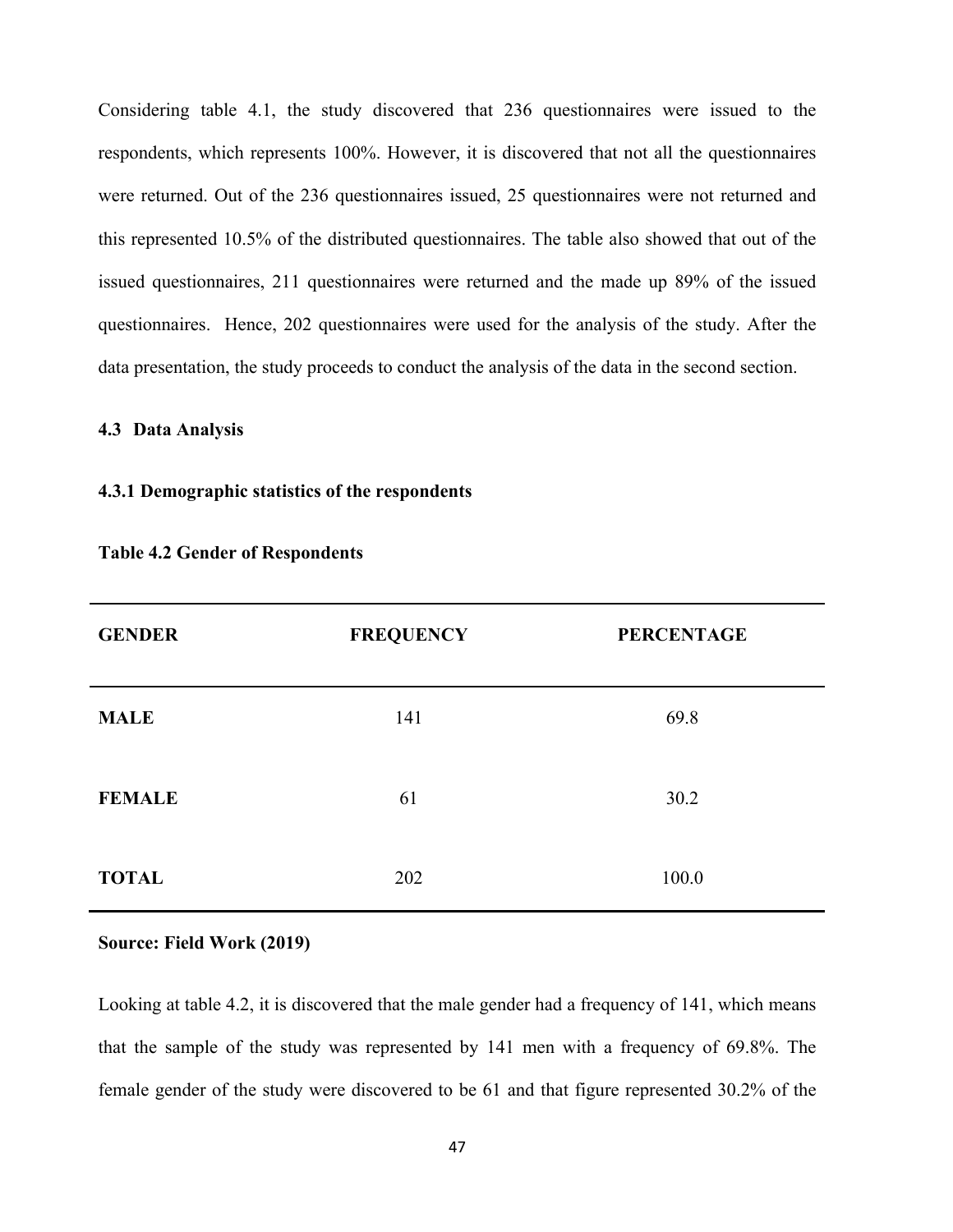Considering table 4.1, the study discovered that 236 questionnaires were issued to the respondents, which represents 100%. However, it is discovered that not all the questionnaires were returned. Out of the 236 questionnaires issued, 25 questionnaires were not returned and this represented 10.5% of the distributed questionnaires. The table also showed that out of the issued questionnaires, 211 questionnaires were returned and the made up 89% of the issued questionnaires. Hence, 202 questionnaires were used for the analysis of the study. After the data presentation, the study proceeds to conduct the analysis of the data in the second section.

### 4.3 Data Analysis

#### 4.3.1 Demographic statistics of the respondents

**Table 4.2 Gender of Respondents**

| GENDER | FREQUENCY | PERCENTAGE |
|---|---|---|
| MALE | 141 | 69.8 |
| FEMALE | 61 | 30.2 |
| TOTAL | 202 | 100.0 |

**Source: Field Work (2019)**

Looking at table 4.2, it is discovered that the male gender had a frequency of 141, which means that the sample of the study was represented by 141 men with a frequency of 69.8%. The female gender of the study were discovered to be 61 and that figure represented 30.2% of the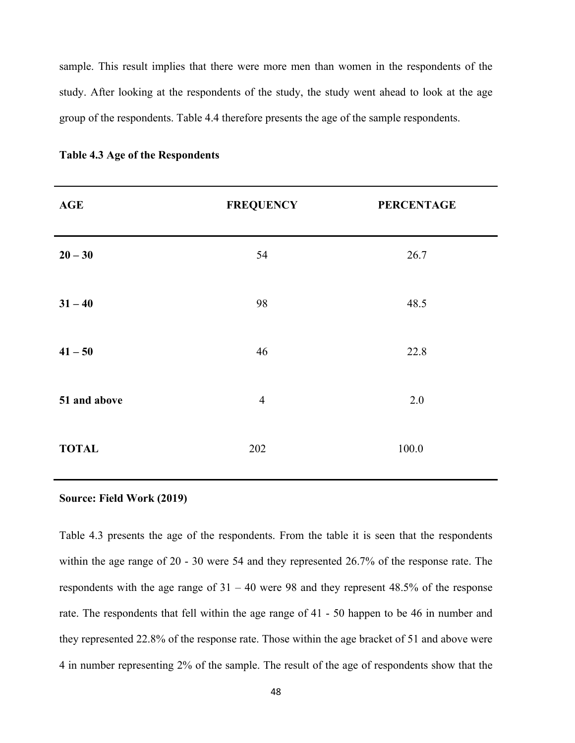sample. This result implies that there were more men than women in the respondents of the study. After looking at the respondents of the study, the study went ahead to look at the age group of the respondents. Table 4.4 therefore presents the age of the sample respondents.

**Table 4.3 Age of the Respondents**

| AGE | FREQUENCY | PERCENTAGE |
|---|---|---|
| **20 – 30** | 54 | 26.7 |
| **31 – 40** | 98 | 48.5 |
| **41 – 50** | 46 | 22.8 |
| **51 and above** | 4 | 2.0 |
| **TOTAL** | 202 | 100.0 |

**Source: Field Work (2019)**

Table 4.3 presents the age of the respondents. From the table it is seen that the respondents within the age range of 20 - 30 were 54 and they represented 26.7% of the response rate. The respondents with the age range of 31 – 40 were 98 and they represent 48.5% of the response rate. The respondents that fell within the age range of 41 - 50 happen to be 46 in number and they represented 22.8% of the response rate. Those within the age bracket of 51 and above were 4 in number representing 2% of the sample. The result of the age of respondents show that the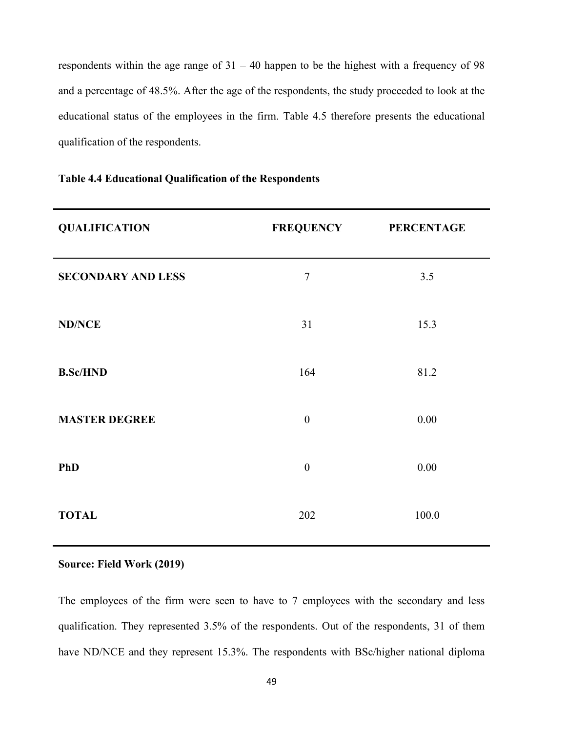respondents within the age range of 31 – 40 happen to be the highest with a frequency of 98 and a percentage of 48.5%. After the age of the respondents, the study proceeded to look at the educational status of the employees in the firm. Table 4.5 therefore presents the educational qualification of the respondents.

**Table 4.4 Educational Qualification of the Respondents**

| QUALIFICATION | FREQUENCY | PERCENTAGE |
|---|---|---|
| SECONDARY AND LESS | 7 | 3.5 |
| ND/NCE | 31 | 15.3 |
| B.Sc/HND | 164 | 81.2 |
| MASTER DEGREE | 0 | 0.00 |
| PhD | 0 | 0.00 |
| TOTAL | 202 | 100.0 |

**Source: Field Work (2019)**

The employees of the firm were seen to have to 7 employees with the secondary and less qualification. They represented 3.5% of the respondents. Out of the respondents, 31 of them have ND/NCE and they represent 15.3%. The respondents with BSc/higher national diploma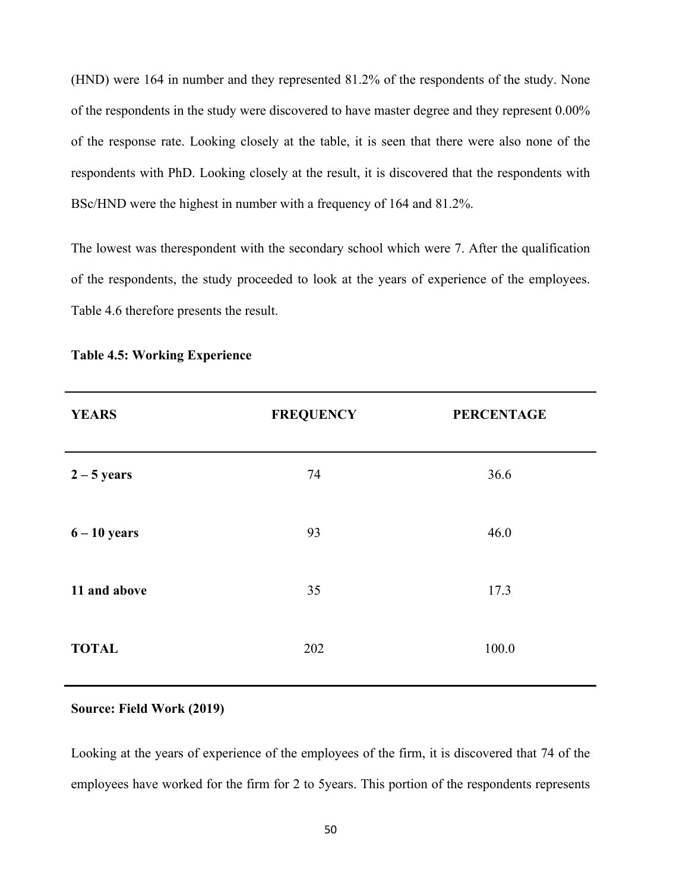(HND) were 164 in number and they represented 81.2% of the respondents of the study. None of the respondents in the study were discovered to have master degree and they represent 0.00% of the response rate. Looking closely at the table, it is seen that there were also none of the respondents with PhD. Looking closely at the result, it is discovered that the respondents with BSc/HND were the highest in number with a frequency of 164 and 81.2%.

The lowest was therespondent with the secondary school which were 7. After the qualification of the respondents, the study proceeded to look at the years of experience of the employees. Table 4.6 therefore presents the result.

**Table 4.5: Working Experience**

| YEARS | FREQUENCY | PERCENTAGE |
|---|---|---|
| **2 – 5 years** | 74 | 36.6 |
| **6 – 10 years** | 93 | 46.0 |
| **11 and above** | 35 | 17.3 |
| **TOTAL** | 202 | 100.0 |

**Source: Field Work (2019)**

Looking at the years of experience of the employees of the firm, it is discovered that 74 of the employees have worked for the firm for 2 to 5years. This portion of the respondents represents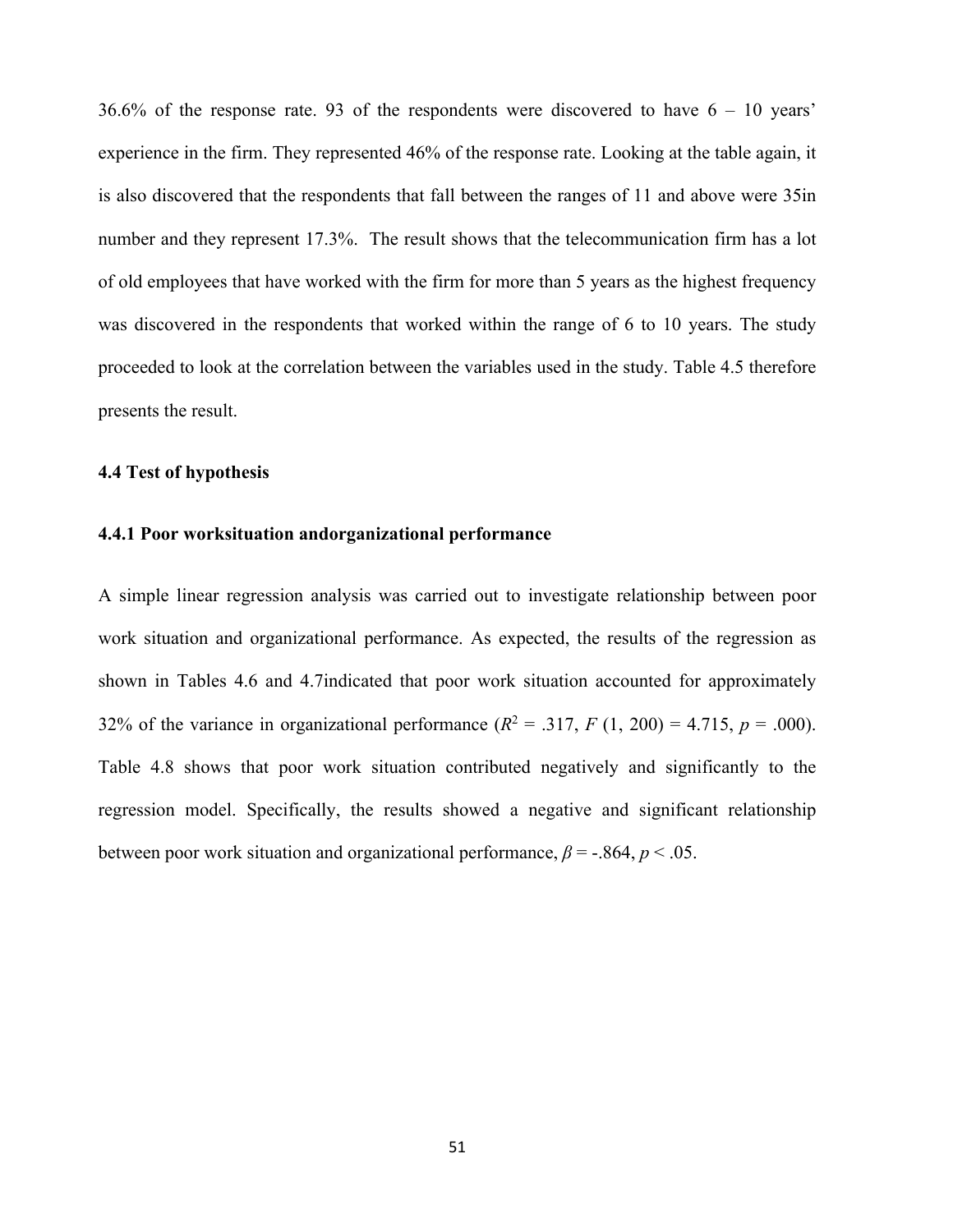36.6% of the response rate. 93 of the respondents were discovered to have 6 – 10 years' experience in the firm. They represented 46% of the response rate. Looking at the table again, it is also discovered that the respondents that fall between the ranges of 11 and above were 35in number and they represent 17.3%. The result shows that the telecommunication firm has a lot of old employees that have worked with the firm for more than 5 years as the highest frequency was discovered in the respondents that worked within the range of 6 to 10 years. The study proceeded to look at the correlation between the variables used in the study. Table 4.5 therefore presents the result.

### 4.4 Test of hypothesis

#### 4.4.1 Poor worksituation andorganizational performance

A simple linear regression analysis was carried out to investigate relationship between poor work situation and organizational performance. As expected, the results of the regression as shown in Tables 4.6 and 4.7indicated that poor work situation accounted for approximately 32% of the variance in organizational performance ($R^2$ = .317, $F$ (1, 200) = 4.715, $p$ = .000). Table 4.8 shows that poor work situation contributed negatively and significantly to the regression model. Specifically, the results showed a negative and significant relationship between poor work situation and organizational performance, $\beta$ = -.864, $p$ < .05.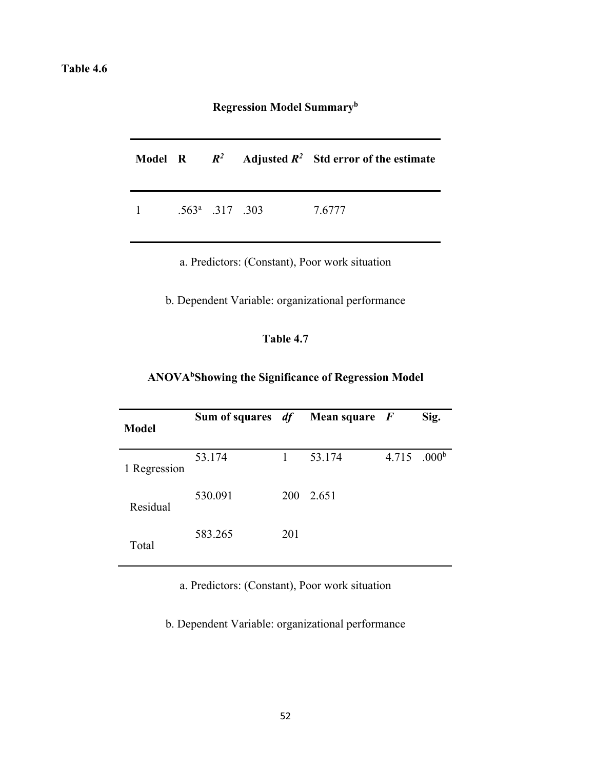**Table 4.6**

**Regression Model Summary[b]**

| Model | R | $R^2$ | Adjusted $R^2$ | Std error of the estimate |
|---|---|---|---|---|
| 1 | .563[a] | .317 | .303 | 7.6777 |

a. Predictors: (Constant), Poor work situation

b. Dependent Variable: organizational performance

**Table 4.7**

**ANOVA[b]Showing the Significance of Regression Model**

| Model | Sum of squares | *df* | Mean square | *F* | Sig. |
|---|---|---|---|---|---|
| 1 Regression | 53.174 | 1 | 53.174 | 4.715 | .000[b] |
| Residual | 530.091 | 200 | 2.651 | | |
| Total | 583.265 | 201 | | | |

a. Predictors: (Constant), Poor work situation

b. Dependent Variable: organizational performance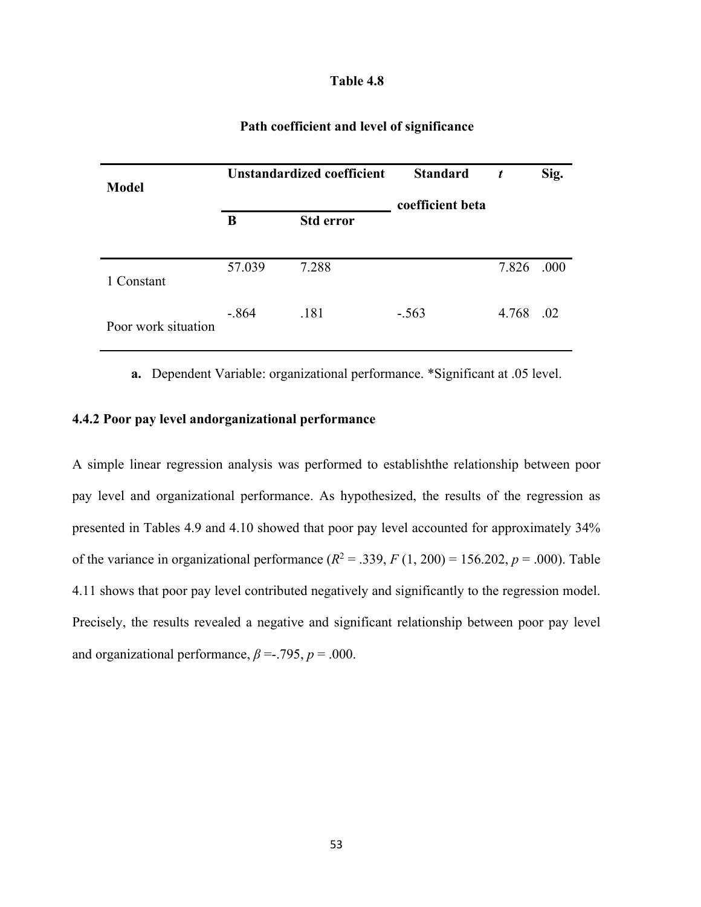**Table 4.8**

**Path coefficient and level of significance**

| Model | Unstandardized coefficient | | Standard coefficient beta | *t* | Sig. |
|---|---|---|---|---|---|
| | B | Std error | | | |
| 1 Constant | 57.039 | 7.288 | | 7.826 | .000 |
| Poor work situation | -.864 | .181 | -.563 | 4.768 | .02 |

**a.** Dependent Variable: organizational performance. *Significant at .05 level.

### 4.4.2 Poor pay level andorganizational performance

A simple linear regression analysis was performed to establishthe relationship between poor pay level and organizational performance. As hypothesized, the results of the regression as presented in Tables 4.9 and 4.10 showed that poor pay level accounted for approximately 34% of the variance in organizational performance ($R^2 = .339$, $F\ (1, 200) = 156.202$, $p = .000$). Table 4.11 shows that poor pay level contributed negatively and significantly to the regression model. Precisely, the results revealed a negative and significant relationship between poor pay level and organizational performance, $\beta = -.795$, $p = .000$.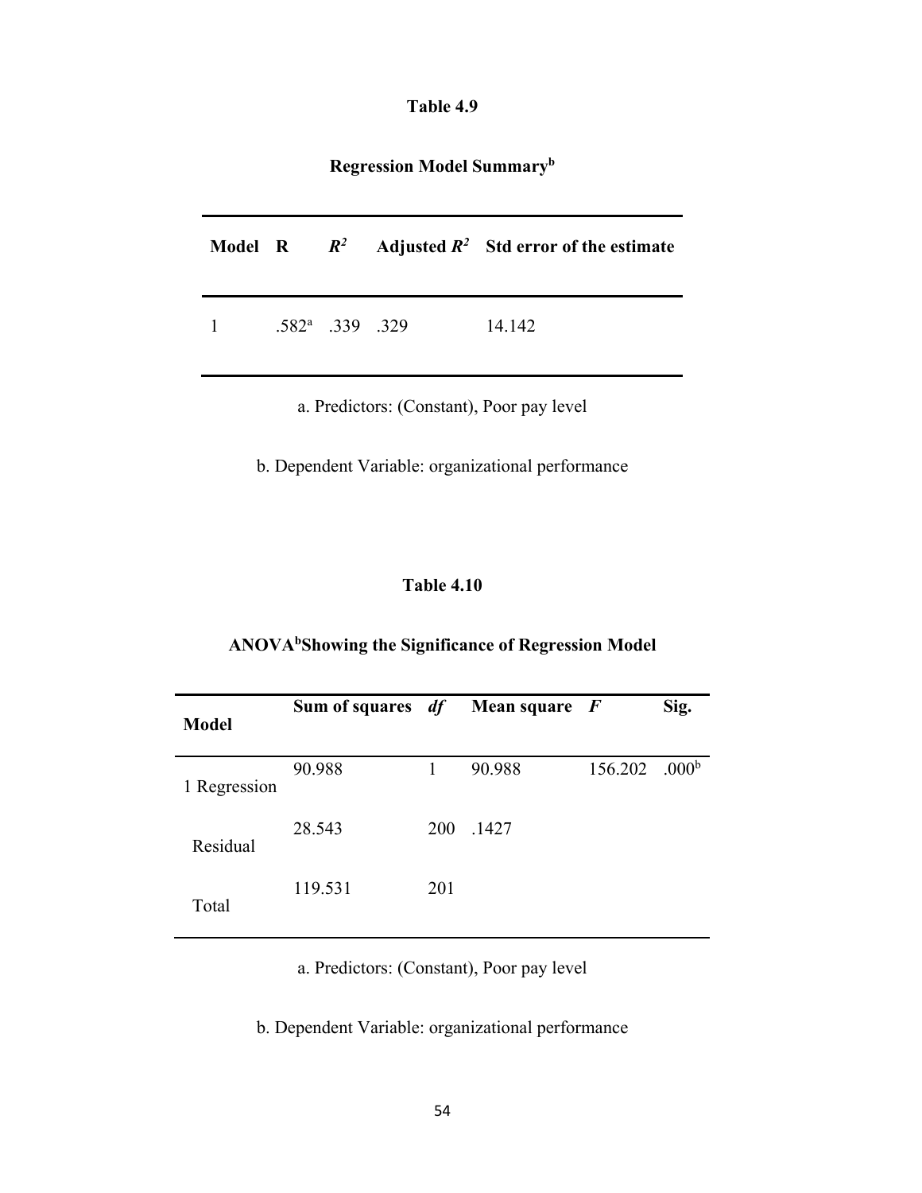**Table 4.9**

**Regression Model Summary[b]**

| Model | R | $R^2$ | Adjusted $R^2$ | Std error of the estimate |
|---|---|---|---|---|
| 1 | .582[a] | .339 | .329 | 14.142 |

a. Predictors: (Constant), Poor pay level

b. Dependent Variable: organizational performance

**Table 4.10**

**ANOVA[b]Showing the Significance of Regression Model**

| Model | Sum of squares | *df* | Mean square | *F* | Sig. |
|---|---|---|---|---|---|
| 1 Regression | 90.988 | 1 | 90.988 | 156.202 | .000[b] |
| Residual | 28.543 | 200 | .1427 | | |
| Total | 119.531 | 201 | | | |

a. Predictors: (Constant), Poor pay level

b. Dependent Variable: organizational performance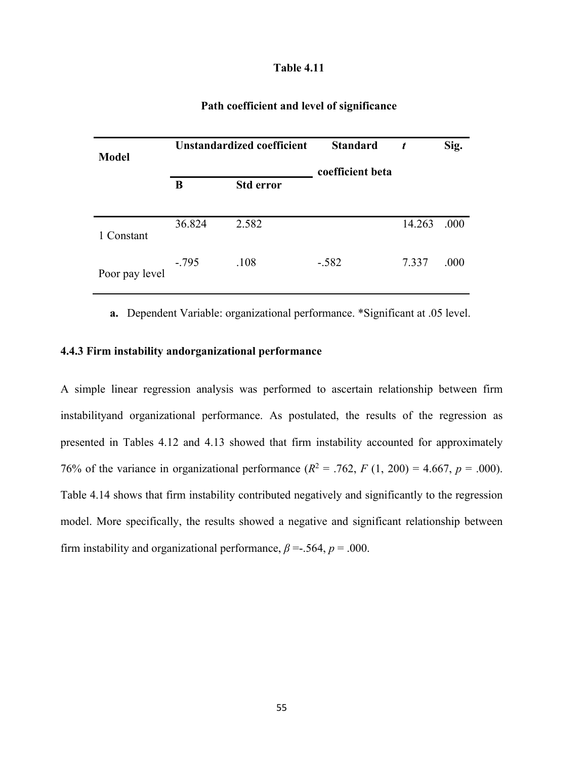**Table 4.11**

**Path coefficient and level of significance**

| Model | Unstandardized coefficient | | Standard coefficient beta | *t* | Sig. |
|---|---|---|---|---|---|
| | **B** | **Std error** | | | |
| 1 Constant | 36.824 | 2.582 | | 14.263 | .000 |
| Poor pay level | -.795 | .108 | -.582 | 7.337 | .000 |

**a.** Dependent Variable: organizational performance. *Significant at .05 level.

### 4.4.3 Firm instability andorganizational performance

A simple linear regression analysis was performed to ascertain relationship between firm instabilityand organizational performance. As postulated, the results of the regression as presented in Tables 4.12 and 4.13 showed that firm instability accounted for approximately 76% of the variance in organizational performance ($R^2$ = .762, $F$ (1, 200) = 4.667, $p$ = .000). Table 4.14 shows that firm instability contributed negatively and significantly to the regression model. More specifically, the results showed a negative and significant relationship between firm instability and organizational performance, $\beta$ =-.564, $p$ = .000.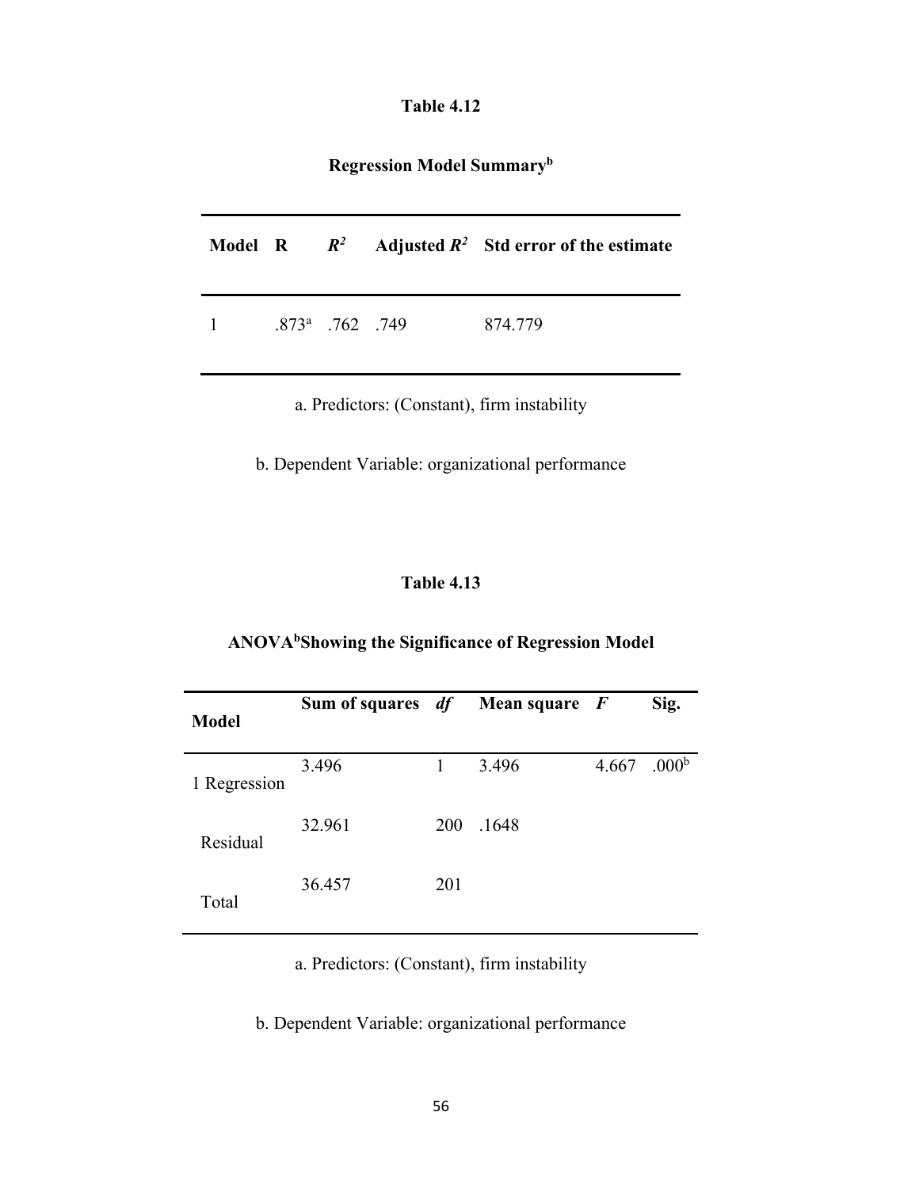**Table 4.12**

**Regression Model Summary[b]**

| Model | R | $R^2$ | Adjusted $R^2$ | Std error of the estimate |
|---|---|---|---|---|
| 1 | .873[a] | .762 | .749 | 874.779 |

a. Predictors: (Constant), firm instability

b. Dependent Variable: organizational performance

**Table 4.13**

**ANOVA[b] Showing the Significance of Regression Model**

| Model | Sum of squares | *df* | Mean square | *F* | Sig. |
|---|---|---|---|---|---|
| 1 Regression | 3.496 | 1 | 3.496 | 4.667 | .000[b] |
| Residual | 32.961 | 200 | .1648 | | |
| Total | 36.457 | 201 | | | |

a. Predictors: (Constant), firm instability

b. Dependent Variable: organizational performance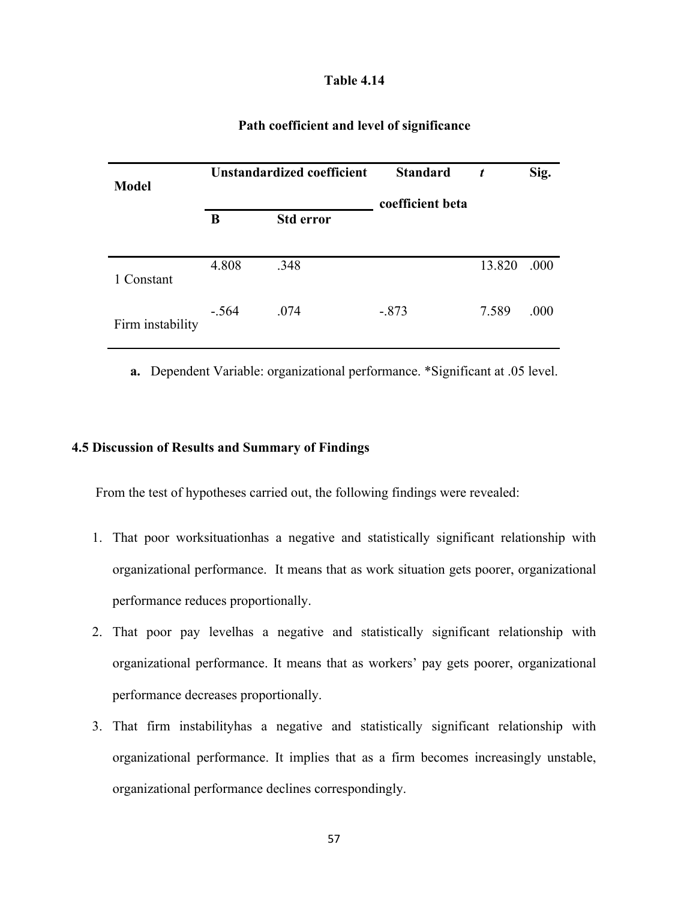**Table 4.14**

**Path coefficient and level of significance**

| Model | Unstandardized coefficient | | Standard coefficient beta | *t* | Sig. |
|---|---|---|---|---|---|
| | B | Std error | | | |
| 1 Constant | 4.808 | .348 | | 13.820 | .000 |
| Firm instability | -.564 | .074 | -.873 | 7.589 | .000 |

**a.** Dependent Variable: organizational performance. *Significant at .05 level.

### 4.5 Discussion of Results and Summary of Findings

From the test of hypotheses carried out, the following findings were revealed:

1. That poor worksituationhas a negative and statistically significant relationship with organizational performance. It means that as work situation gets poorer, organizational performance reduces proportionally.
2. That poor pay levelhas a negative and statistically significant relationship with organizational performance. It means that as workers' pay gets poorer, organizational performance decreases proportionally.
3. That firm instabilityhas a negative and statistically significant relationship with organizational performance. It implies that as a firm becomes increasingly unstable, organizational performance declines correspondingly.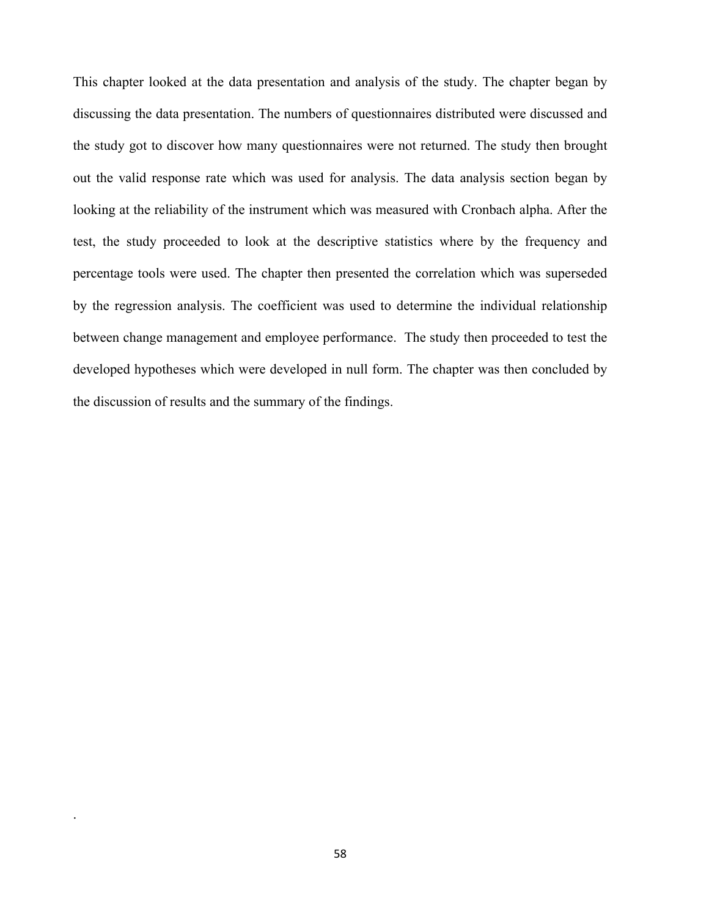This chapter looked at the data presentation and analysis of the study. The chapter began by discussing the data presentation. The numbers of questionnaires distributed were discussed and the study got to discover how many questionnaires were not returned. The study then brought out the valid response rate which was used for analysis. The data analysis section began by looking at the reliability of the instrument which was measured with Cronbach alpha. After the test, the study proceeded to look at the descriptive statistics where by the frequency and percentage tools were used. The chapter then presented the correlation which was superseded by the regression analysis. The coefficient was used to determine the individual relationship between change management and employee performance. The study then proceeded to test the developed hypotheses which were developed in null form. The chapter was then concluded by the discussion of results and the summary of the findings.

.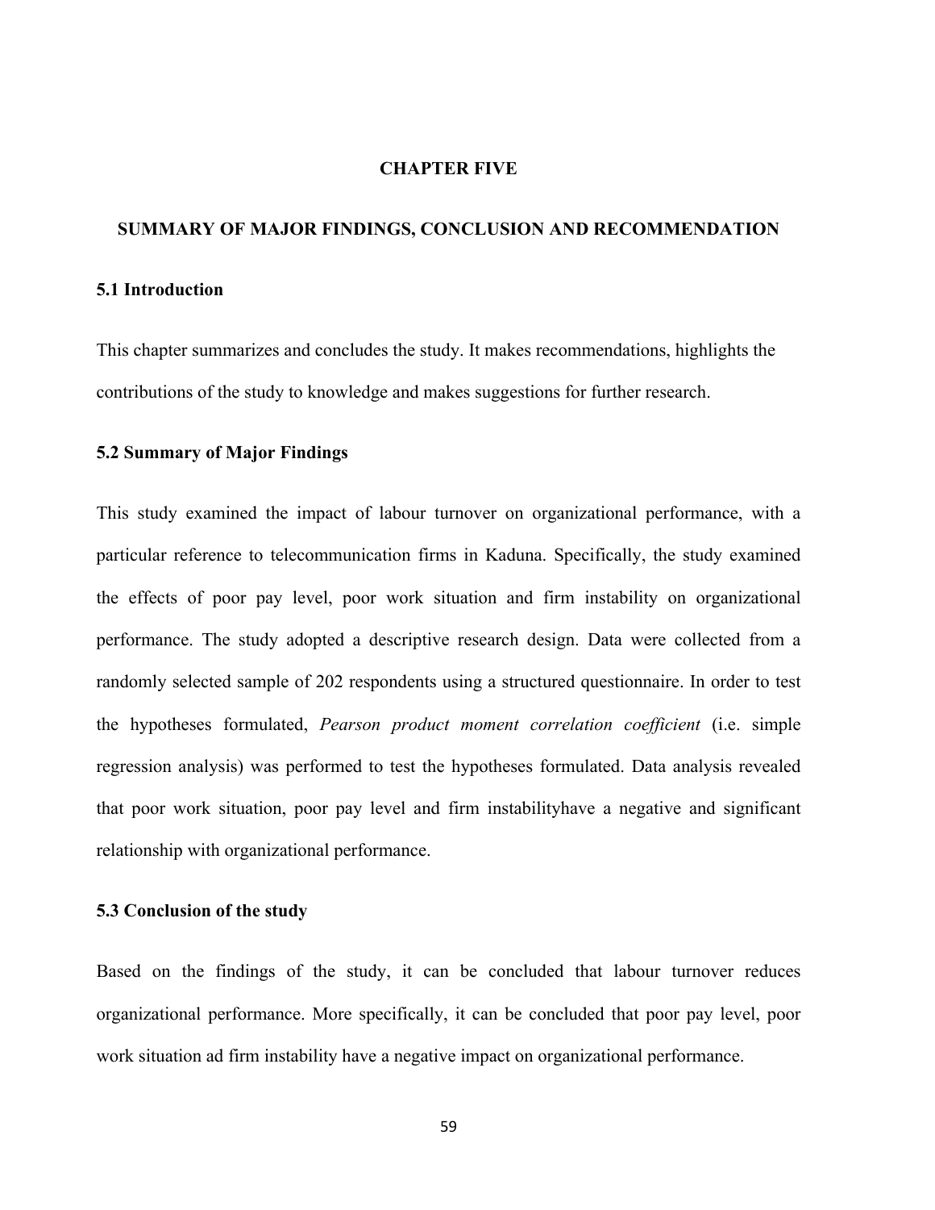# CHAPTER FIVE

# SUMMARY OF MAJOR FINDINGS, CONCLUSION AND RECOMMENDATION

## 5.1 Introduction

This chapter summarizes and concludes the study. It makes recommendations, highlights the contributions of the study to knowledge and makes suggestions for further research.

## 5.2 Summary of Major Findings

This study examined the impact of labour turnover on organizational performance, with a particular reference to telecommunication firms in Kaduna. Specifically, the study examined the effects of poor pay level, poor work situation and firm instability on organizational performance. The study adopted a descriptive research design. Data were collected from a randomly selected sample of 202 respondents using a structured questionnaire. In order to test the hypotheses formulated, *Pearson product moment correlation coefficient* (i.e. simple regression analysis) was performed to test the hypotheses formulated. Data analysis revealed that poor work situation, poor pay level and firm instabilityhave a negative and significant relationship with organizational performance.

## 5.3 Conclusion of the study

Based on the findings of the study, it can be concluded that labour turnover reduces organizational performance. More specifically, it can be concluded that poor pay level, poor work situation ad firm instability have a negative impact on organizational performance.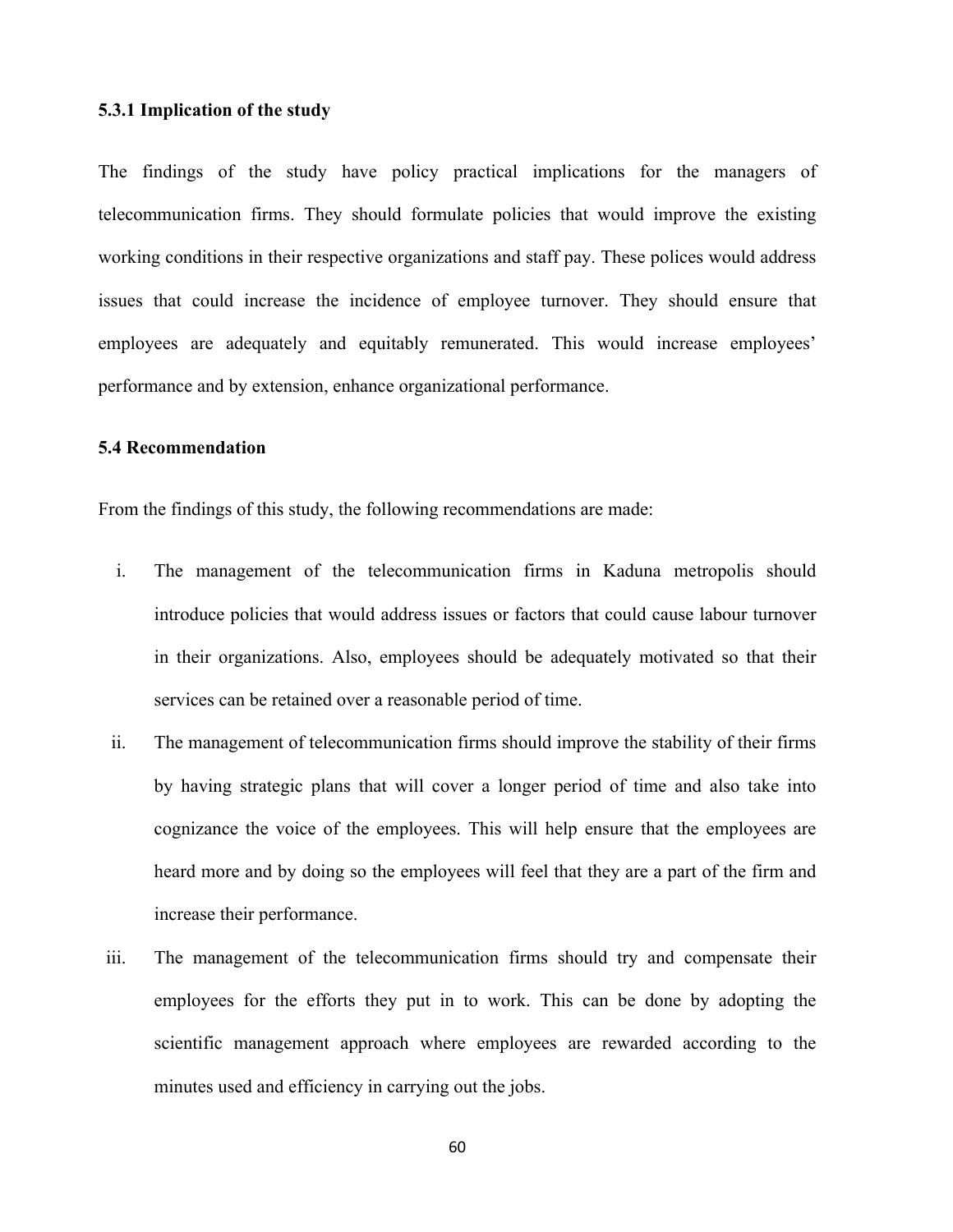### 5.3.1 Implication of the study

The findings of the study have policy practical implications for the managers of telecommunication firms. They should formulate policies that would improve the existing working conditions in their respective organizations and staff pay. These polices would address issues that could increase the incidence of employee turnover. They should ensure that employees are adequately and equitably remunerated. This would increase employees' performance and by extension, enhance organizational performance.

## 5.4 Recommendation

From the findings of this study, the following recommendations are made:

i. The management of the telecommunication firms in Kaduna metropolis should introduce policies that would address issues or factors that could cause labour turnover in their organizations. Also, employees should be adequately motivated so that their services can be retained over a reasonable period of time.

ii. The management of telecommunication firms should improve the stability of their firms by having strategic plans that will cover a longer period of time and also take into cognizance the voice of the employees. This will help ensure that the employees are heard more and by doing so the employees will feel that they are a part of the firm and increase their performance.

iii. The management of the telecommunication firms should try and compensate their employees for the efforts they put in to work. This can be done by adopting the scientific management approach where employees are rewarded according to the minutes used and efficiency in carrying out the jobs.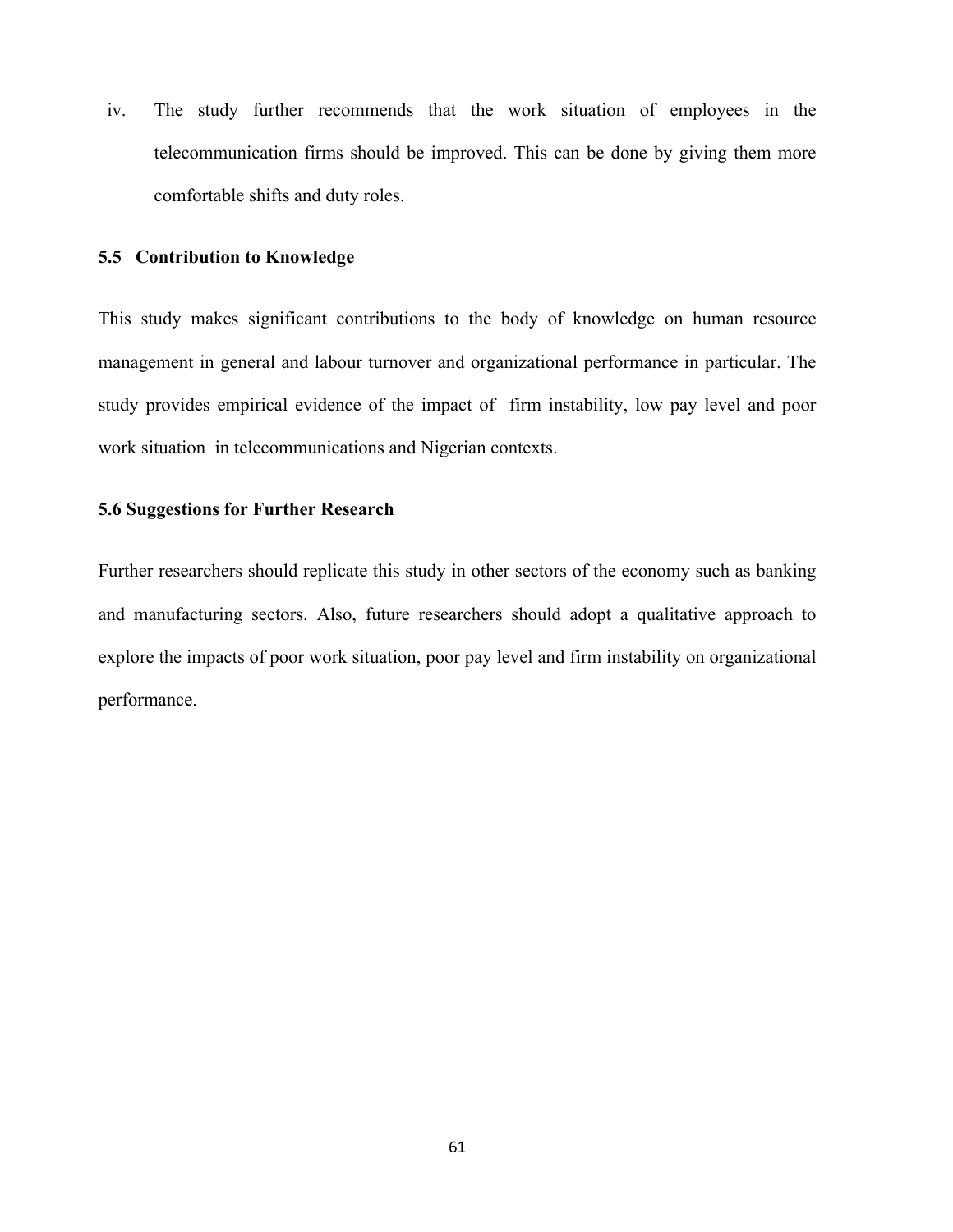iv. The study further recommends that the work situation of employees in the telecommunication firms should be improved. This can be done by giving them more comfortable shifts and duty roles.

### 5.5 Contribution to Knowledge

This study makes significant contributions to the body of knowledge on human resource management in general and labour turnover and organizational performance in particular. The study provides empirical evidence of the impact of firm instability, low pay level and poor work situation in telecommunications and Nigerian contexts.

### 5.6 Suggestions for Further Research

Further researchers should replicate this study in other sectors of the economy such as banking and manufacturing sectors. Also, future researchers should adopt a qualitative approach to explore the impacts of poor work situation, poor pay level and firm instability on organizational performance.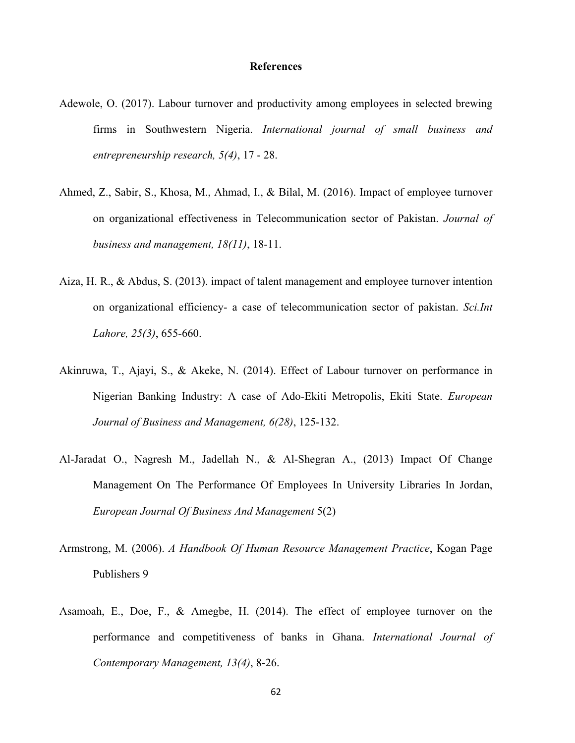# References

Adewole, O. (2017). Labour turnover and productivity among employees in selected brewing firms in Southwestern Nigeria. *International journal of small business and entrepreneurship research, 5(4)*, 17 - 28.

Ahmed, Z., Sabir, S., Khosa, M., Ahmad, I., & Bilal, M. (2016). Impact of employee turnover on organizational effectiveness in Telecommunication sector of Pakistan. *Journal of business and management, 18(11)*, 18-11.

Aiza, H. R., & Abdus, S. (2013). impact of talent management and employee turnover intention on organizational efficiency- a case of telecommunication sector of pakistan. *Sci.Int Lahore, 25(3)*, 655-660.

Akinruwa, T., Ajayi, S., & Akeke, N. (2014). Effect of Labour turnover on performance in Nigerian Banking Industry: A case of Ado-Ekiti Metropolis, Ekiti State. *European Journal of Business and Management, 6(28)*, 125-132.

Al-Jaradat O., Nagresh M., Jadellah N., & Al-Shegran A., (2013) Impact Of Change Management On The Performance Of Employees In University Libraries In Jordan, *European Journal Of Business And Management* 5(2)

Armstrong, M. (2006). *A Handbook Of Human Resource Management Practice*, Kogan Page Publishers 9

Asamoah, E., Doe, F., & Amegbe, H. (2014). The effect of employee turnover on the performance and competitiveness of banks in Ghana. *International Journal of Contemporary Management, 13(4)*, 8-26.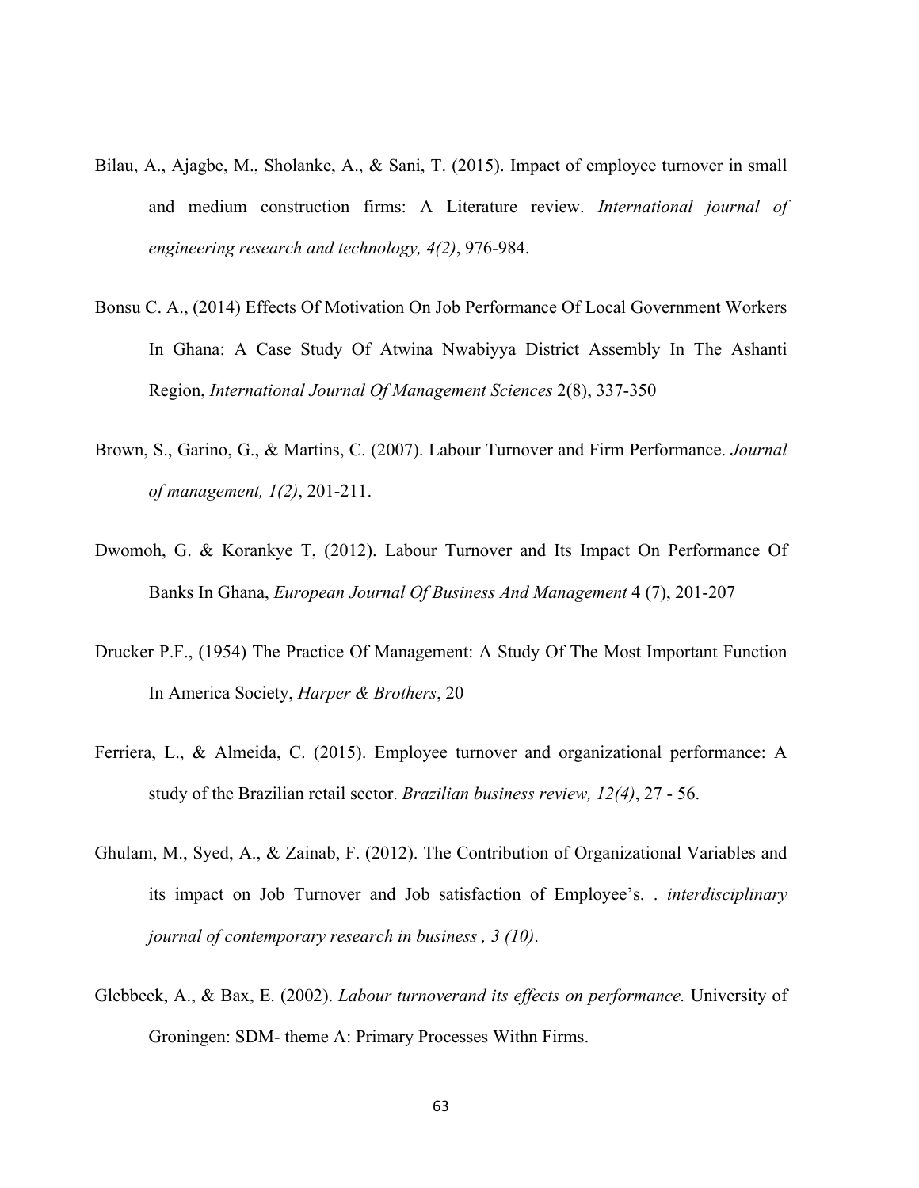Bilau, A., Ajagbe, M., Sholanke, A., & Sani, T. (2015). Impact of employee turnover in small and medium construction firms: A Literature review. *International journal of engineering research and technology, 4(2)*, 976-984.

Bonsu C. A., (2014) Effects Of Motivation On Job Performance Of Local Government Workers In Ghana: A Case Study Of Atwina Nwabiyya District Assembly In The Ashanti Region, *International Journal Of Management Sciences* 2(8), 337-350

Brown, S., Garino, G., & Martins, C. (2007). Labour Turnover and Firm Performance. *Journal of management, 1(2)*, 201-211.

Dwomoh, G. & Korankye T, (2012). Labour Turnover and Its Impact On Performance Of Banks In Ghana, *European Journal Of Business And Management* 4 (7), 201-207

Drucker P.F., (1954) The Practice Of Management: A Study Of The Most Important Function In America Society, *Harper & Brothers*, 20

Ferriera, L., & Almeida, C. (2015). Employee turnover and organizational performance: A study of the Brazilian retail sector. *Brazilian business review, 12(4)*, 27 - 56.

Ghulam, M., Syed, A., & Zainab, F. (2012). The Contribution of Organizational Variables and its impact on Job Turnover and Job satisfaction of Employee's. . *interdisciplinary journal of contemporary research in business , 3 (10)*.

Glebbeek, A., & Bax, E. (2002). *Labour turnoverand its effects on performance.* University of Groningen: SDM- theme A: Primary Processes Withn Firms.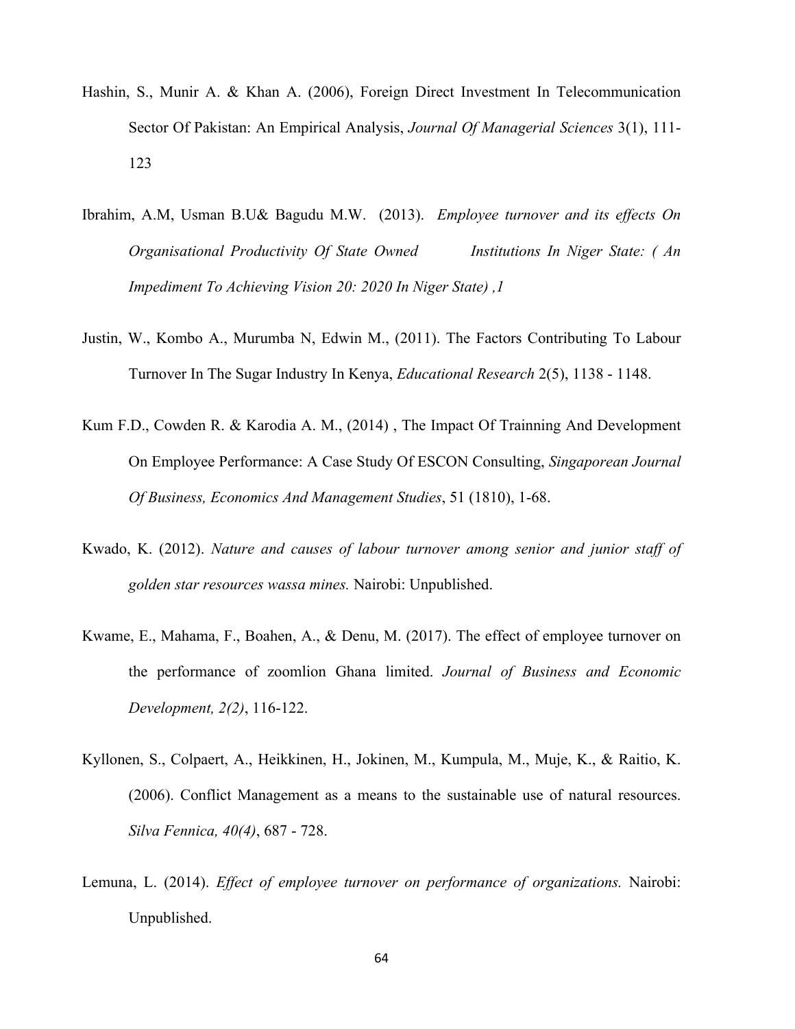Hashin, S., Munir A. & Khan A. (2006), Foreign Direct Investment In Telecommunication Sector Of Pakistan: An Empirical Analysis, *Journal Of Managerial Sciences* 3(1), 111-123

Ibrahim, A.M, Usman B.U& Bagudu M.W. (2013). *Employee turnover and its effects On Organisational Productivity Of State Owned Institutions In Niger State: ( An Impediment To Achieving Vision 20: 2020 In Niger State) ,1*

Justin, W., Kombo A., Murumba N, Edwin M., (2011). The Factors Contributing To Labour Turnover In The Sugar Industry In Kenya, *Educational Research* 2(5), 1138 - 1148.

Kum F.D., Cowden R. & Karodia A. M., (2014) , The Impact Of Trainning And Development On Employee Performance: A Case Study Of ESCON Consulting, *Singaporean Journal Of Business, Economics And Management Studies*, 51 (1810), 1-68.

Kwado, K. (2012). *Nature and causes of labour turnover among senior and junior staff of golden star resources wassa mines.* Nairobi: Unpublished.

Kwame, E., Mahama, F., Boahen, A., & Denu, M. (2017). The effect of employee turnover on the performance of zoomlion Ghana limited. *Journal of Business and Economic Development, 2(2)*, 116-122.

Kyllonen, S., Colpaert, A., Heikkinen, H., Jokinen, M., Kumpula, M., Muje, K., & Raitio, K. (2006). Conflict Management as a means to the sustainable use of natural resources. *Silva Fennica, 40(4)*, 687 - 728.

Lemuna, L. (2014). *Effect of employee turnover on performance of organizations.* Nairobi: Unpublished.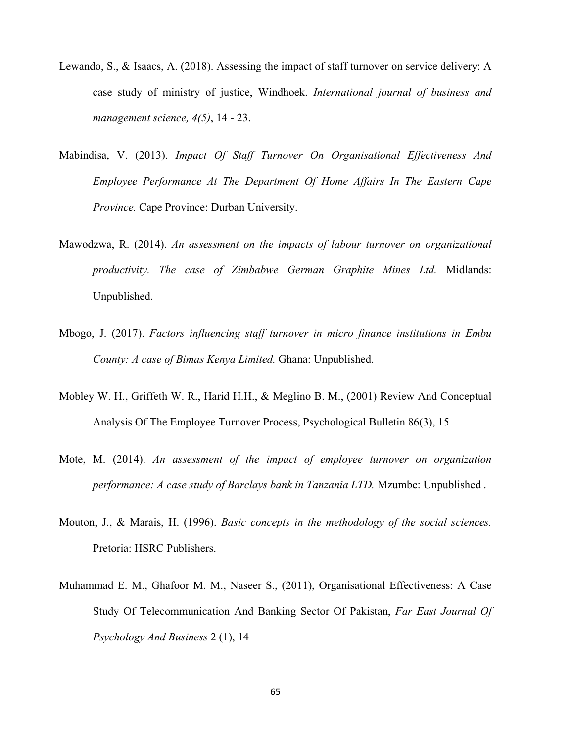Lewando, S., & Isaacs, A. (2018). Assessing the impact of staff turnover on service delivery: A case study of ministry of justice, Windhoek. *International journal of business and management science, 4(5)*, 14 - 23.

Mabindisa, V. (2013). *Impact Of Staff Turnover On Organisational Effectiveness And Employee Performance At The Department Of Home Affairs In The Eastern Cape Province.* Cape Province: Durban University.

Mawodzwa, R. (2014). *An assessment on the impacts of labour turnover on organizational productivity. The case of Zimbabwe German Graphite Mines Ltd.* Midlands: Unpublished.

Mbogo, J. (2017). *Factors influencing staff turnover in micro finance institutions in Embu County: A case of Bimas Kenya Limited.* Ghana: Unpublished.

Mobley W. H., Griffeth W. R., Harid H.H., & Meglino B. M., (2001) Review And Conceptual Analysis Of The Employee Turnover Process, Psychological Bulletin 86(3), 15

Mote, M. (2014). *An assessment of the impact of employee turnover on organization performance: A case study of Barclays bank in Tanzania LTD.* Mzumbe: Unpublished .

Mouton, J., & Marais, H. (1996). *Basic concepts in the methodology of the social sciences.* Pretoria: HSRC Publishers.

Muhammad E. M., Ghafoor M. M., Naseer S., (2011), Organisational Effectiveness: A Case Study Of Telecommunication And Banking Sector Of Pakistan, *Far East Journal Of Psychology And Business* 2 (1), 14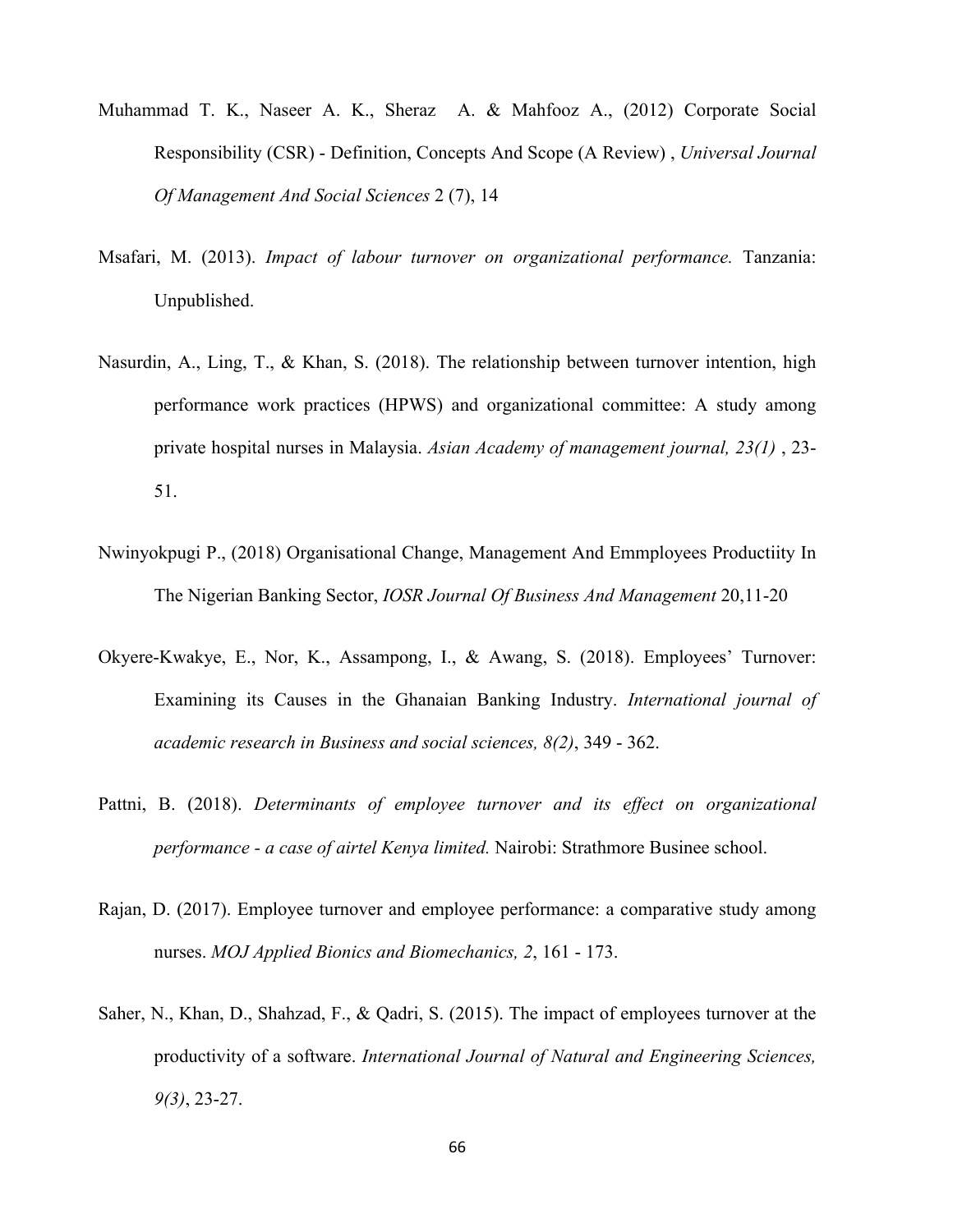Muhammad T. K., Naseer A. K., Sheraz A. & Mahfooz A., (2012) Corporate Social Responsibility (CSR) - Definition, Concepts And Scope (A Review) , *Universal Journal Of Management And Social Sciences* 2 (7), 14

Msafari, M. (2013). *Impact of labour turnover on organizational performance.* Tanzania: Unpublished.

Nasurdin, A., Ling, T., & Khan, S. (2018). The relationship between turnover intention, high performance work practices (HPWS) and organizational committee: A study among private hospital nurses in Malaysia. *Asian Academy of management journal, 23(1)* , 23-51.

Nwinyokpugi P., (2018) Organisational Change, Management And Emmployees Productiity In The Nigerian Banking Sector, *IOSR Journal Of Business And Management* 20,11-20

Okyere-Kwakye, E., Nor, K., Assampong, I., & Awang, S. (2018). Employees' Turnover: Examining its Causes in the Ghanaian Banking Industry. *International journal of academic research in Business and social sciences, 8(2)*, 349 - 362.

Pattni, B. (2018). *Determinants of employee turnover and its effect on organizational performance - a case of airtel Kenya limited.* Nairobi: Strathmore Businee school.

Rajan, D. (2017). Employee turnover and employee performance: a comparative study among nurses. *MOJ Applied Bionics and Biomechanics, 2*, 161 - 173.

Saher, N., Khan, D., Shahzad, F., & Qadri, S. (2015). The impact of employees turnover at the productivity of a software. *International Journal of Natural and Engineering Sciences, 9(3)*, 23-27.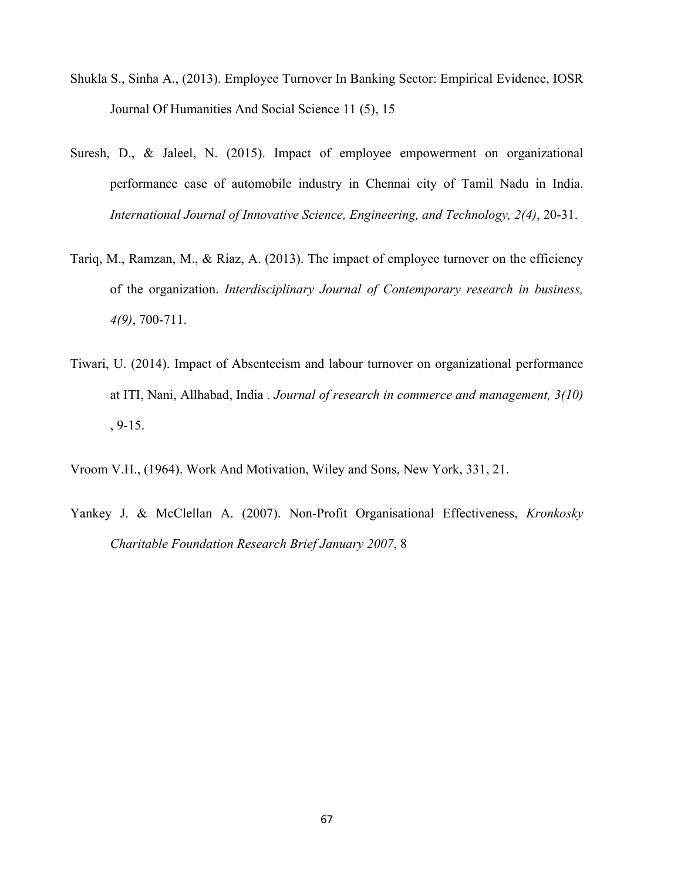Shukla S., Sinha A., (2013). Employee Turnover In Banking Sector: Empirical Evidence, IOSR Journal Of Humanities And Social Science 11 (5), 15

Suresh, D., & Jaleel, N. (2015). Impact of employee empowerment on organizational performance case of automobile industry in Chennai city of Tamil Nadu in India. *International Journal of Innovative Science, Engineering, and Technology, 2(4)*, 20-31.

Tariq, M., Ramzan, M., & Riaz, A. (2013). The impact of employee turnover on the efficiency of the organization. *Interdisciplinary Journal of Contemporary research in business, 4(9)*, 700-711.

Tiwari, U. (2014). Impact of Absenteeism and labour turnover on organizational performance at ITI, Nani, Allhabad, India . *Journal of research in commerce and management, 3(10)* , 9-15.

Vroom V.H., (1964). Work And Motivation, Wiley and Sons, New York, 331, 21.

Yankey J. & McClellan A. (2007). Non-Profit Organisational Effectiveness, *Kronkosky Charitable Foundation Research Brief January 2007*, 8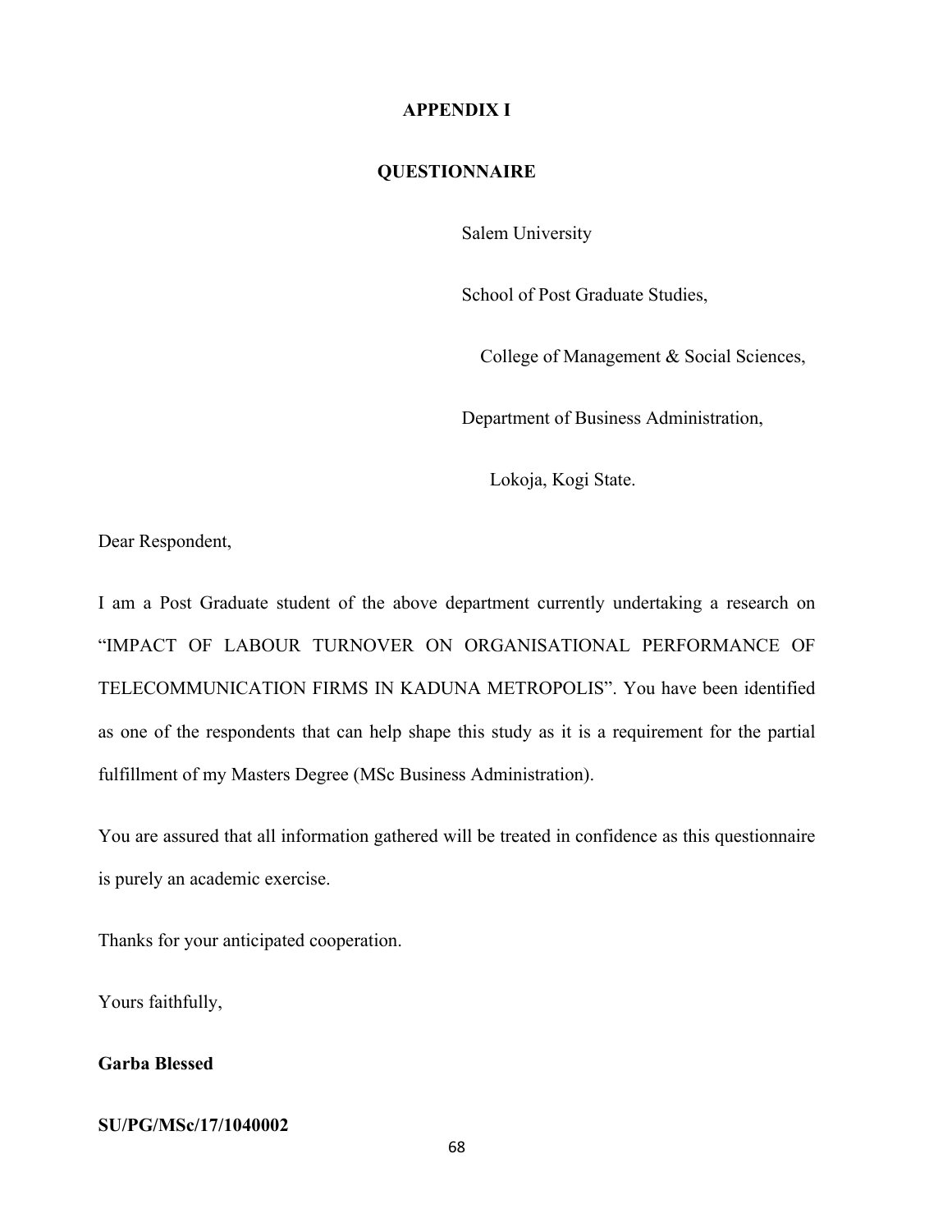# APPENDIX I

## QUESTIONNAIRE

Salem University

School of Post Graduate Studies,

College of Management & Social Sciences,

Department of Business Administration,

Lokoja, Kogi State.

Dear Respondent,

I am a Post Graduate student of the above department currently undertaking a research on "IMPACT OF LABOUR TURNOVER ON ORGANISATIONAL PERFORMANCE OF TELECOMMUNICATION FIRMS IN KADUNA METROPOLIS". You have been identified as one of the respondents that can help shape this study as it is a requirement for the partial fulfillment of my Masters Degree (MSc Business Administration).

You are assured that all information gathered will be treated in confidence as this questionnaire is purely an academic exercise.

Thanks for your anticipated cooperation.

Yours faithfully,

**Garba Blessed**

**SU/PG/MSc/17/1040002**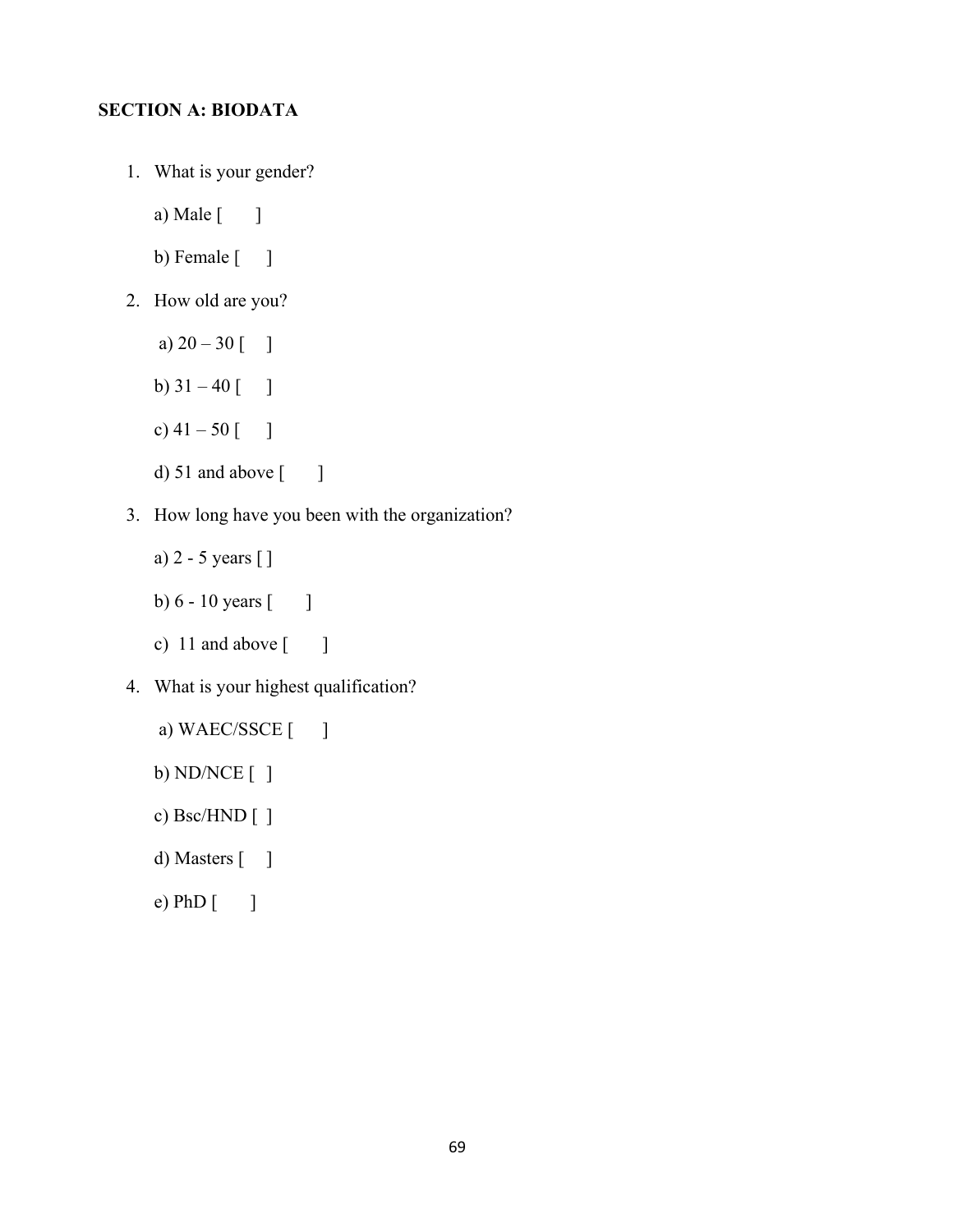**SECTION A: BIODATA**

1. What is your gender?

   a) Male [ ]

   b) Female [ ]

2. How old are you?

   a) 20 – 30 [ ]

   b) 31 – 40 [ ]

   c) 41 – 50 [ ]

   d) 51 and above [ ]

3. How long have you been with the organization?

   a) 2 - 5 years [ ]

   b) 6 - 10 years [ ]

   c) 11 and above [ ]

4. What is your highest qualification?

   a) WAEC/SSCE [ ]

   b) ND/NCE [ ]

   c) Bsc/HND [ ]

   d) Masters [ ]

   e) PhD [ ]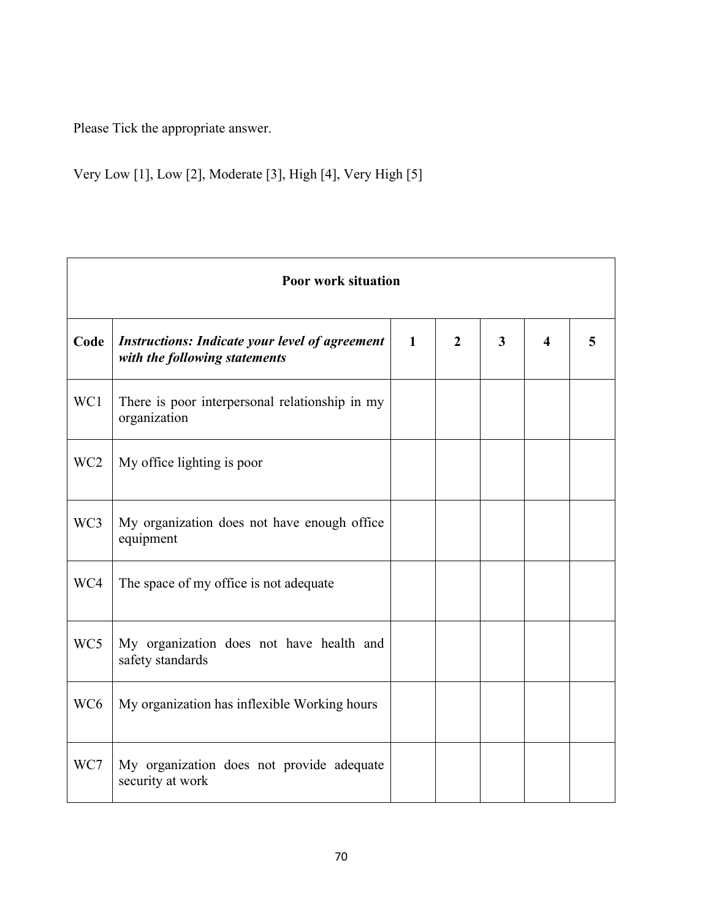Please Tick the appropriate answer.

Very Low [1], Low [2], Moderate [3], High [4], Very High [5]

| **Poor work situation** | | | | | | |
|---|---|---|---|---|---|---|
| **Code** | ***Instructions: Indicate your level of agreement with the following statements*** | **1** | **2** | **3** | **4** | **5** |
| WC1 | There is poor interpersonal relationship in my organization | | | | | |
| WC2 | My office lighting is poor | | | | | |
| WC3 | My organization does not have enough office equipment | | | | | |
| WC4 | The space of my office is not adequate | | | | | |
| WC5 | My organization does not have health and safety standards | | | | | |
| WC6 | My organization has inflexible Working hours | | | | | |
| WC7 | My organization does not provide adequate security at work | | | | | |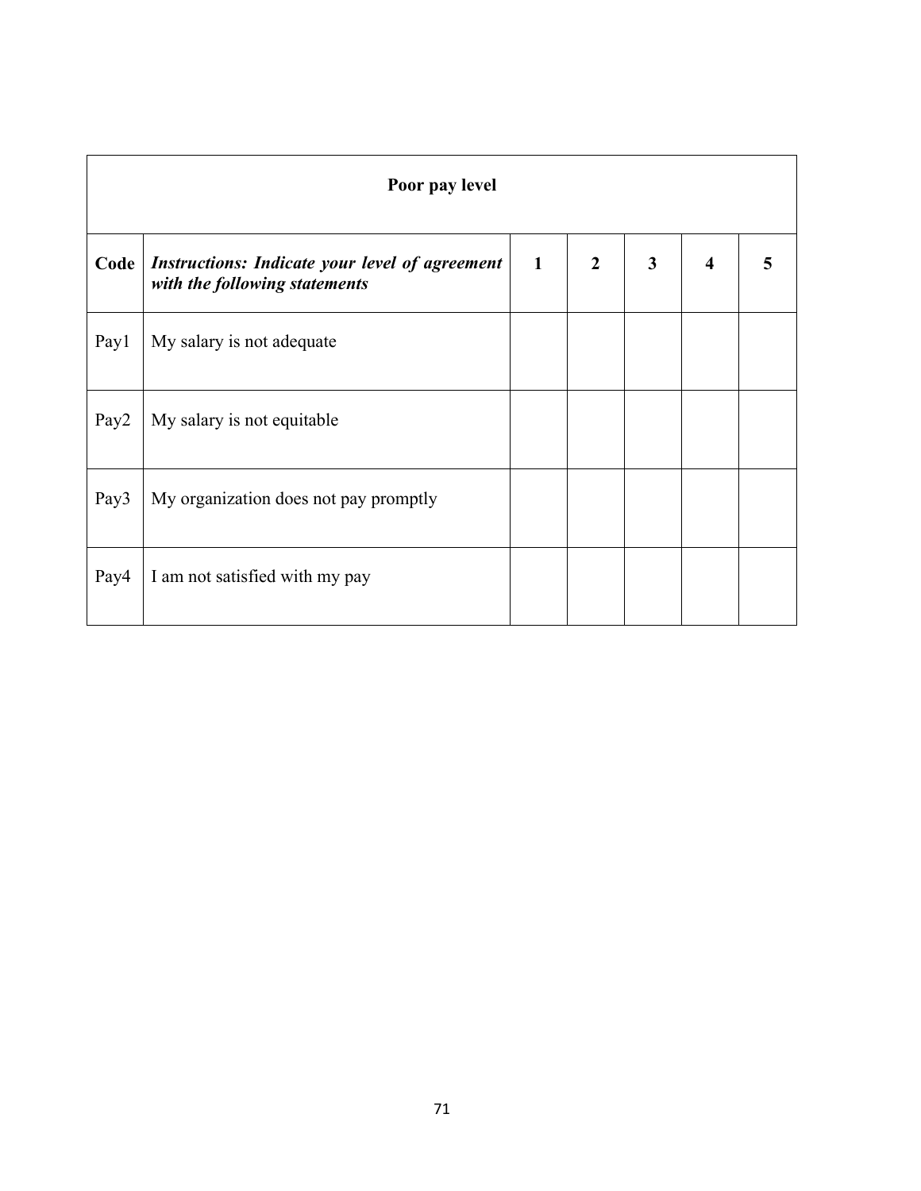| Poor pay level | | | | | | |
|---|---|---|---|---|---|---|
| **Code** | ***Instructions: Indicate your level of agreement with the following statements*** | **1** | **2** | **3** | **4** | **5** |
| Pay1 | My salary is not adequate | | | | | |
| Pay2 | My salary is not equitable | | | | | |
| Pay3 | My organization does not pay promptly | | | | | |
| Pay4 | I am not satisfied with my pay | | | | | |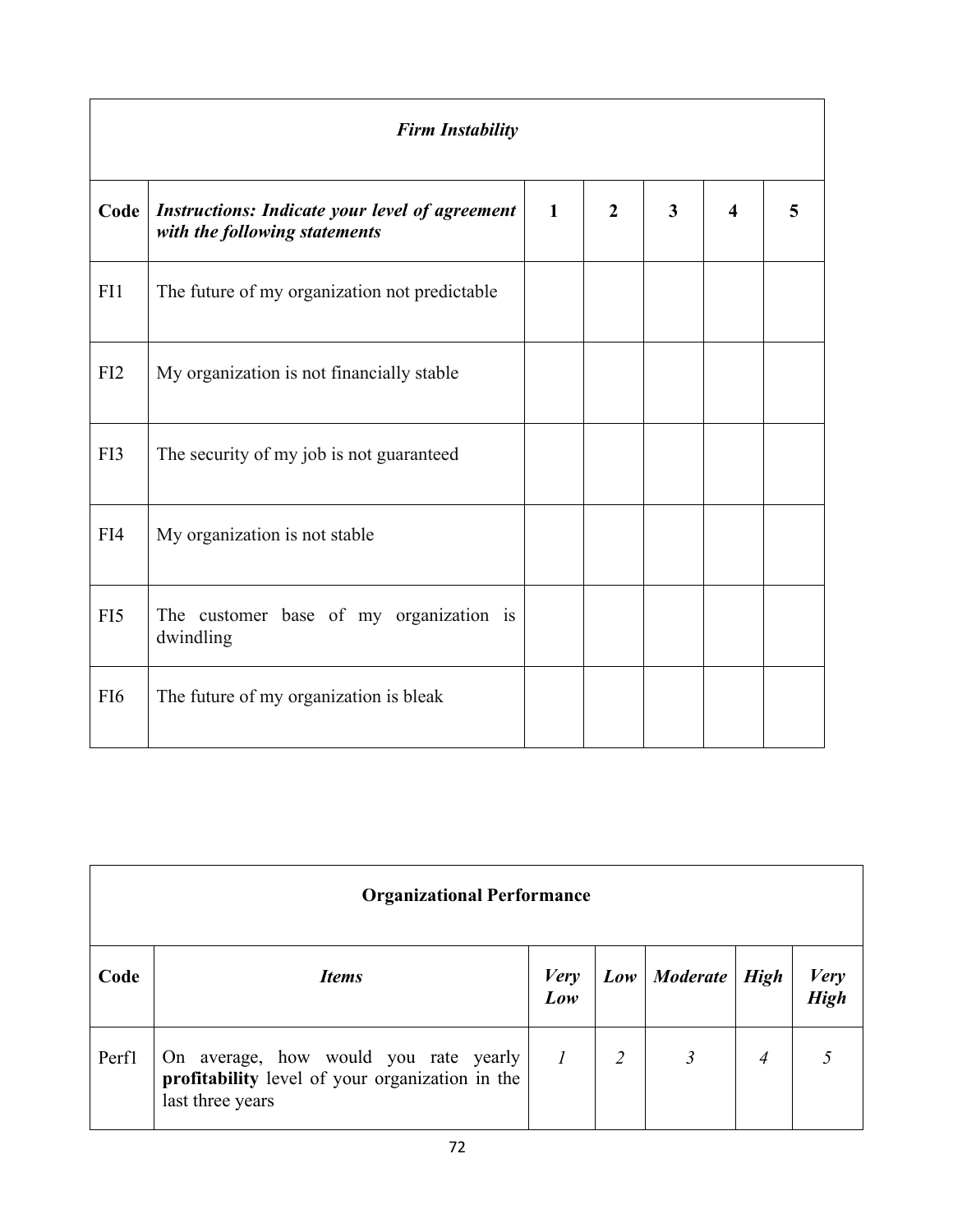| ***Firm Instability*** | | | | | | |
|---|---|---|---|---|---|---|
| **Code** | ***Instructions: Indicate your level of agreement with the following statements*** | **1** | **2** | **3** | **4** | **5** |
| FI1 | The future of my organization not predictable | | | | | |
| FI2 | My organization is not financially stable | | | | | |
| FI3 | The security of my job is not guaranteed | | | | | |
| FI4 | My organization is not stable | | | | | |
| FI5 | The customer base of my organization is dwindling | | | | | |
| FI6 | The future of my organization is bleak | | | | | |

| **Organizational Performance** | | | | | | |
|---|---|---|---|---|---|---|
| **Code** | ***Items*** | ***Very Low*** | ***Low*** | ***Moderate*** | ***High*** | ***Very High*** |
| Perf1 | On average, how would you rate yearly **profitability** level of your organization in the last three years | *1* | *2* | *3* | *4* | *5* |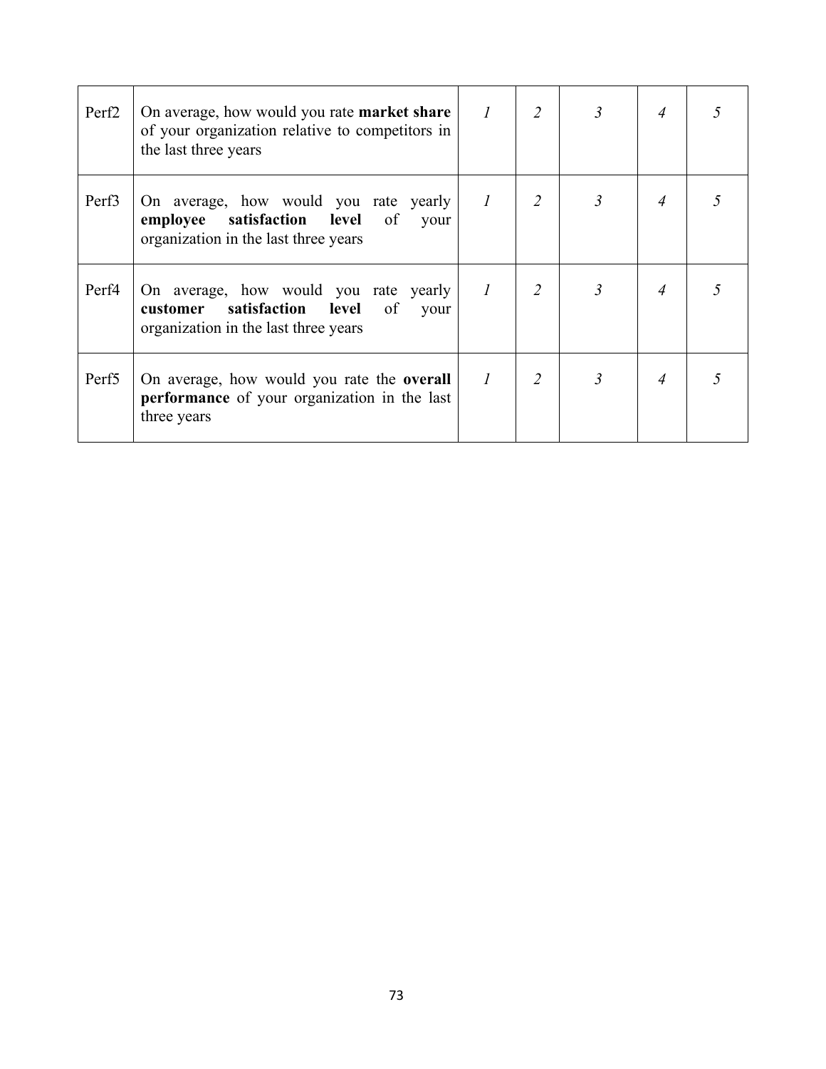| | | | | | | |
|---|---|---|---|---|---|---|
| Perf2 | On average, how would you rate **market share** of your organization relative to competitors in the last three years | *1* | *2* | *3* | *4* | *5* |
| Perf3 | On average, how would you rate yearly **employee satisfaction level** of your organization in the last three years | *1* | *2* | *3* | *4* | *5* |
| Perf4 | On average, how would you rate yearly **customer satisfaction level** of your organization in the last three years | *1* | *2* | *3* | *4* | *5* |
| Perf5 | On average, how would you rate the **overall performance** of your organization in the last three years | *1* | *2* | *3* | *4* | *5* |